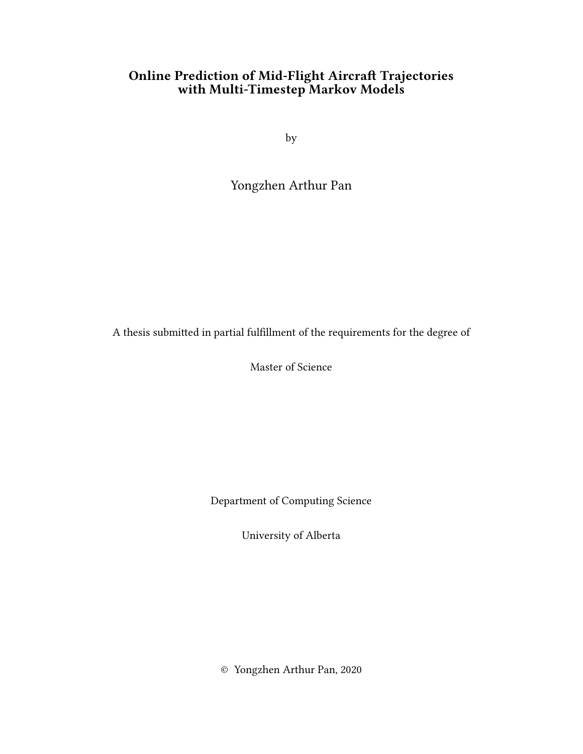# Online Prediction of Mid-Flight Aircraft Trajectories with Multi-Timestep Markov Models

by

Yongzhen Arthur Pan

A thesis submitted in partial fulfillment of the requirements for the degree of

Master of Science

Department of Computing Science

University of Alberta

© Yongzhen Arthur Pan, 2020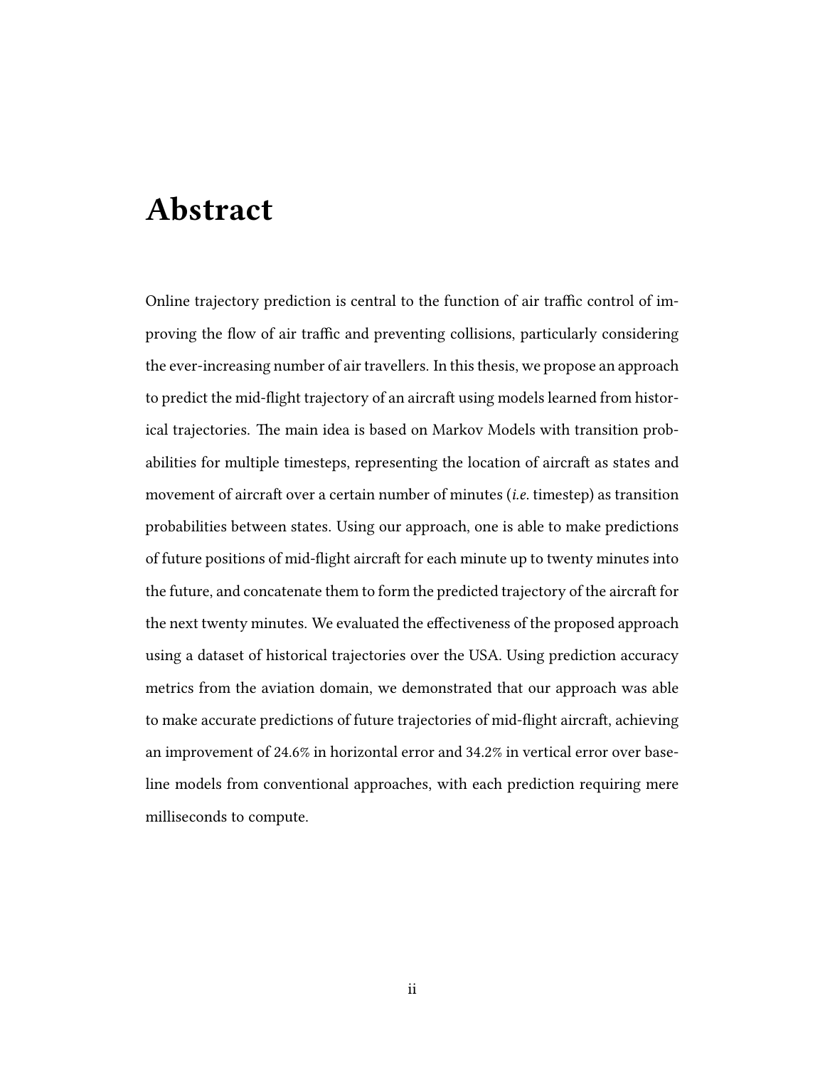# Abstract

Online trajectory prediction is central to the function of air traffic control of improving the flow of air traffic and preventing collisions, particularly considering the ever-increasing number of air travellers. In this thesis, we propose an approach to predict the mid-flight trajectory of an aircraft using models learned from historical trajectories. The main idea is based on Markov Models with transition probabilities for multiple timesteps, representing the location of aircraft as states and movement of aircraft over a certain number of minutes (*i.e.* timestep) as transition probabilities between states. Using our approach, one is able to make predictions of future positions of mid-flight aircraft for each minute up to twenty minutes into the future, and concatenate them to form the predicted trajectory of the aircraft for the next twenty minutes. We evaluated the effectiveness of the proposed approach using a dataset of historical trajectories over the USA. Using prediction accuracy metrics from the aviation domain, we demonstrated that our approach was able to make accurate predictions of future trajectories of mid-flight aircraft, achieving an improvement of 24.6% in horizontal error and 34.2% in vertical error over baseline models from conventional approaches, with each prediction requiring mere milliseconds to compute.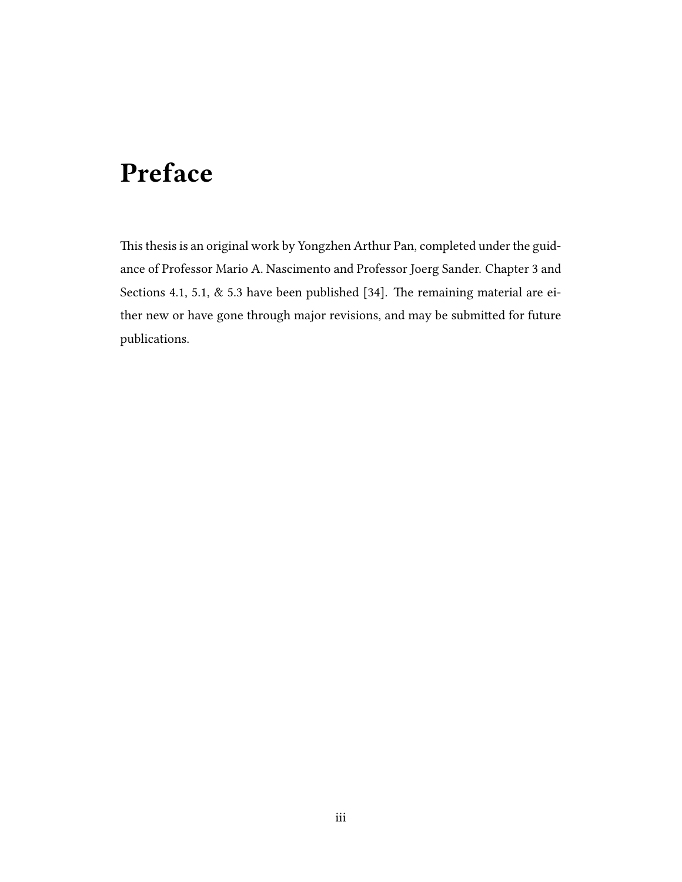# Preface

This thesis is an original work by Yongzhen Arthur Pan, completed under the guidance of Professor Mario A. Nascimento and Professor Joerg Sander. Chapter 3 and Sections 4.1, 5.1, & 5.3 have been published [34]. The remaining material are either new or have gone through major revisions, and may be submitted for future publications.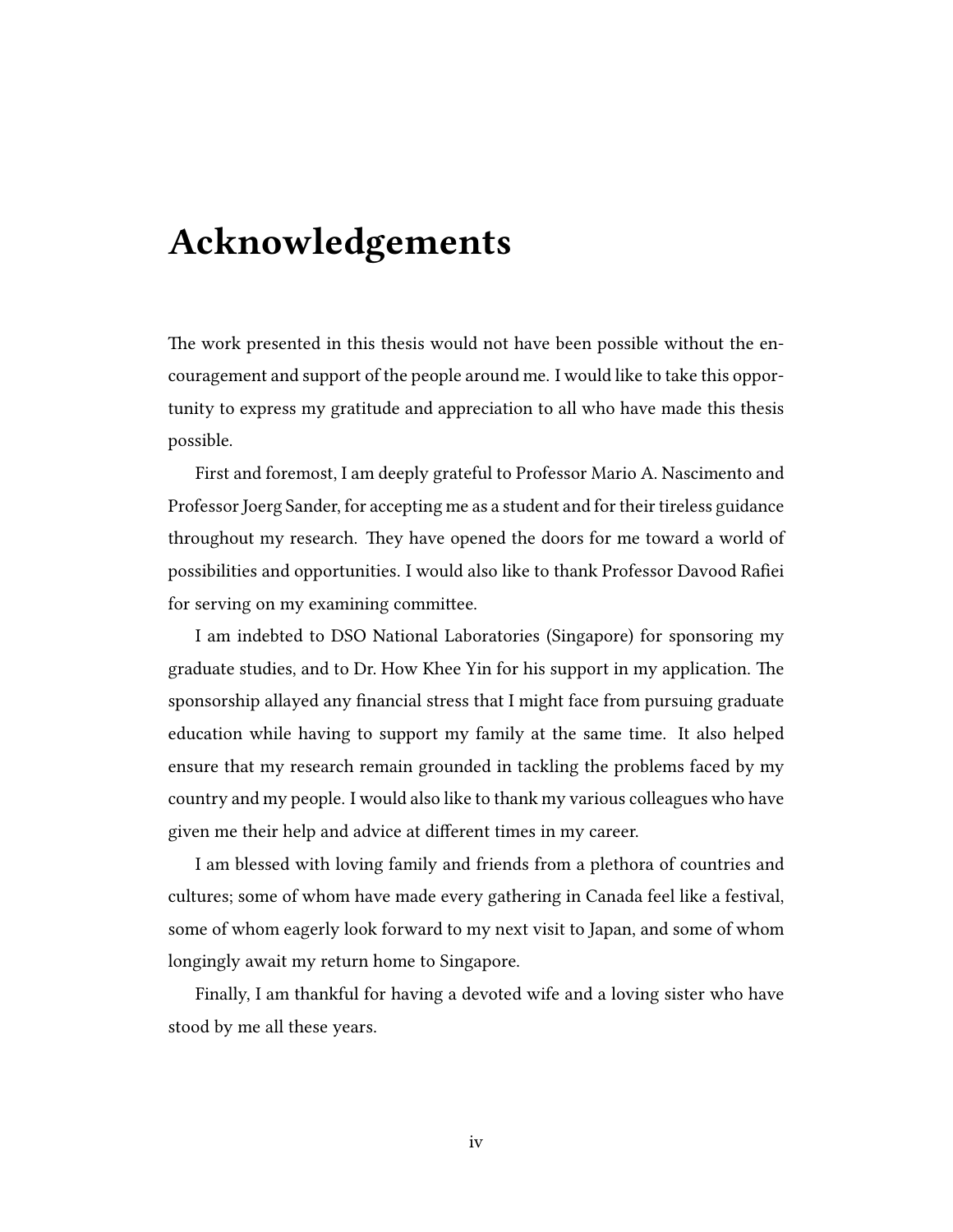# Acknowledgements

The work presented in this thesis would not have been possible without the encouragement and support of the people around me. I would like to take this opportunity to express my gratitude and appreciation to all who have made this thesis possible.

First and foremost, I am deeply grateful to Professor Mario A. Nascimento and Professor Joerg Sander, for accepting me as a student and for their tireless guidance throughout my research. They have opened the doors for me toward a world of possibilities and opportunities. I would also like to thank Professor Davood Rafiei for serving on my examining committee.

I am indebted to DSO National Laboratories (Singapore) for sponsoring my graduate studies, and to Dr. How Khee Yin for his support in my application. The sponsorship allayed any financial stress that I might face from pursuing graduate education while having to support my family at the same time. It also helped ensure that my research remain grounded in tackling the problems faced by my country and my people. I would also like to thank my various colleagues who have given me their help and advice at different times in my career.

I am blessed with loving family and friends from a plethora of countries and cultures; some of whom have made every gathering in Canada feel like a festival, some of whom eagerly look forward to my next visit to Japan, and some of whom longingly await my return home to Singapore.

Finally, I am thankful for having a devoted wife and a loving sister who have stood by me all these years.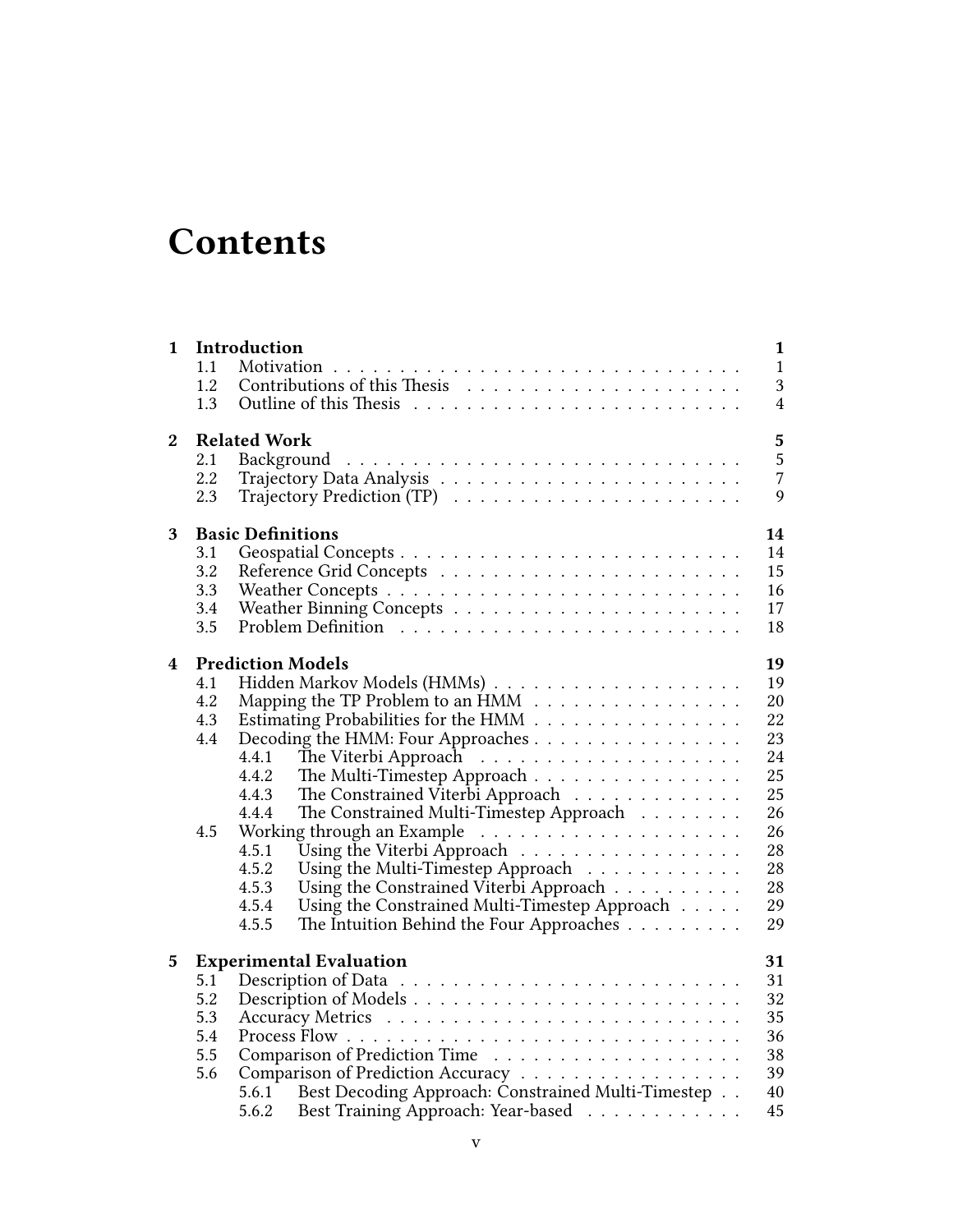# Contents

| | | |
|---|---|---|
| **1** | **Introduction** | **1** |
| 1.1 | Motivation | 1 |
| 1.2 | Contributions of this Thesis | 3 |
| 1.3 | Outline of this Thesis | 4 |
| **2** | **Related Work** | **5** |
| 2.1 | Background | 5 |
| 2.2 | Trajectory Data Analysis | 7 |
| 2.3 | Trajectory Prediction (TP) | 9 |
| **3** | **Basic Definitions** | **14** |
| 3.1 | Geospatial Concepts | 14 |
| 3.2 | Reference Grid Concepts | 15 |
| 3.3 | Weather Concepts | 16 |
| 3.4 | Weather Binning Concepts | 17 |
| 3.5 | Problem Definition | 18 |
| **4** | **Prediction Models** | **19** |
| 4.1 | Hidden Markov Models (HMMs) | 19 |
| 4.2 | Mapping the TP Problem to an HMM | 20 |
| 4.3 | Estimating Probabilities for the HMM | 22 |
| 4.4 | Decoding the HMM: Four Approaches | 23 |
| 4.4.1 | The Viterbi Approach | 24 |
| 4.4.2 | The Multi-Timestep Approach | 25 |
| 4.4.3 | The Constrained Viterbi Approach | 25 |
| 4.4.4 | The Constrained Multi-Timestep Approach | 26 |
| 4.5 | Working through an Example | 26 |
| 4.5.1 | Using the Viterbi Approach | 28 |
| 4.5.2 | Using the Multi-Timestep Approach | 28 |
| 4.5.3 | Using the Constrained Viterbi Approach | 28 |
| 4.5.4 | Using the Constrained Multi-Timestep Approach | 29 |
| 4.5.5 | The Intuition Behind the Four Approaches | 29 |
| **5** | **Experimental Evaluation** | **31** |
| 5.1 | Description of Data | 31 |
| 5.2 | Description of Models | 32 |
| 5.3 | Accuracy Metrics | 35 |
| 5.4 | Process Flow | 36 |
| 5.5 | Comparison of Prediction Time | 38 |
| 5.6 | Comparison of Prediction Accuracy | 39 |
| 5.6.1 | Best Decoding Approach: Constrained Multi-Timestep | 40 |
| 5.6.2 | Best Training Approach: Year-based | 45 |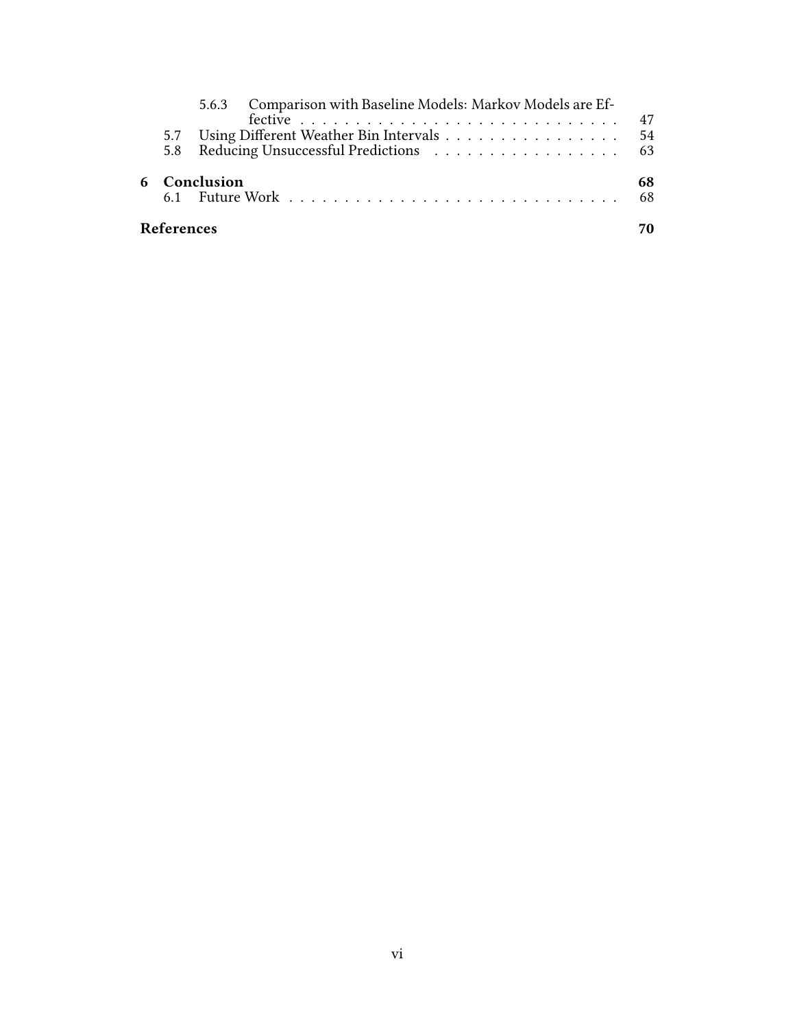5.6.3 Comparison with Baseline Models: Markov Models are Effective . . . . . . . . . . . . . . . . . . . . . . . . . . . . . . 47
5.7 Using Different Weather Bin Intervals . . . . . . . . . . . . . . . . 54
5.8 Reducing Unsuccessful Predictions . . . . . . . . . . . . . . . . . 63

**6 Conclusion** **68**
6.1 Future Work . . . . . . . . . . . . . . . . . . . . . . . . . . . . . . 68

**References** **70**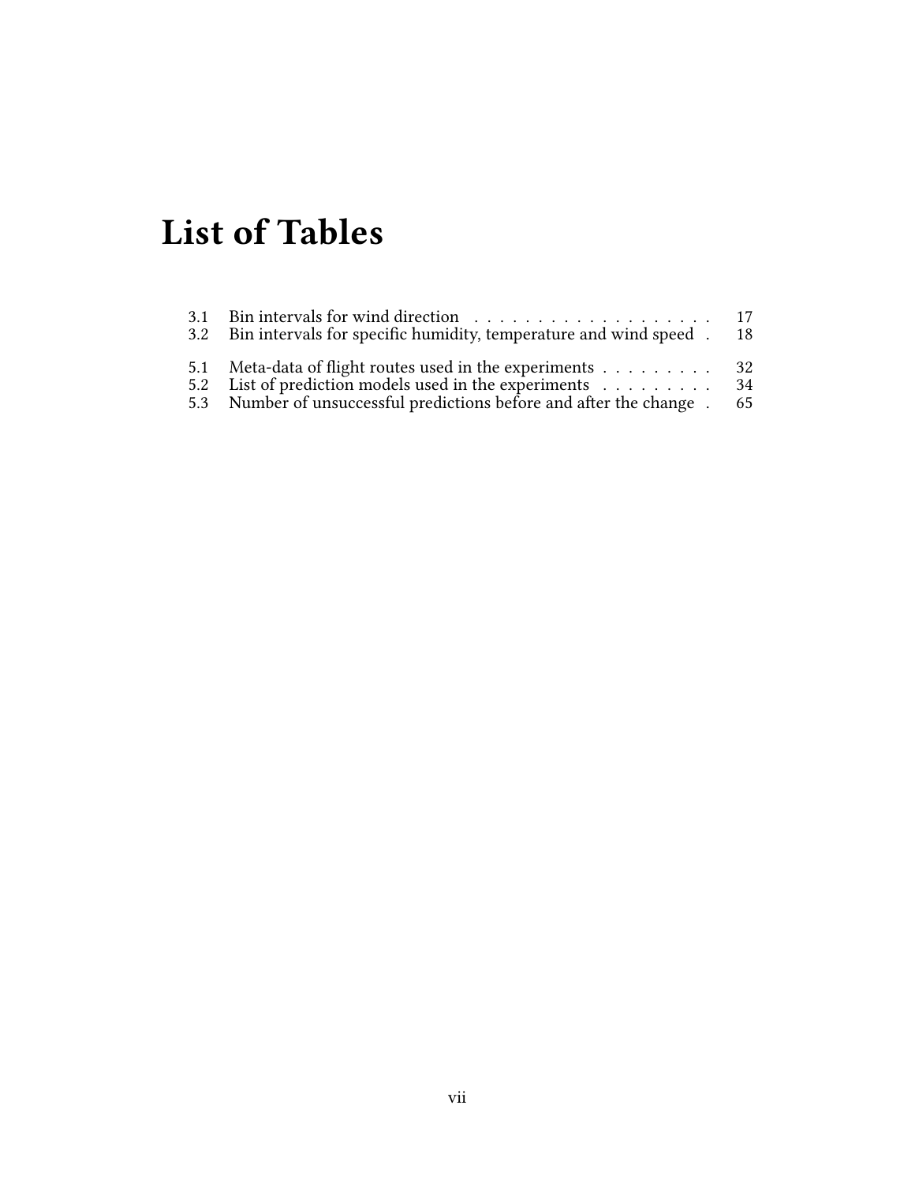# List of Tables

| | | |
|---|---|---|
| 3.1 | Bin intervals for wind direction | 17 |
| 3.2 | Bin intervals for specific humidity, temperature and wind speed | 18 |
| 5.1 | Meta-data of flight routes used in the experiments | 32 |
| 5.2 | List of prediction models used in the experiments | 34 |
| 5.3 | Number of unsuccessful predictions before and after the change | 65 |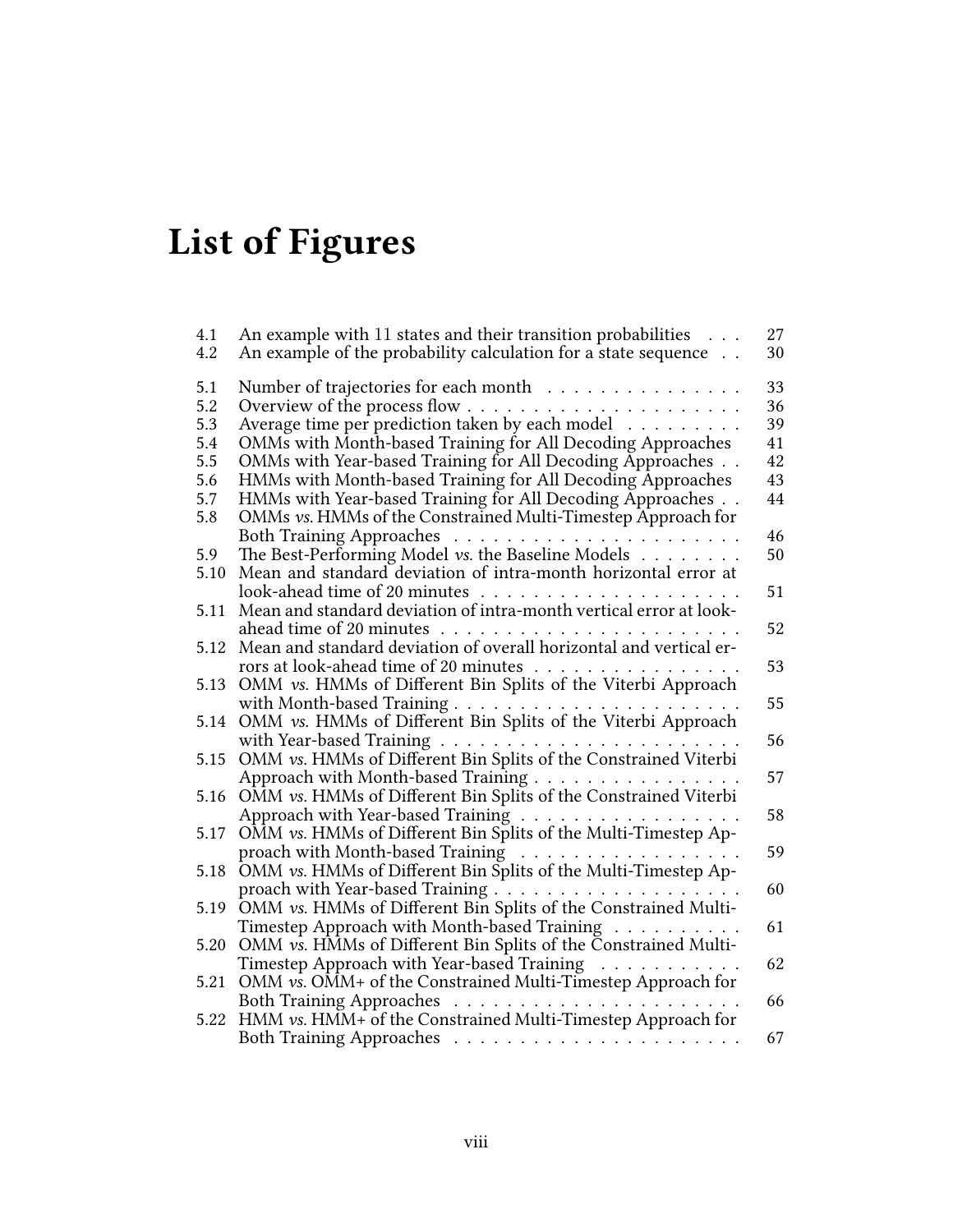# List of Figures

| | | |
|---|---|---|
| 4.1 | An example with 11 states and their transition probabilities | 27 |
| 4.2 | An example of the probability calculation for a state sequence | 30 |
| 5.1 | Number of trajectories for each month | 33 |
| 5.2 | Overview of the process flow | 36 |
| 5.3 | Average time per prediction taken by each model | 39 |
| 5.4 | OMMs with Month-based Training for All Decoding Approaches | 41 |
| 5.5 | OMMs with Year-based Training for All Decoding Approaches | 42 |
| 5.6 | HMMs with Month-based Training for All Decoding Approaches | 43 |
| 5.7 | HMMs with Year-based Training for All Decoding Approaches | 44 |
| 5.8 | OMMs *vs.* HMMs of the Constrained Multi-Timestep Approach for Both Training Approaches | 46 |
| 5.9 | The Best-Performing Model *vs.* the Baseline Models | 50 |
| 5.10 | Mean and standard deviation of intra-month horizontal error at look-ahead time of 20 minutes | 51 |
| 5.11 | Mean and standard deviation of intra-month vertical error at look-ahead time of 20 minutes | 52 |
| 5.12 | Mean and standard deviation of overall horizontal and vertical errors at look-ahead time of 20 minutes | 53 |
| 5.13 | OMM *vs.* HMMs of Different Bin Splits of the Viterbi Approach with Month-based Training | 55 |
| 5.14 | OMM *vs.* HMMs of Different Bin Splits of the Viterbi Approach with Year-based Training | 56 |
| 5.15 | OMM *vs.* HMMs of Different Bin Splits of the Constrained Viterbi Approach with Month-based Training | 57 |
| 5.16 | OMM *vs.* HMMs of Different Bin Splits of the Constrained Viterbi Approach with Year-based Training | 58 |
| 5.17 | OMM *vs.* HMMs of Different Bin Splits of the Multi-Timestep Approach with Month-based Training | 59 |
| 5.18 | OMM *vs.* HMMs of Different Bin Splits of the Multi-Timestep Approach with Year-based Training | 60 |
| 5.19 | OMM *vs.* HMMs of Different Bin Splits of the Constrained Multi-Timestep Approach with Month-based Training | 61 |
| 5.20 | OMM *vs.* HMMs of Different Bin Splits of the Constrained Multi-Timestep Approach with Year-based Training | 62 |
| 5.21 | OMM *vs.* OMM+ of the Constrained Multi-Timestep Approach for Both Training Approaches | 66 |
| 5.22 | HMM *vs.* HMM+ of the Constrained Multi-Timestep Approach for Both Training Approaches | 67 |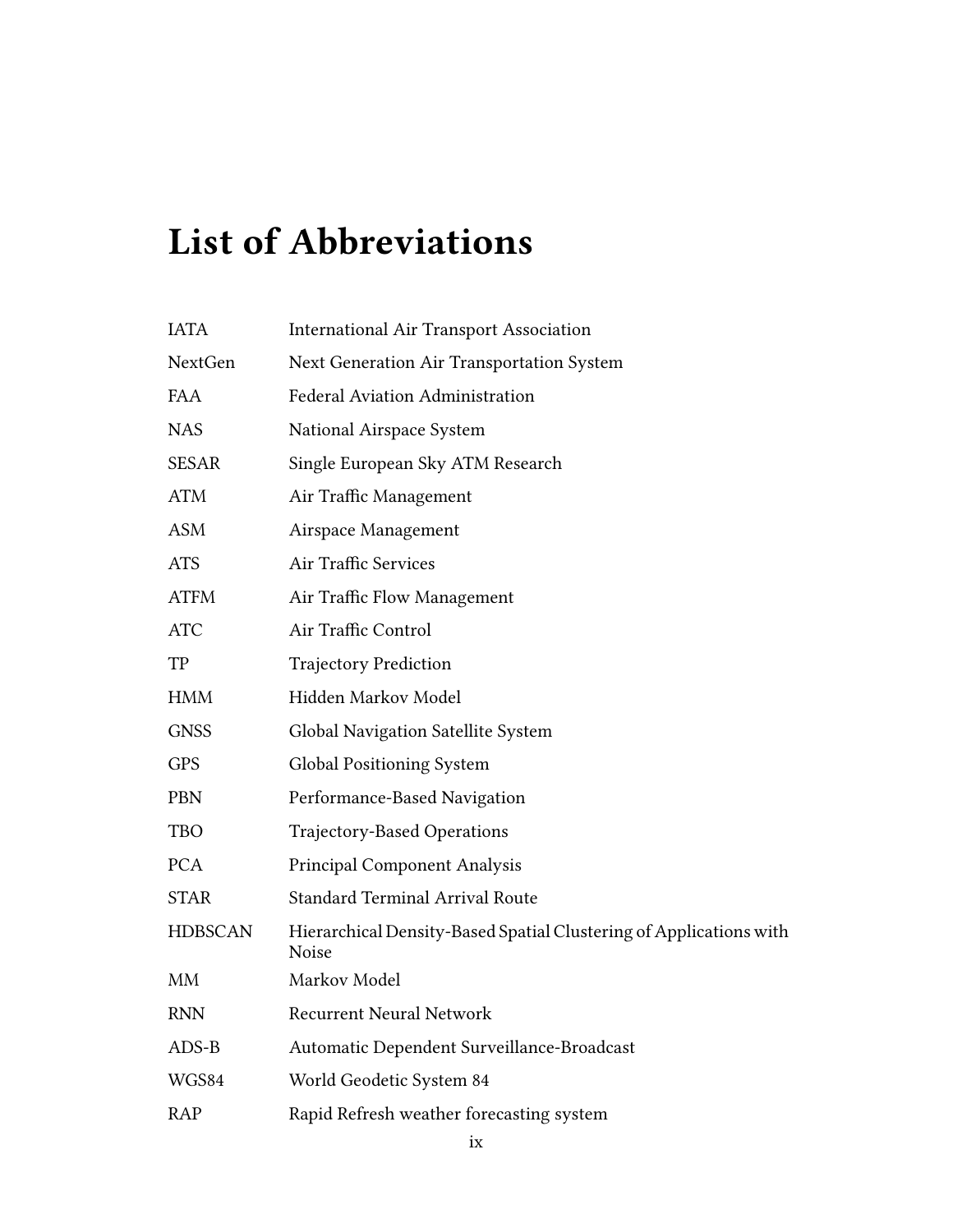# List of Abbreviations

| | |
|---|---|
| IATA | International Air Transport Association |
| NextGen | Next Generation Air Transportation System |
| FAA | Federal Aviation Administration |
| NAS | National Airspace System |
| SESAR | Single European Sky ATM Research |
| ATM | Air Traffic Management |
| ASM | Airspace Management |
| ATS | Air Traffic Services |
| ATFM | Air Traffic Flow Management |
| ATC | Air Traffic Control |
| TP | Trajectory Prediction |
| HMM | Hidden Markov Model |
| GNSS | Global Navigation Satellite System |
| GPS | Global Positioning System |
| PBN | Performance-Based Navigation |
| TBO | Trajectory-Based Operations |
| PCA | Principal Component Analysis |
| STAR | Standard Terminal Arrival Route |
| HDBSCAN | Hierarchical Density-Based Spatial Clustering of Applications with Noise |
| MM | Markov Model |
| RNN | Recurrent Neural Network |
| ADS-B | Automatic Dependent Surveillance-Broadcast |
| WGS84 | World Geodetic System 84 |
| RAP | Rapid Refresh weather forecasting system |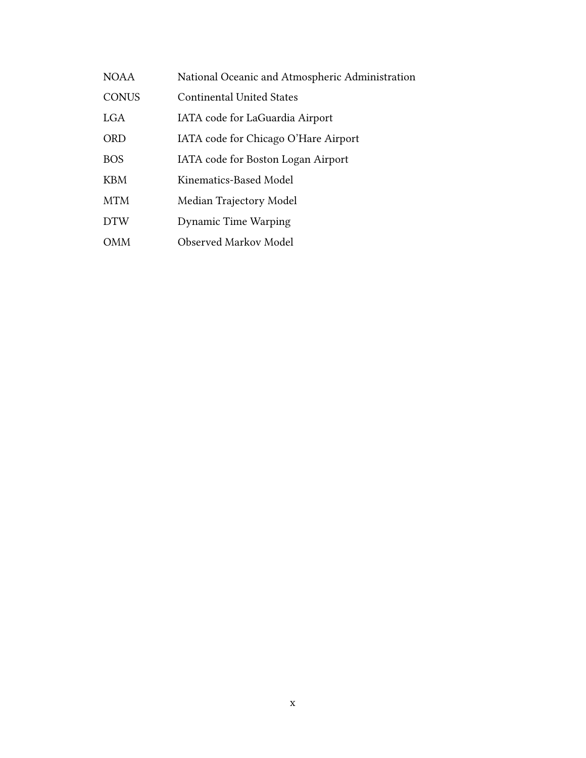| | |
|---|---|
| NOAA | National Oceanic and Atmospheric Administration |
| CONUS | Continental United States |
| LGA | IATA code for LaGuardia Airport |
| ORD | IATA code for Chicago O'Hare Airport |
| BOS | IATA code for Boston Logan Airport |
| KBM | Kinematics-Based Model |
| MTM | Median Trajectory Model |
| DTW | Dynamic Time Warping |
| OMM | Observed Markov Model |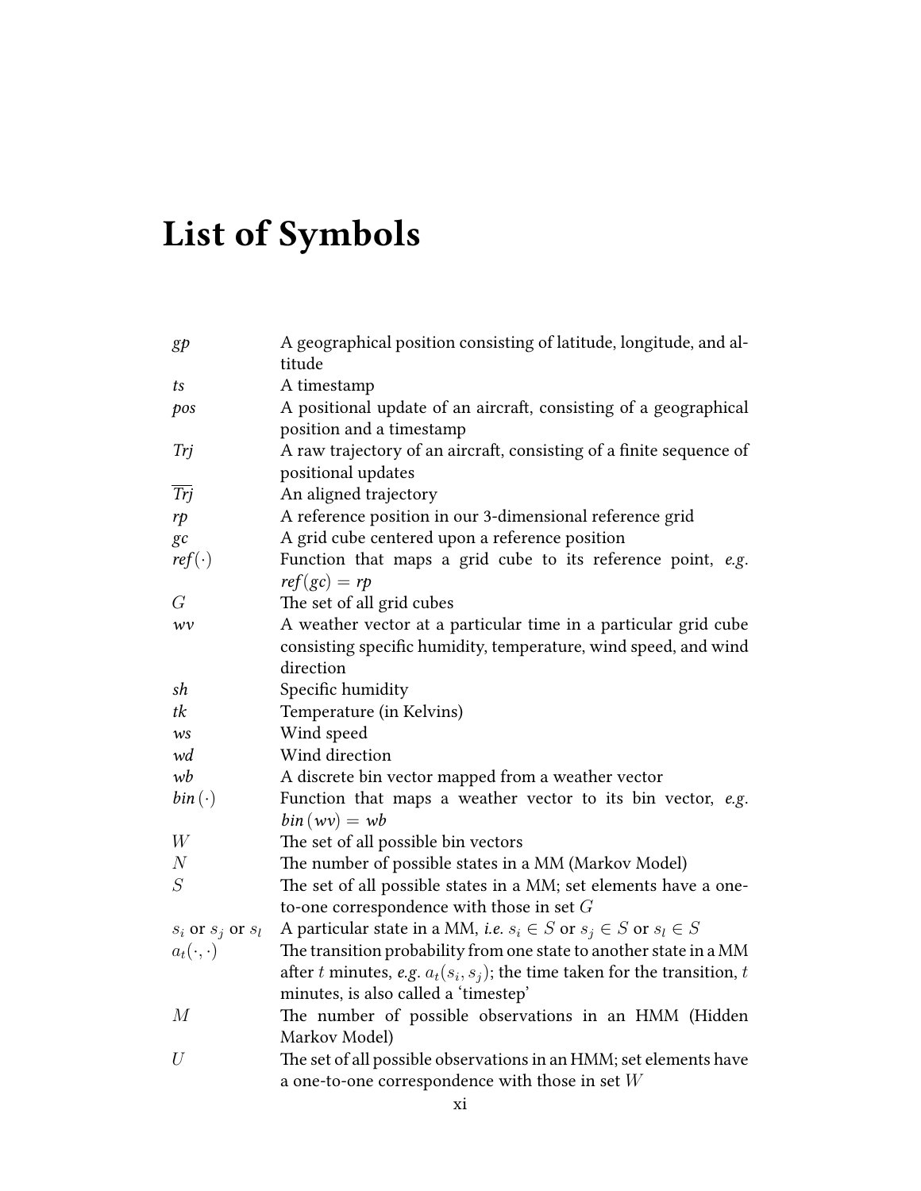# List of Symbols

| | |
|---|---|
| $gp$ | A geographical position consisting of latitude, longitude, and altitude |
| $ts$ | A timestamp |
| $pos$ | A positional update of an aircraft, consisting of a geographical position and a timestamp |
| $Trj$ | A raw trajectory of an aircraft, consisting of a finite sequence of positional updates |
| $\overline{Trj}$ | An aligned trajectory |
| $rp$ | A reference position in our 3-dimensional reference grid |
| $gc$ | A grid cube centered upon a reference position |
| $ref(\cdot)$ | Function that maps a grid cube to its reference point, *e.g.* $ref(gc) = rp$ |
| $G$ | The set of all grid cubes |
| $wv$ | A weather vector at a particular time in a particular grid cube consisting specific humidity, temperature, wind speed, and wind direction |
| $sh$ | Specific humidity |
| $tk$ | Temperature (in Kelvins) |
| $ws$ | Wind speed |
| $wd$ | Wind direction |
| $wb$ | A discrete bin vector mapped from a weather vector |
| $bin(\cdot)$ | Function that maps a weather vector to its bin vector, *e.g.* $bin(wv) = wb$ |
| $W$ | The set of all possible bin vectors |
| $N$ | The number of possible states in a MM (Markov Model) |
| $S$ | The set of all possible states in a MM; set elements have a one-to-one correspondence with those in set $G$ |
| $s_i$ or $s_j$ or $s_l$ | A particular state in a MM, *i.e.* $s_i \in S$ or $s_j \in S$ or $s_l \in S$ |
| $a_t(\cdot,\cdot)$ | The transition probability from one state to another state in a MM after $t$ minutes, *e.g.* $a_t(s_i, s_j)$; the time taken for the transition, $t$ minutes, is also called a 'timestep' |
| $M$ | The number of possible observations in an HMM (Hidden Markov Model) |
| $U$ | The set of all possible observations in an HMM; set elements have a one-to-one correspondence with those in set $W$ |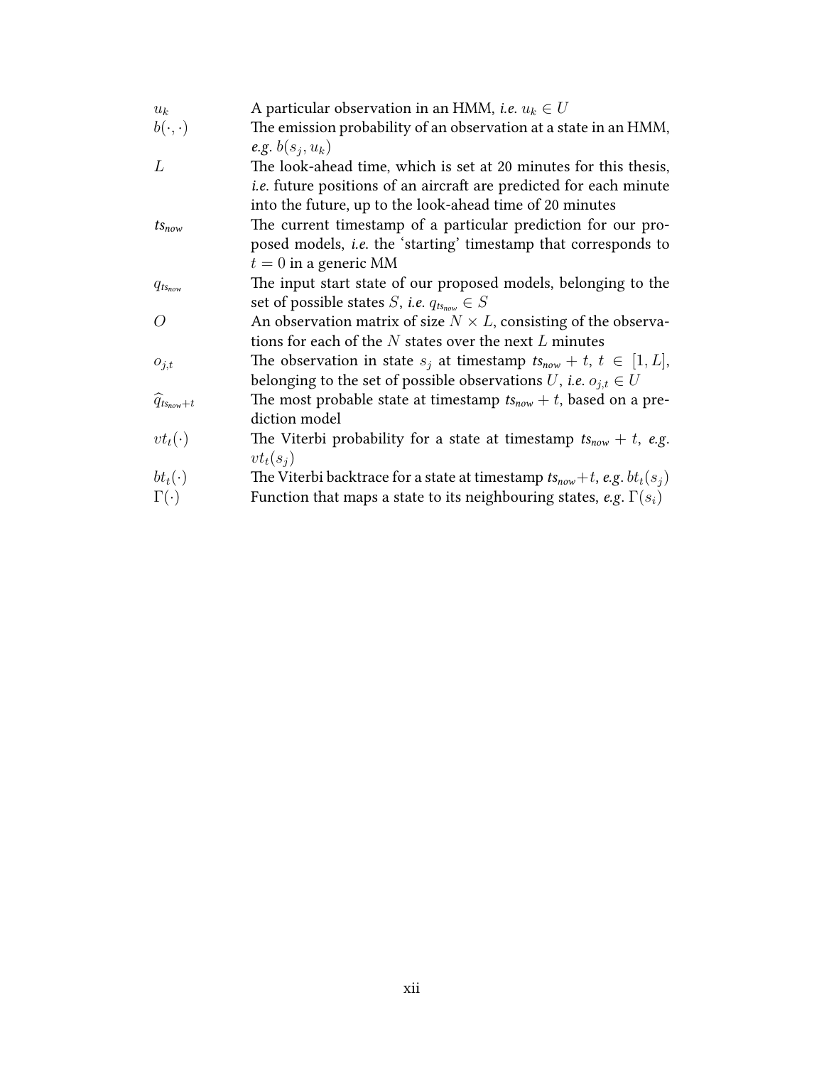| | |
|---|---|
| $u_k$ | A particular observation in an HMM, *i.e.* $u_k \in U$ |
| $b(\cdot, \cdot)$ | The emission probability of an observation at a state in an HMM, *e.g.* $b(s_j, u_k)$ |
| $L$ | The look-ahead time, which is set at 20 minutes for this thesis, *i.e.* future positions of an aircraft are predicted for each minute into the future, up to the look-ahead time of 20 minutes |
| $ts_{now}$ | The current timestamp of a particular prediction for our proposed models, *i.e.* the 'starting' timestamp that corresponds to $t = 0$ in a generic MM |
| $q_{ts_{now}}$ | The input start state of our proposed models, belonging to the set of possible states $S$, *i.e.* $q_{ts_{now}} \in S$ |
| $O$ | An observation matrix of size $N \times L$, consisting of the observations for each of the $N$ states over the next $L$ minutes |
| $o_{j,t}$ | The observation in state $s_j$ at timestamp $ts_{now} + t$, $t \in [1, L]$, belonging to the set of possible observations $U$, *i.e.* $o_{j,t} \in U$ |
| $\widehat{q}_{ts_{now}+t}$ | The most probable state at timestamp $ts_{now} + t$, based on a prediction model |
| $vt_t(\cdot)$ | The Viterbi probability for a state at timestamp $ts_{now} + t$, *e.g.* $vt_t(s_j)$ |
| $bt_t(\cdot)$ | The Viterbi backtrace for a state at timestamp $ts_{now}+t$, *e.g.* $bt_t(s_j)$ |
| $\Gamma(\cdot)$ | Function that maps a state to its neighbouring states, *e.g.* $\Gamma(s_i)$ |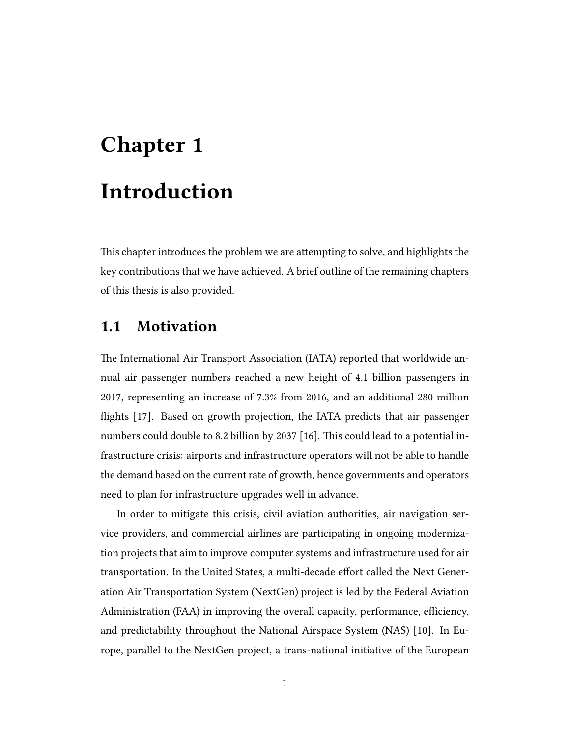# Chapter 1

# Introduction

This chapter introduces the problem we are attempting to solve, and highlights the key contributions that we have achieved. A brief outline of the remaining chapters of this thesis is also provided.

## 1.1 Motivation

The International Air Transport Association (IATA) reported that worldwide annual air passenger numbers reached a new height of 4.1 billion passengers in 2017, representing an increase of 7.3% from 2016, and an additional 280 million flights [17]. Based on growth projection, the IATA predicts that air passenger numbers could double to 8.2 billion by 2037 [16]. This could lead to a potential infrastructure crisis: airports and infrastructure operators will not be able to handle the demand based on the current rate of growth, hence governments and operators need to plan for infrastructure upgrades well in advance.

In order to mitigate this crisis, civil aviation authorities, air navigation service providers, and commercial airlines are participating in ongoing modernization projects that aim to improve computer systems and infrastructure used for air transportation. In the United States, a multi-decade effort called the Next Generation Air Transportation System (NextGen) project is led by the Federal Aviation Administration (FAA) in improving the overall capacity, performance, efficiency, and predictability throughout the National Airspace System (NAS) [10]. In Europe, parallel to the NextGen project, a trans-national initiative of the European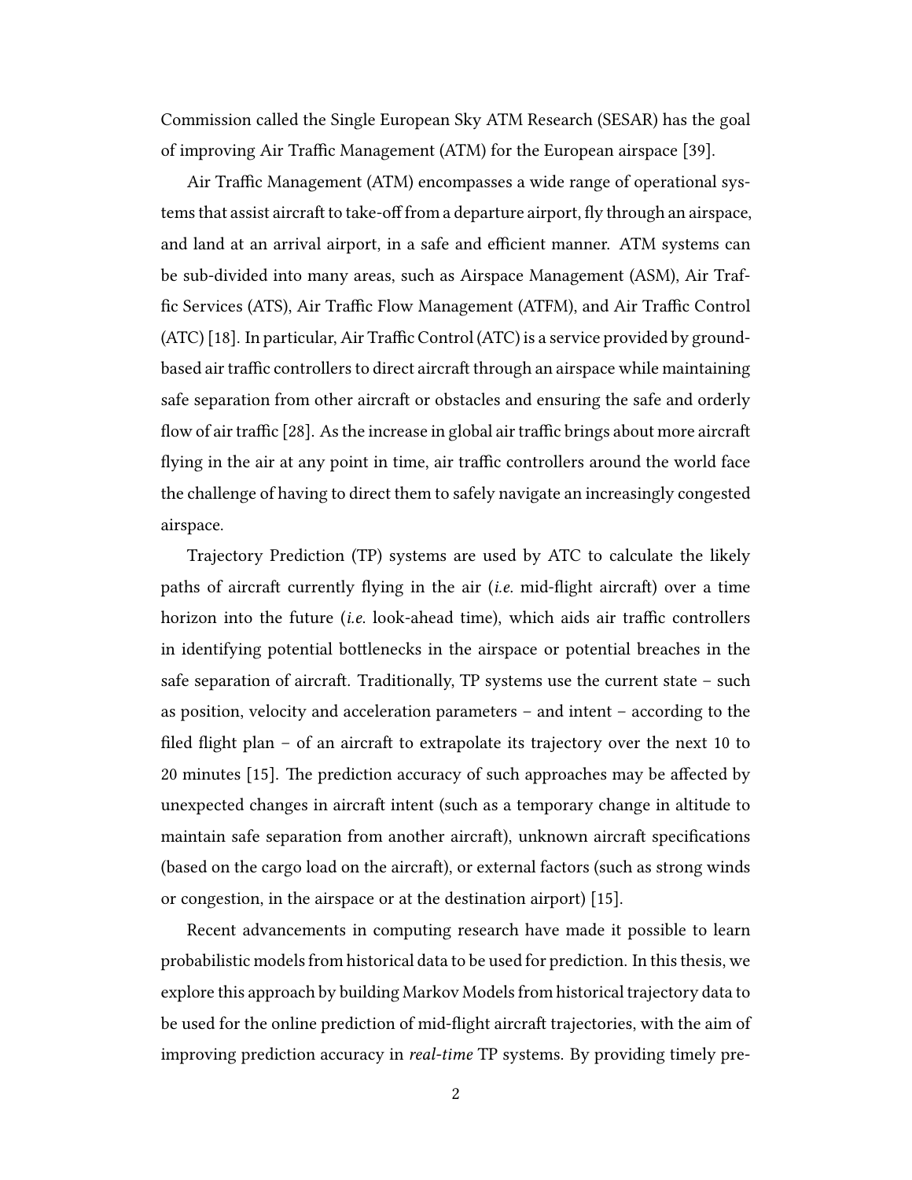Commission called the Single European Sky ATM Research (SESAR) has the goal of improving Air Traffic Management (ATM) for the European airspace [39].

Air Traffic Management (ATM) encompasses a wide range of operational systems that assist aircraft to take-off from a departure airport, fly through an airspace, and land at an arrival airport, in a safe and efficient manner. ATM systems can be sub-divided into many areas, such as Airspace Management (ASM), Air Traffic Services (ATS), Air Traffic Flow Management (ATFM), and Air Traffic Control (ATC) [18]. In particular, Air Traffic Control (ATC) is a service provided by ground-based air traffic controllers to direct aircraft through an airspace while maintaining safe separation from other aircraft or obstacles and ensuring the safe and orderly flow of air traffic [28]. As the increase in global air traffic brings about more aircraft flying in the air at any point in time, air traffic controllers around the world face the challenge of having to direct them to safely navigate an increasingly congested airspace.

Trajectory Prediction (TP) systems are used by ATC to calculate the likely paths of aircraft currently flying in the air (*i.e.* mid-flight aircraft) over a time horizon into the future (*i.e.* look-ahead time), which aids air traffic controllers in identifying potential bottlenecks in the airspace or potential breaches in the safe separation of aircraft. Traditionally, TP systems use the current state – such as position, velocity and acceleration parameters – and intent – according to the filed flight plan – of an aircraft to extrapolate its trajectory over the next 10 to 20 minutes [15]. The prediction accuracy of such approaches may be affected by unexpected changes in aircraft intent (such as a temporary change in altitude to maintain safe separation from another aircraft), unknown aircraft specifications (based on the cargo load on the aircraft), or external factors (such as strong winds or congestion, in the airspace or at the destination airport) [15].

Recent advancements in computing research have made it possible to learn probabilistic models from historical data to be used for prediction. In this thesis, we explore this approach by building Markov Models from historical trajectory data to be used for the online prediction of mid-flight aircraft trajectories, with the aim of improving prediction accuracy in *real-time* TP systems. By providing timely pre-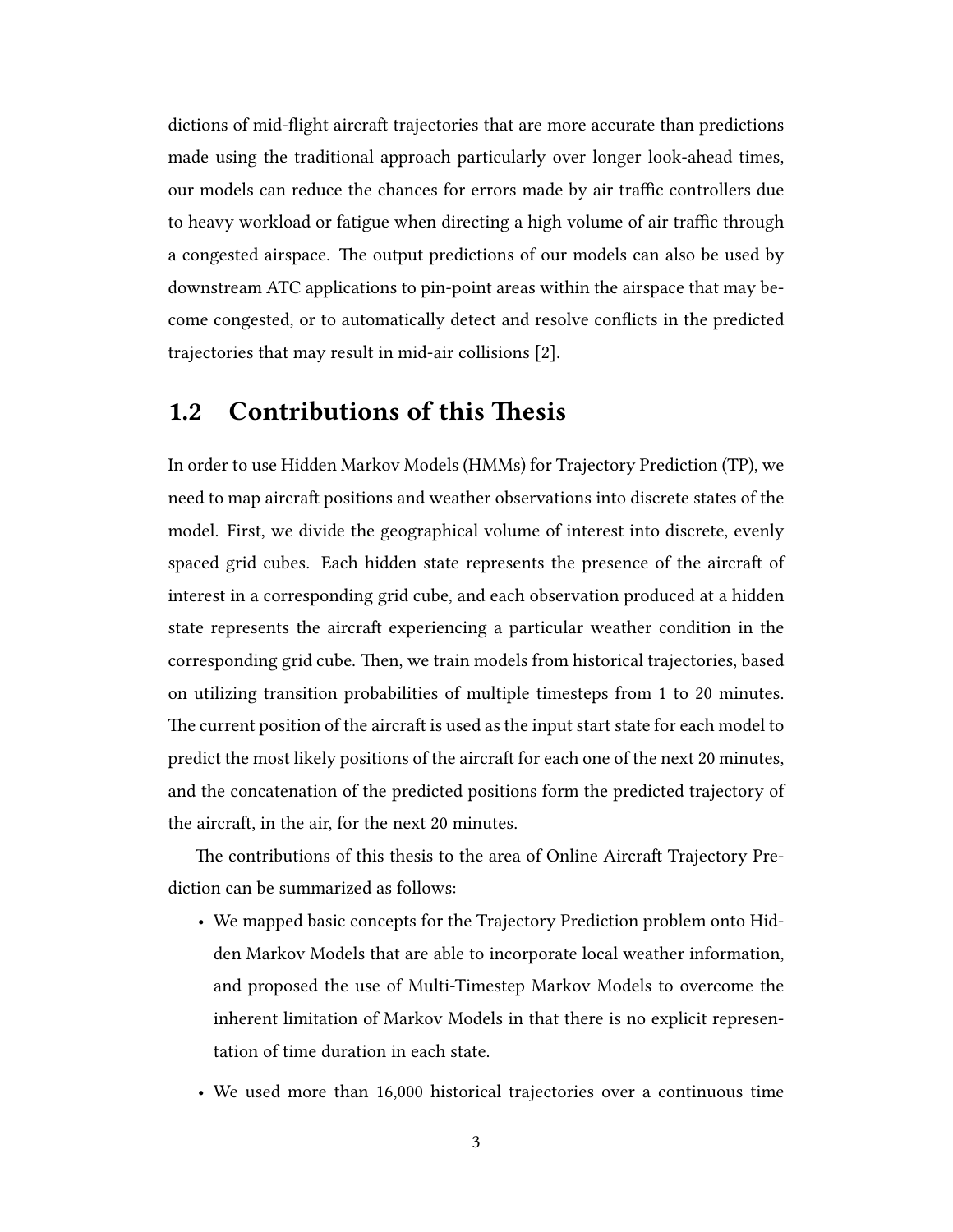dictions of mid-flight aircraft trajectories that are more accurate than predictions made using the traditional approach particularly over longer look-ahead times, our models can reduce the chances for errors made by air traffic controllers due to heavy workload or fatigue when directing a high volume of air traffic through a congested airspace. The output predictions of our models can also be used by downstream ATC applications to pin-point areas within the airspace that may become congested, or to automatically detect and resolve conflicts in the predicted trajectories that may result in mid-air collisions [2].

## 1.2 Contributions of this Thesis

In order to use Hidden Markov Models (HMMs) for Trajectory Prediction (TP), we need to map aircraft positions and weather observations into discrete states of the model. First, we divide the geographical volume of interest into discrete, evenly spaced grid cubes. Each hidden state represents the presence of the aircraft of interest in a corresponding grid cube, and each observation produced at a hidden state represents the aircraft experiencing a particular weather condition in the corresponding grid cube. Then, we train models from historical trajectories, based on utilizing transition probabilities of multiple timesteps from 1 to 20 minutes. The current position of the aircraft is used as the input start state for each model to predict the most likely positions of the aircraft for each one of the next 20 minutes, and the concatenation of the predicted positions form the predicted trajectory of the aircraft, in the air, for the next 20 minutes.

The contributions of this thesis to the area of Online Aircraft Trajectory Prediction can be summarized as follows:

- We mapped basic concepts for the Trajectory Prediction problem onto Hidden Markov Models that are able to incorporate local weather information, and proposed the use of Multi-Timestep Markov Models to overcome the inherent limitation of Markov Models in that there is no explicit representation of time duration in each state.
- We used more than 16,000 historical trajectories over a continuous time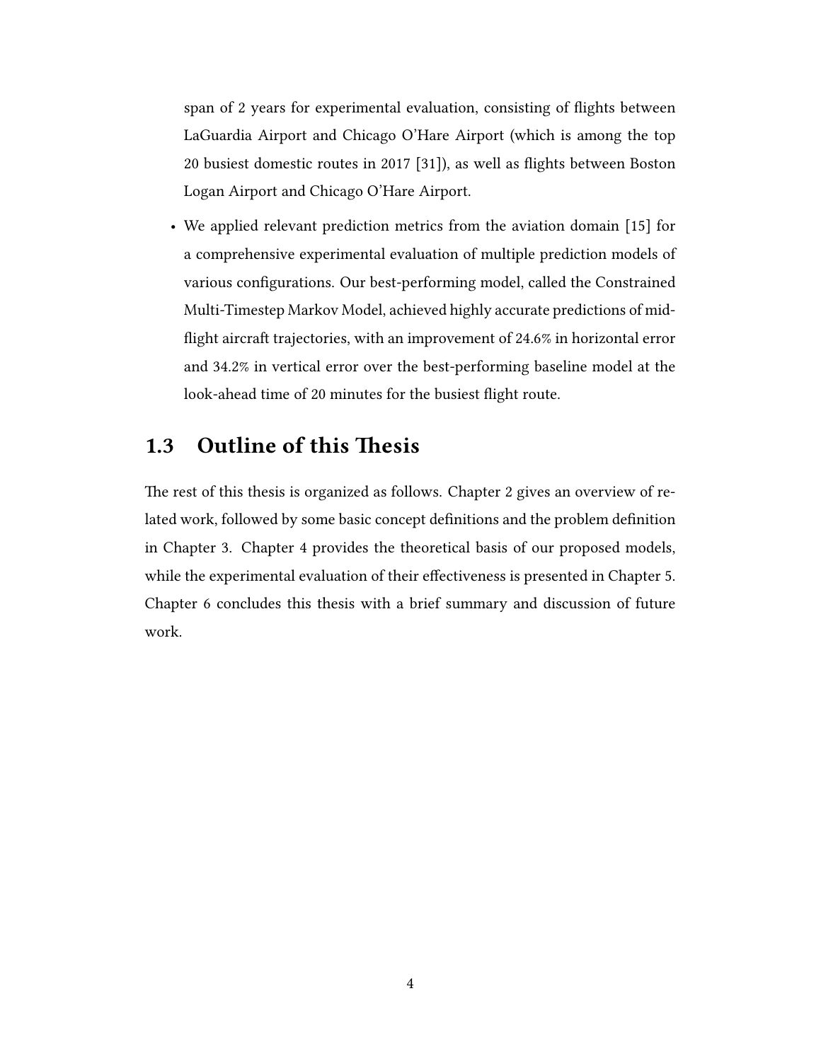span of 2 years for experimental evaluation, consisting of flights between LaGuardia Airport and Chicago O'Hare Airport (which is among the top 20 busiest domestic routes in 2017 [31]), as well as flights between Boston Logan Airport and Chicago O'Hare Airport.

- We applied relevant prediction metrics from the aviation domain [15] for a comprehensive experimental evaluation of multiple prediction models of various configurations. Our best-performing model, called the Constrained Multi-Timestep Markov Model, achieved highly accurate predictions of mid-flight aircraft trajectories, with an improvement of 24.6% in horizontal error and 34.2% in vertical error over the best-performing baseline model at the look-ahead time of 20 minutes for the busiest flight route.

## 1.3 Outline of this Thesis

The rest of this thesis is organized as follows. Chapter 2 gives an overview of related work, followed by some basic concept definitions and the problem definition in Chapter 3. Chapter 4 provides the theoretical basis of our proposed models, while the experimental evaluation of their effectiveness is presented in Chapter 5. Chapter 6 concludes this thesis with a brief summary and discussion of future work.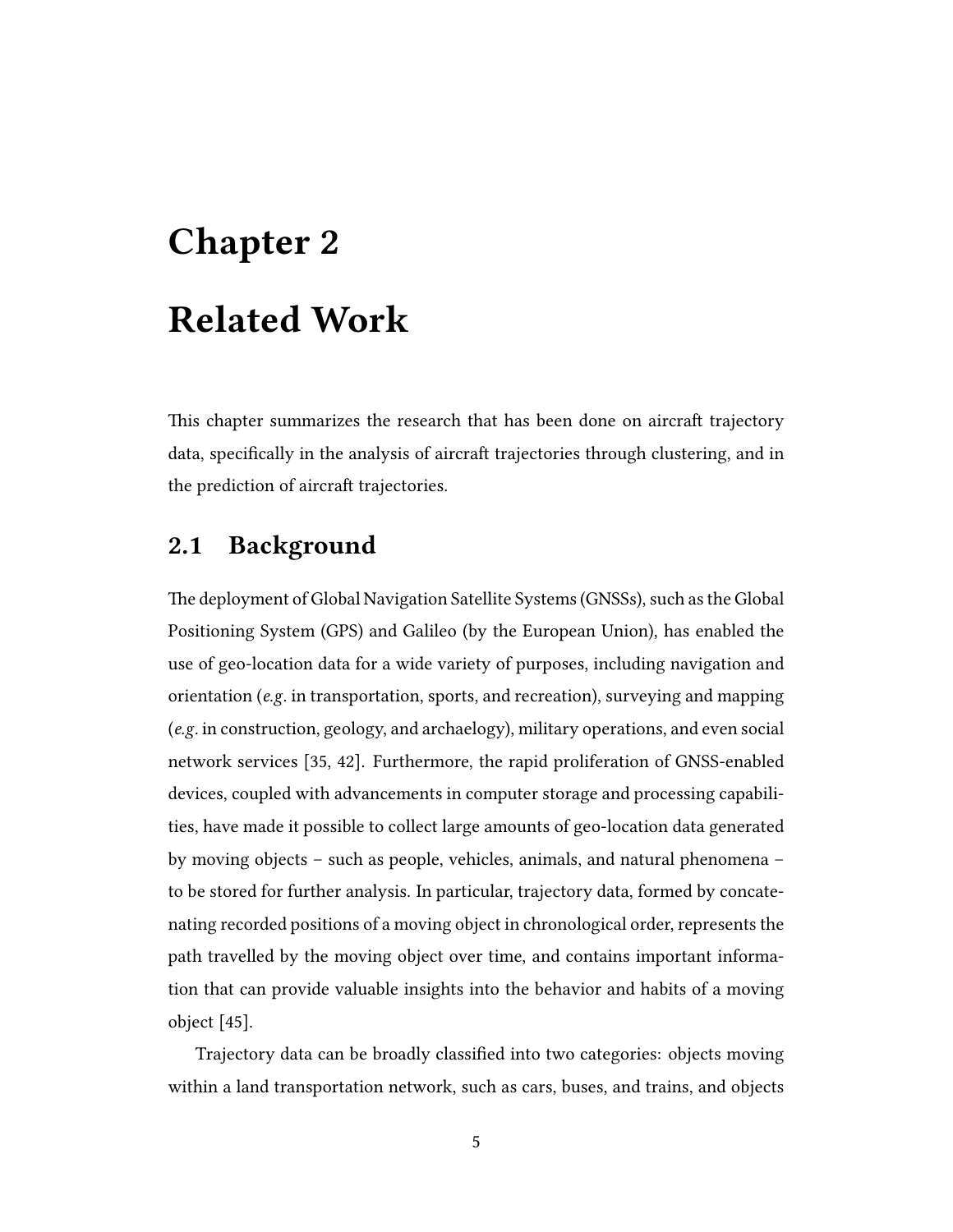# Chapter 2

# Related Work

This chapter summarizes the research that has been done on aircraft trajectory data, specifically in the analysis of aircraft trajectories through clustering, and in the prediction of aircraft trajectories.

## 2.1 Background

The deployment of Global Navigation Satellite Systems (GNSSs), such as the Global Positioning System (GPS) and Galileo (by the European Union), has enabled the use of geo-location data for a wide variety of purposes, including navigation and orientation (*e.g.* in transportation, sports, and recreation), surveying and mapping (*e.g.* in construction, geology, and archaelogy), military operations, and even social network services [35, 42]. Furthermore, the rapid proliferation of GNSS-enabled devices, coupled with advancements in computer storage and processing capabilities, have made it possible to collect large amounts of geo-location data generated by moving objects – such as people, vehicles, animals, and natural phenomena – to be stored for further analysis. In particular, trajectory data, formed by concatenating recorded positions of a moving object in chronological order, represents the path travelled by the moving object over time, and contains important information that can provide valuable insights into the behavior and habits of a moving object [45].

Trajectory data can be broadly classified into two categories: objects moving within a land transportation network, such as cars, buses, and trains, and objects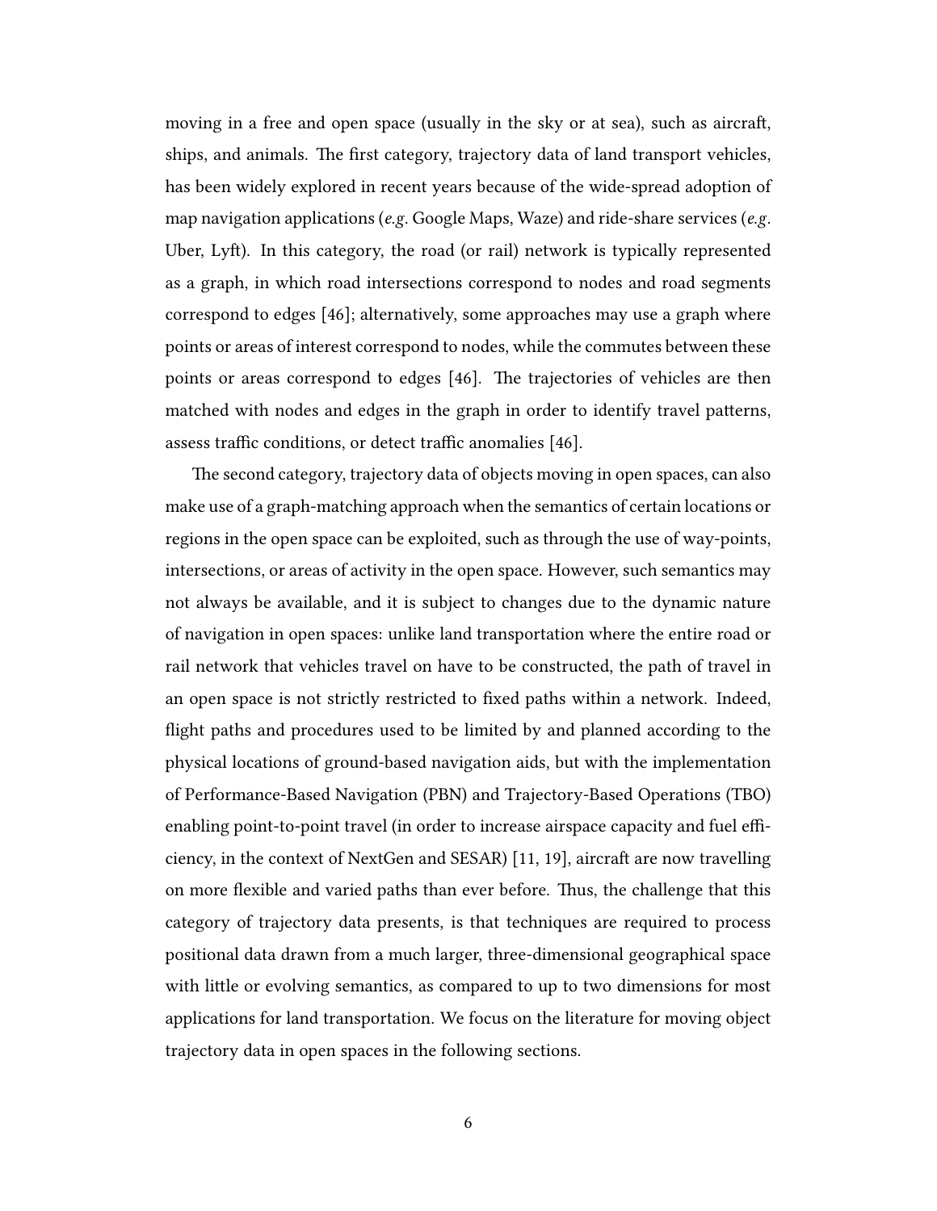moving in a free and open space (usually in the sky or at sea), such as aircraft, ships, and animals. The first category, trajectory data of land transport vehicles, has been widely explored in recent years because of the wide-spread adoption of map navigation applications (*e.g.* Google Maps, Waze) and ride-share services (*e.g.* Uber, Lyft). In this category, the road (or rail) network is typically represented as a graph, in which road intersections correspond to nodes and road segments correspond to edges [46]; alternatively, some approaches may use a graph where points or areas of interest correspond to nodes, while the commutes between these points or areas correspond to edges [46]. The trajectories of vehicles are then matched with nodes and edges in the graph in order to identify travel patterns, assess traffic conditions, or detect traffic anomalies [46].

The second category, trajectory data of objects moving in open spaces, can also make use of a graph-matching approach when the semantics of certain locations or regions in the open space can be exploited, such as through the use of way-points, intersections, or areas of activity in the open space. However, such semantics may not always be available, and it is subject to changes due to the dynamic nature of navigation in open spaces: unlike land transportation where the entire road or rail network that vehicles travel on have to be constructed, the path of travel in an open space is not strictly restricted to fixed paths within a network. Indeed, flight paths and procedures used to be limited by and planned according to the physical locations of ground-based navigation aids, but with the implementation of Performance-Based Navigation (PBN) and Trajectory-Based Operations (TBO) enabling point-to-point travel (in order to increase airspace capacity and fuel efficiency, in the context of NextGen and SESAR) [11, 19], aircraft are now travelling on more flexible and varied paths than ever before. Thus, the challenge that this category of trajectory data presents, is that techniques are required to process positional data drawn from a much larger, three-dimensional geographical space with little or evolving semantics, as compared to up to two dimensions for most applications for land transportation. We focus on the literature for moving object trajectory data in open spaces in the following sections.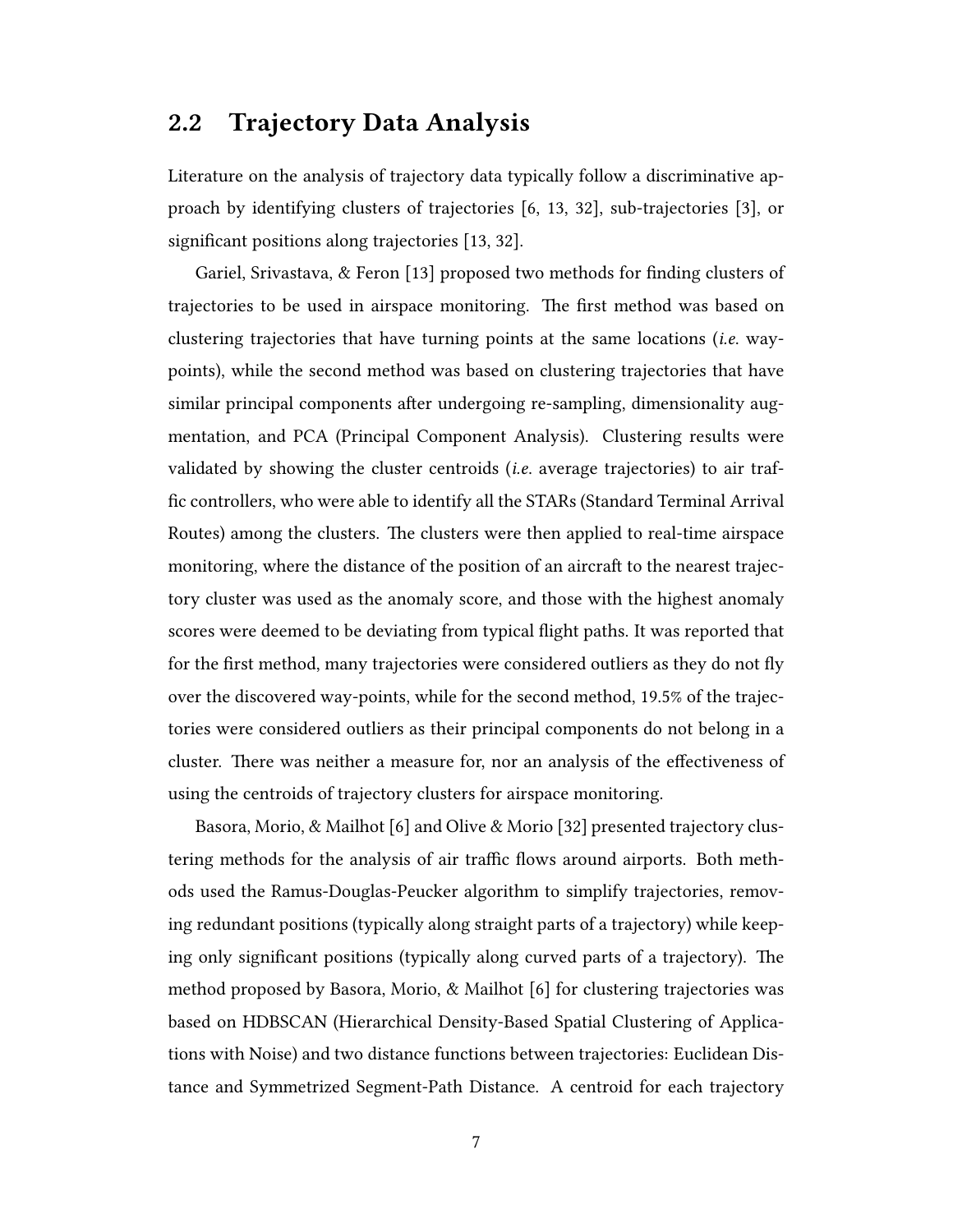## 2.2 Trajectory Data Analysis

Literature on the analysis of trajectory data typically follow a discriminative approach by identifying clusters of trajectories [6, 13, 32], sub-trajectories [3], or significant positions along trajectories [13, 32].

Gariel, Srivastava, & Feron [13] proposed two methods for finding clusters of trajectories to be used in airspace monitoring. The first method was based on clustering trajectories that have turning points at the same locations (*i.e.* way-points), while the second method was based on clustering trajectories that have similar principal components after undergoing re-sampling, dimensionality augmentation, and PCA (Principal Component Analysis). Clustering results were validated by showing the cluster centroids (*i.e.* average trajectories) to air traffic controllers, who were able to identify all the STARs (Standard Terminal Arrival Routes) among the clusters. The clusters were then applied to real-time airspace monitoring, where the distance of the position of an aircraft to the nearest trajectory cluster was used as the anomaly score, and those with the highest anomaly scores were deemed to be deviating from typical flight paths. It was reported that for the first method, many trajectories were considered outliers as they do not fly over the discovered way-points, while for the second method, 19.5% of the trajectories were considered outliers as their principal components do not belong in a cluster. There was neither a measure for, nor an analysis of the effectiveness of using the centroids of trajectory clusters for airspace monitoring.

Basora, Morio, & Mailhot [6] and Olive & Morio [32] presented trajectory clustering methods for the analysis of air traffic flows around airports. Both methods used the Ramus-Douglas-Peucker algorithm to simplify trajectories, removing redundant positions (typically along straight parts of a trajectory) while keeping only significant positions (typically along curved parts of a trajectory). The method proposed by Basora, Morio, & Mailhot [6] for clustering trajectories was based on HDBSCAN (Hierarchical Density-Based Spatial Clustering of Applications with Noise) and two distance functions between trajectories: Euclidean Distance and Symmetrized Segment-Path Distance. A centroid for each trajectory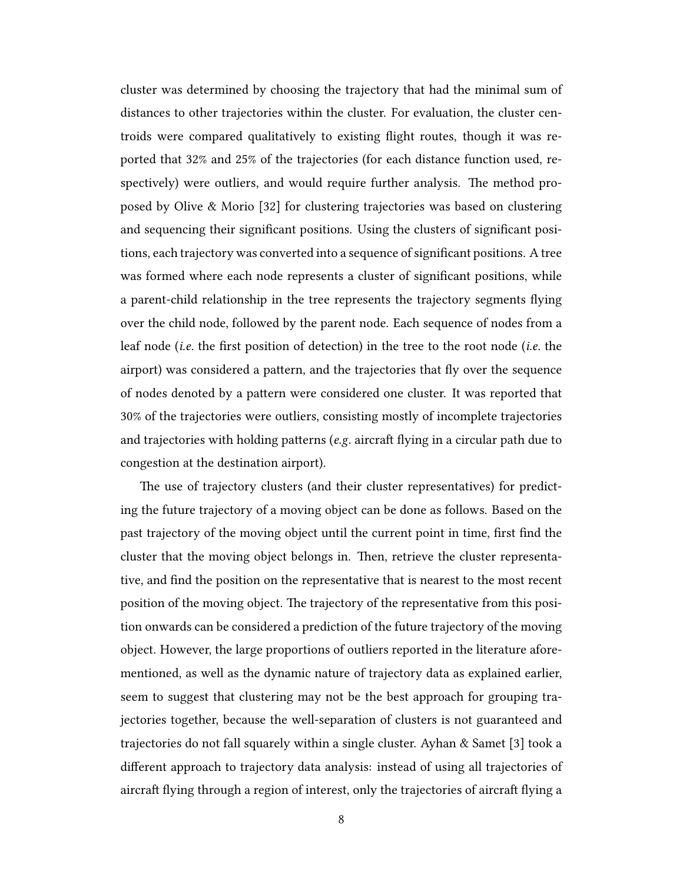cluster was determined by choosing the trajectory that had the minimal sum of distances to other trajectories within the cluster. For evaluation, the cluster centroids were compared qualitatively to existing flight routes, though it was reported that 32% and 25% of the trajectories (for each distance function used, respectively) were outliers, and would require further analysis. The method proposed by Olive & Morio [32] for clustering trajectories was based on clustering and sequencing their significant positions. Using the clusters of significant positions, each trajectory was converted into a sequence of significant positions. A tree was formed where each node represents a cluster of significant positions, while a parent-child relationship in the tree represents the trajectory segments flying over the child node, followed by the parent node. Each sequence of nodes from a leaf node (*i.e.* the first position of detection) in the tree to the root node (*i.e.* the airport) was considered a pattern, and the trajectories that fly over the sequence of nodes denoted by a pattern were considered one cluster. It was reported that 30% of the trajectories were outliers, consisting mostly of incomplete trajectories and trajectories with holding patterns (*e.g.* aircraft flying in a circular path due to congestion at the destination airport).

The use of trajectory clusters (and their cluster representatives) for predicting the future trajectory of a moving object can be done as follows. Based on the past trajectory of the moving object until the current point in time, first find the cluster that the moving object belongs in. Then, retrieve the cluster representative, and find the position on the representative that is nearest to the most recent position of the moving object. The trajectory of the representative from this position onwards can be considered a prediction of the future trajectory of the moving object. However, the large proportions of outliers reported in the literature aforementioned, as well as the dynamic nature of trajectory data as explained earlier, seem to suggest that clustering may not be the best approach for grouping trajectories together, because the well-separation of clusters is not guaranteed and trajectories do not fall squarely within a single cluster. Ayhan & Samet [3] took a different approach to trajectory data analysis: instead of using all trajectories of aircraft flying through a region of interest, only the trajectories of aircraft flying a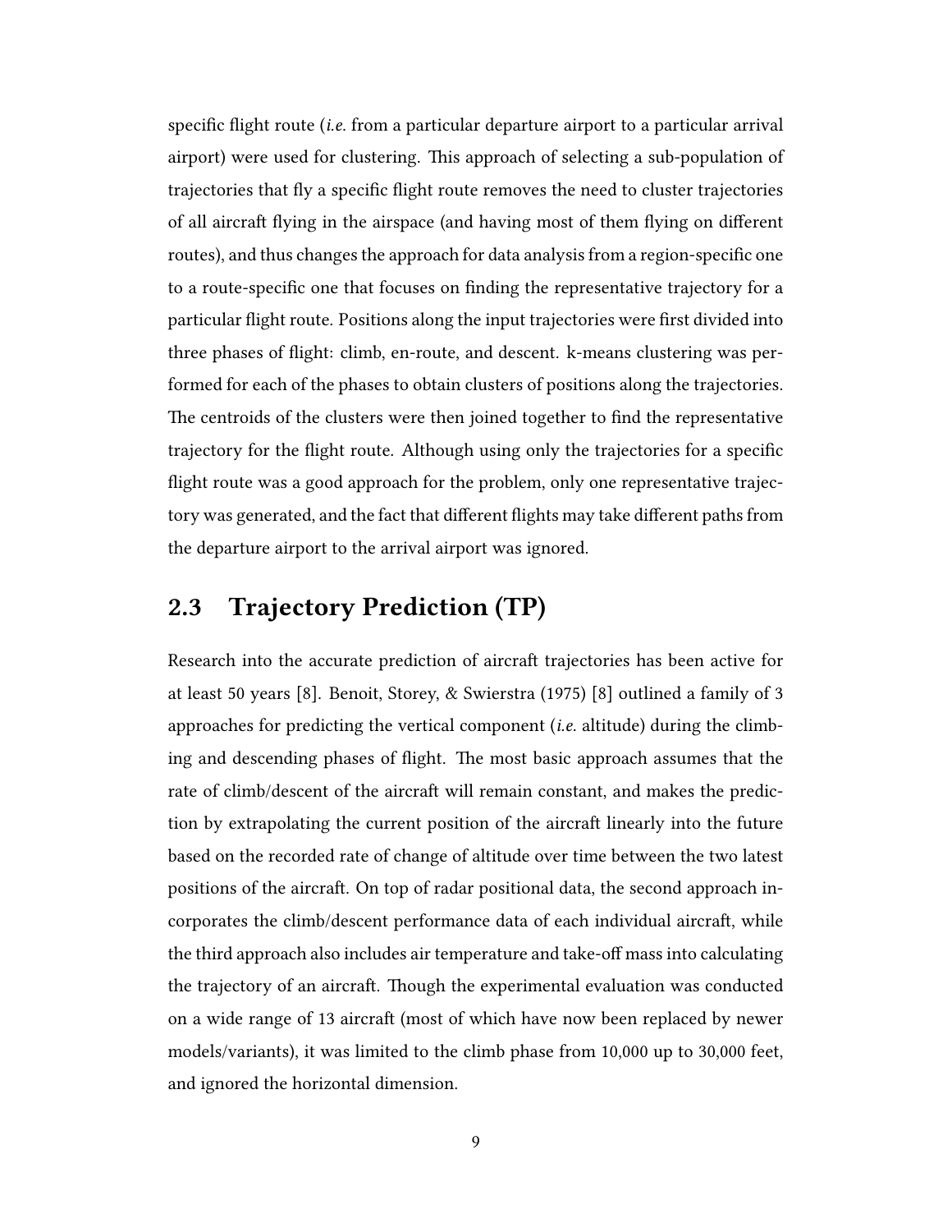specific flight route (*i.e.* from a particular departure airport to a particular arrival airport) were used for clustering. This approach of selecting a sub-population of trajectories that fly a specific flight route removes the need to cluster trajectories of all aircraft flying in the airspace (and having most of them flying on different routes), and thus changes the approach for data analysis from a region-specific one to a route-specific one that focuses on finding the representative trajectory for a particular flight route. Positions along the input trajectories were first divided into three phases of flight: climb, en-route, and descent. k-means clustering was performed for each of the phases to obtain clusters of positions along the trajectories. The centroids of the clusters were then joined together to find the representative trajectory for the flight route. Although using only the trajectories for a specific flight route was a good approach for the problem, only one representative trajectory was generated, and the fact that different flights may take different paths from the departure airport to the arrival airport was ignored.

## 2.3 Trajectory Prediction (TP)

Research into the accurate prediction of aircraft trajectories has been active for at least 50 years [8]. Benoit, Storey, & Swierstra (1975) [8] outlined a family of 3 approaches for predicting the vertical component (*i.e.* altitude) during the climbing and descending phases of flight. The most basic approach assumes that the rate of climb/descent of the aircraft will remain constant, and makes the prediction by extrapolating the current position of the aircraft linearly into the future based on the recorded rate of change of altitude over time between the two latest positions of the aircraft. On top of radar positional data, the second approach incorporates the climb/descent performance data of each individual aircraft, while the third approach also includes air temperature and take-off mass into calculating the trajectory of an aircraft. Though the experimental evaluation was conducted on a wide range of 13 aircraft (most of which have now been replaced by newer models/variants), it was limited to the climb phase from 10,000 up to 30,000 feet, and ignored the horizontal dimension.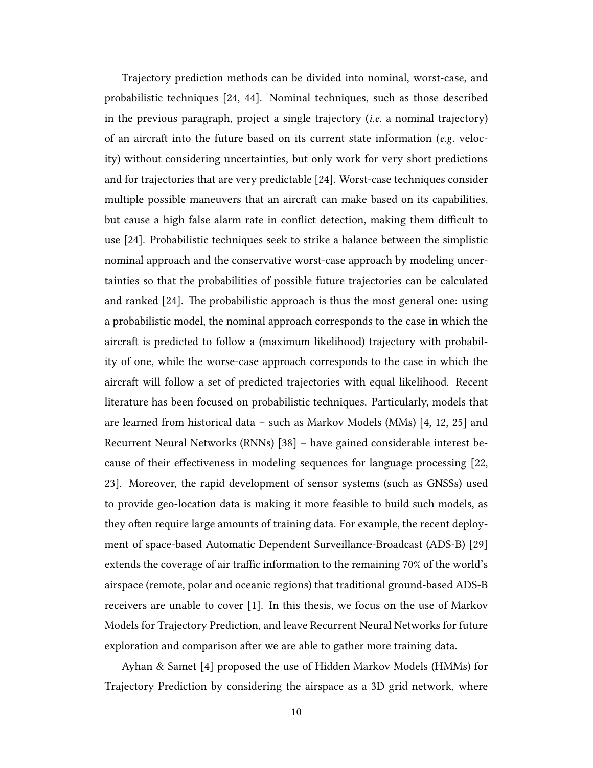Trajectory prediction methods can be divided into nominal, worst-case, and probabilistic techniques [24, 44]. Nominal techniques, such as those described in the previous paragraph, project a single trajectory (*i.e.* a nominal trajectory) of an aircraft into the future based on its current state information (*e.g*. velocity) without considering uncertainties, but only work for very short predictions and for trajectories that are very predictable [24]. Worst-case techniques consider multiple possible maneuvers that an aircraft can make based on its capabilities, but cause a high false alarm rate in conflict detection, making them difficult to use [24]. Probabilistic techniques seek to strike a balance between the simplistic nominal approach and the conservative worst-case approach by modeling uncertainties so that the probabilities of possible future trajectories can be calculated and ranked [24]. The probabilistic approach is thus the most general one: using a probabilistic model, the nominal approach corresponds to the case in which the aircraft is predicted to follow a (maximum likelihood) trajectory with probability of one, while the worse-case approach corresponds to the case in which the aircraft will follow a set of predicted trajectories with equal likelihood. Recent literature has been focused on probabilistic techniques. Particularly, models that are learned from historical data – such as Markov Models (MMs) [4, 12, 25] and Recurrent Neural Networks (RNNs) [38] – have gained considerable interest because of their effectiveness in modeling sequences for language processing [22, 23]. Moreover, the rapid development of sensor systems (such as GNSSs) used to provide geo-location data is making it more feasible to build such models, as they often require large amounts of training data. For example, the recent deployment of space-based Automatic Dependent Surveillance-Broadcast (ADS-B) [29] extends the coverage of air traffic information to the remaining 70% of the world's airspace (remote, polar and oceanic regions) that traditional ground-based ADS-B receivers are unable to cover [1]. In this thesis, we focus on the use of Markov Models for Trajectory Prediction, and leave Recurrent Neural Networks for future exploration and comparison after we are able to gather more training data.

Ayhan & Samet [4] proposed the use of Hidden Markov Models (HMMs) for Trajectory Prediction by considering the airspace as a 3D grid network, where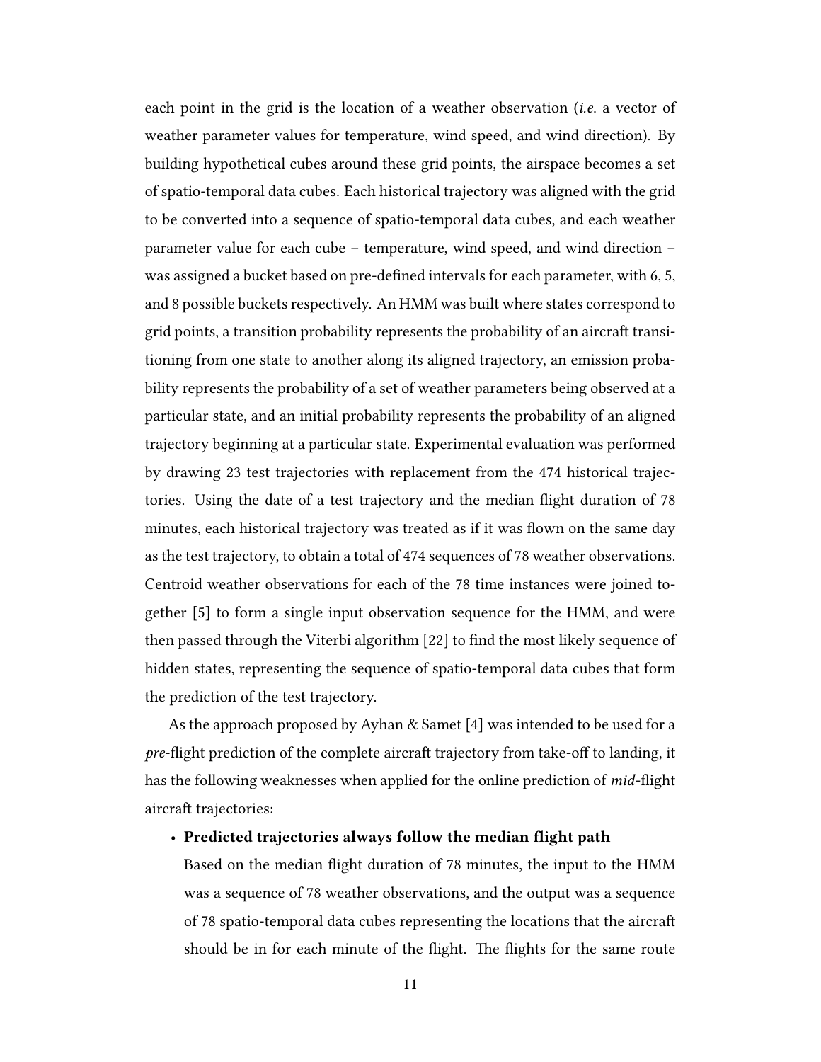each point in the grid is the location of a weather observation (*i.e.* a vector of weather parameter values for temperature, wind speed, and wind direction). By building hypothetical cubes around these grid points, the airspace becomes a set of spatio-temporal data cubes. Each historical trajectory was aligned with the grid to be converted into a sequence of spatio-temporal data cubes, and each weather parameter value for each cube – temperature, wind speed, and wind direction – was assigned a bucket based on pre-defined intervals for each parameter, with 6, 5, and 8 possible buckets respectively. An HMM was built where states correspond to grid points, a transition probability represents the probability of an aircraft transitioning from one state to another along its aligned trajectory, an emission probability represents the probability of a set of weather parameters being observed at a particular state, and an initial probability represents the probability of an aligned trajectory beginning at a particular state. Experimental evaluation was performed by drawing 23 test trajectories with replacement from the 474 historical trajectories. Using the date of a test trajectory and the median flight duration of 78 minutes, each historical trajectory was treated as if it was flown on the same day as the test trajectory, to obtain a total of 474 sequences of 78 weather observations. Centroid weather observations for each of the 78 time instances were joined together [5] to form a single input observation sequence for the HMM, and were then passed through the Viterbi algorithm [22] to find the most likely sequence of hidden states, representing the sequence of spatio-temporal data cubes that form the prediction of the test trajectory.

As the approach proposed by Ayhan & Samet [4] was intended to be used for a *pre*-flight prediction of the complete aircraft trajectory from take-off to landing, it has the following weaknesses when applied for the online prediction of *mid*-flight aircraft trajectories:

- **Predicted trajectories always follow the median flight path**

  Based on the median flight duration of 78 minutes, the input to the HMM was a sequence of 78 weather observations, and the output was a sequence of 78 spatio-temporal data cubes representing the locations that the aircraft should be in for each minute of the flight. The flights for the same route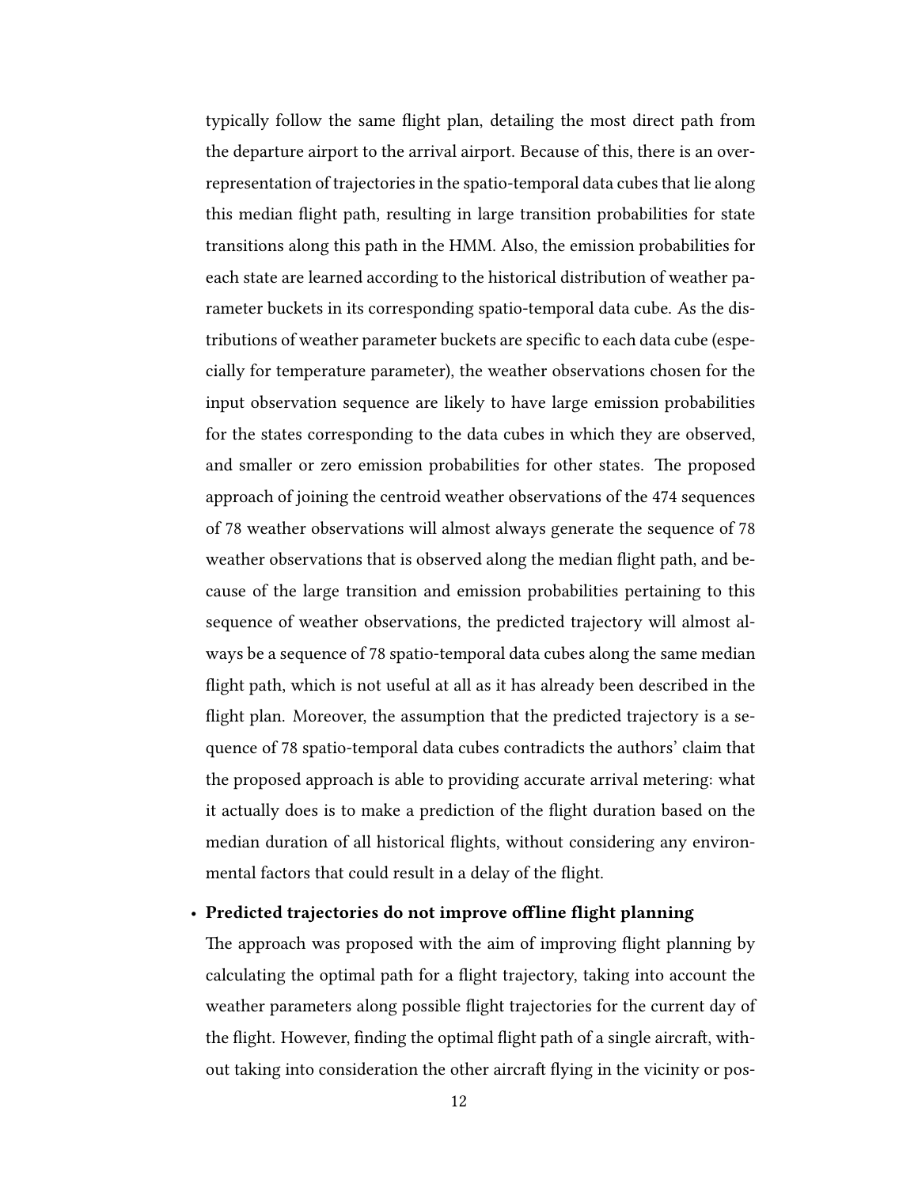typically follow the same flight plan, detailing the most direct path from the departure airport to the arrival airport. Because of this, there is an over-representation of trajectories in the spatio-temporal data cubes that lie along this median flight path, resulting in large transition probabilities for state transitions along this path in the HMM. Also, the emission probabilities for each state are learned according to the historical distribution of weather parameter buckets in its corresponding spatio-temporal data cube. As the distributions of weather parameter buckets are specific to each data cube (especially for temperature parameter), the weather observations chosen for the input observation sequence are likely to have large emission probabilities for the states corresponding to the data cubes in which they are observed, and smaller or zero emission probabilities for other states. The proposed approach of joining the centroid weather observations of the 474 sequences of 78 weather observations will almost always generate the sequence of 78 weather observations that is observed along the median flight path, and because of the large transition and emission probabilities pertaining to this sequence of weather observations, the predicted trajectory will almost always be a sequence of 78 spatio-temporal data cubes along the same median flight path, which is not useful at all as it has already been described in the flight plan. Moreover, the assumption that the predicted trajectory is a sequence of 78 spatio-temporal data cubes contradicts the authors' claim that the proposed approach is able to providing accurate arrival metering: what it actually does is to make a prediction of the flight duration based on the median duration of all historical flights, without considering any environmental factors that could result in a delay of the flight.

- **Predicted trajectories do not improve offline flight planning**

  The approach was proposed with the aim of improving flight planning by calculating the optimal path for a flight trajectory, taking into account the weather parameters along possible flight trajectories for the current day of the flight. However, finding the optimal flight path of a single aircraft, without taking into consideration the other aircraft flying in the vicinity or pos-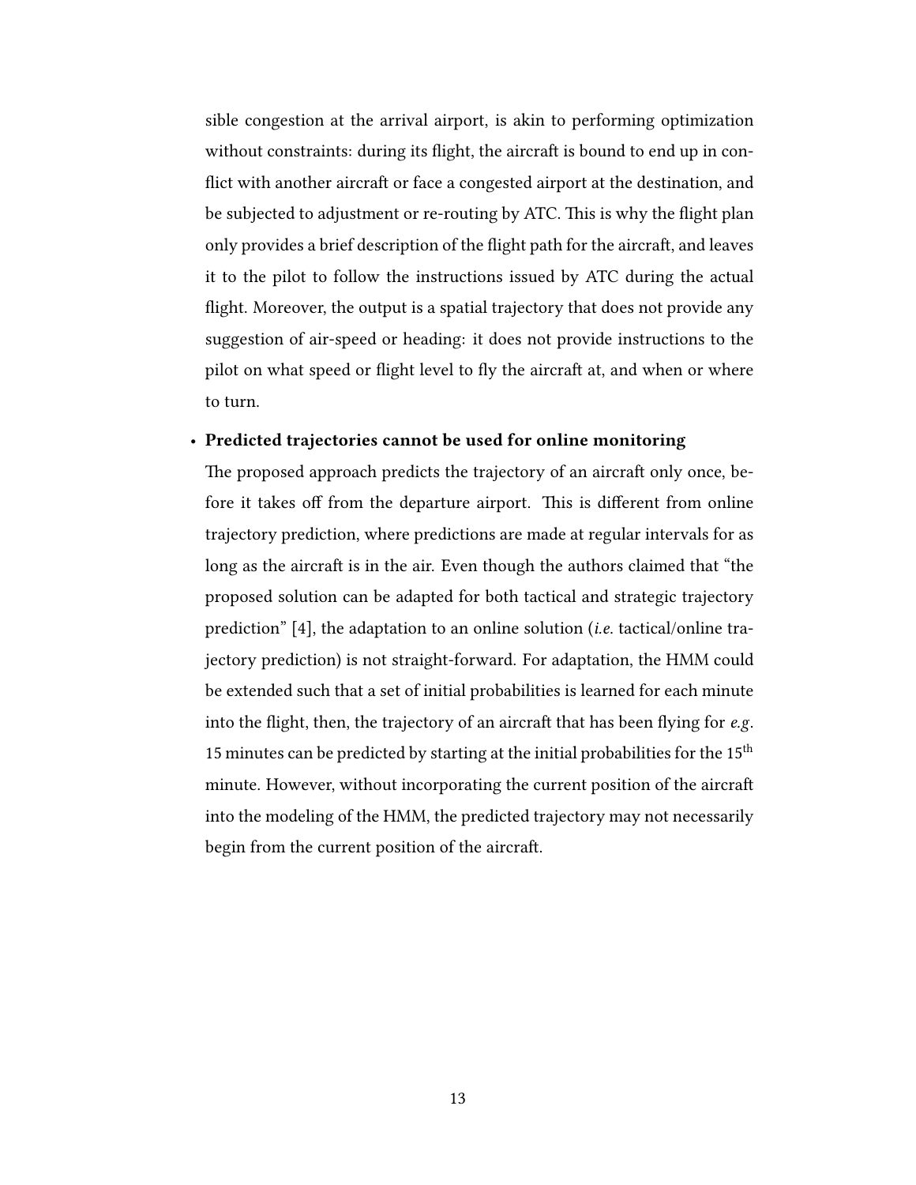sible congestion at the arrival airport, is akin to performing optimization without constraints: during its flight, the aircraft is bound to end up in conflict with another aircraft or face a congested airport at the destination, and be subjected to adjustment or re-routing by ATC. This is why the flight plan only provides a brief description of the flight path for the aircraft, and leaves it to the pilot to follow the instructions issued by ATC during the actual flight. Moreover, the output is a spatial trajectory that does not provide any suggestion of air-speed or heading: it does not provide instructions to the pilot on what speed or flight level to fly the aircraft at, and when or where to turn.

- **Predicted trajectories cannot be used for online monitoring**

  The proposed approach predicts the trajectory of an aircraft only once, before it takes off from the departure airport. This is different from online trajectory prediction, where predictions are made at regular intervals for as long as the aircraft is in the air. Even though the authors claimed that "the proposed solution can be adapted for both tactical and strategic trajectory prediction" [4], the adaptation to an online solution (*i.e.* tactical/online trajectory prediction) is not straight-forward. For adaptation, the HMM could be extended such that a set of initial probabilities is learned for each minute into the flight, then, the trajectory of an aircraft that has been flying for *e.g.* 15 minutes can be predicted by starting at the initial probabilities for the 15$^{\text{th}}$ minute. However, without incorporating the current position of the aircraft into the modeling of the HMM, the predicted trajectory may not necessarily begin from the current position of the aircraft.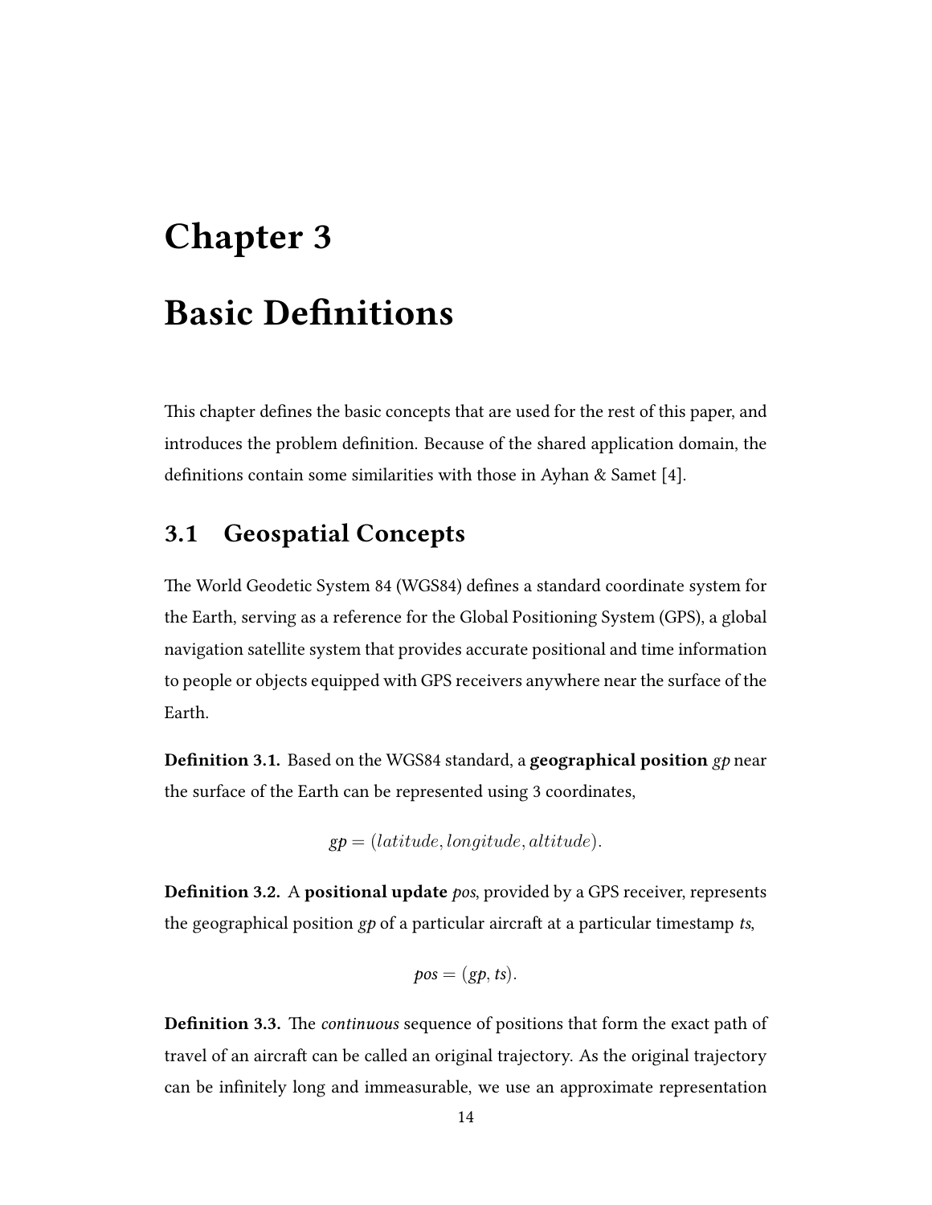# Chapter 3

# Basic Definitions

This chapter defines the basic concepts that are used for the rest of this paper, and introduces the problem definition. Because of the shared application domain, the definitions contain some similarities with those in Ayhan & Samet [4].

## 3.1 Geospatial Concepts

The World Geodetic System 84 (WGS84) defines a standard coordinate system for the Earth, serving as a reference for the Global Positioning System (GPS), a global navigation satellite system that provides accurate positional and time information to people or objects equipped with GPS receivers anywhere near the surface of the Earth.

**Definition 3.1.** Based on the WGS84 standard, a **geographical position** *gp* near the surface of the Earth can be represented using 3 coordinates,

$$gp = (latitude, longitude, altitude).$$

**Definition 3.2.** A **positional update** *pos*, provided by a GPS receiver, represents the geographical position *gp* of a particular aircraft at a particular timestamp *ts*,

$$pos = (gp, ts).$$

**Definition 3.3.** The *continuous* sequence of positions that form the exact path of travel of an aircraft can be called an original trajectory. As the original trajectory can be infinitely long and immeasurable, we use an approximate representation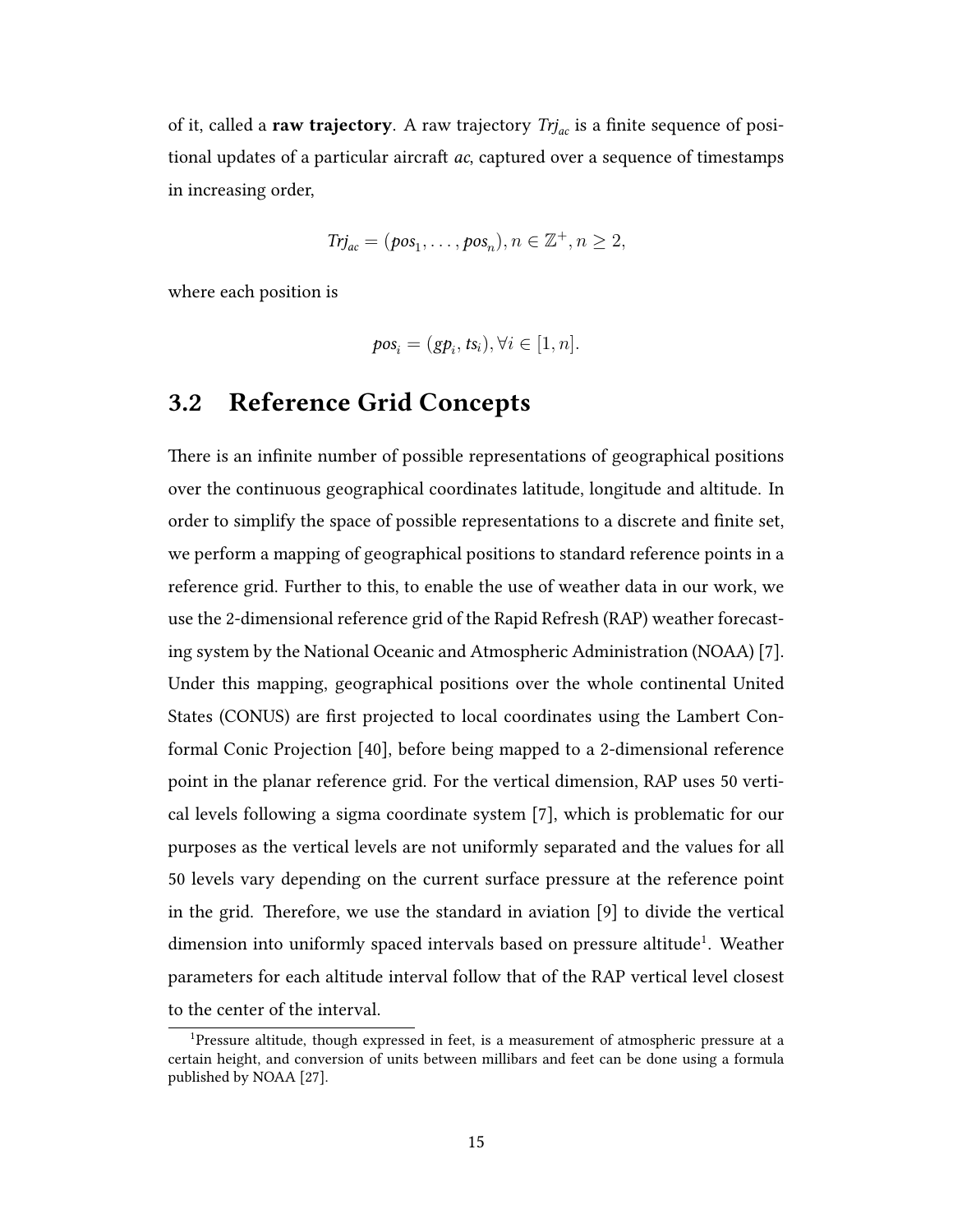of it, called a **raw trajectory**. A raw trajectory $Trj_{ac}$ is a finite sequence of positional updates of a particular aircraft *ac*, captured over a sequence of timestamps in increasing order,

$$Trj_{ac} = (pos_1, \ldots, pos_n), n \in \mathbb{Z}^+, n \geq 2,$$

where each position is

$$pos_i = (gp_i, ts_i), \forall i \in [1, n].$$

## 3.2 Reference Grid Concepts

There is an infinite number of possible representations of geographical positions over the continuous geographical coordinates latitude, longitude and altitude. In order to simplify the space of possible representations to a discrete and finite set, we perform a mapping of geographical positions to standard reference points in a reference grid. Further to this, to enable the use of weather data in our work, we use the 2-dimensional reference grid of the Rapid Refresh (RAP) weather forecasting system by the National Oceanic and Atmospheric Administration (NOAA) [7]. Under this mapping, geographical positions over the whole continental United States (CONUS) are first projected to local coordinates using the Lambert Conformal Conic Projection [40], before being mapped to a 2-dimensional reference point in the planar reference grid. For the vertical dimension, RAP uses 50 vertical levels following a sigma coordinate system [7], which is problematic for our purposes as the vertical levels are not uniformly separated and the values for all 50 levels vary depending on the current surface pressure at the reference point in the grid. Therefore, we use the standard in aviation [9] to divide the vertical dimension into uniformly spaced intervals based on pressure altitude[1]. Weather parameters for each altitude interval follow that of the RAP vertical level closest to the center of the interval.

[1]Pressure altitude, though expressed in feet, is a measurement of atmospheric pressure at a certain height, and conversion of units between millibars and feet can be done using a formula published by NOAA [27].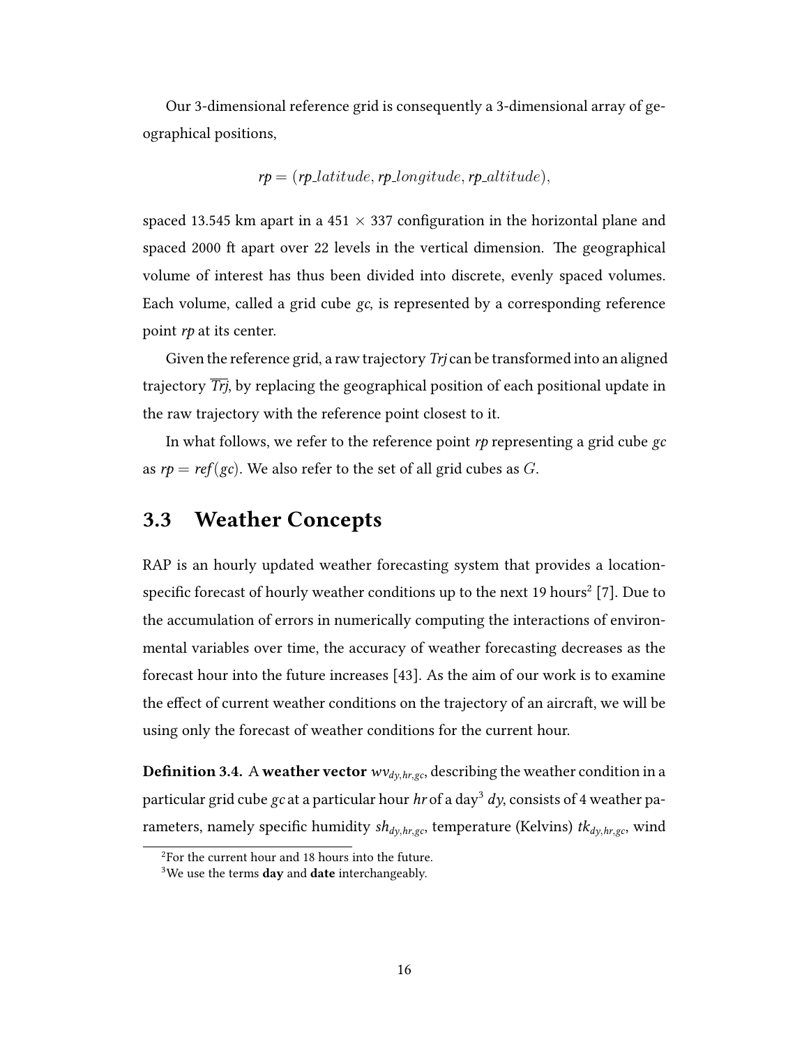Our 3-dimensional reference grid is consequently a 3-dimensional array of geographical positions,

$$rp = (rp\_latitude, rp\_longitude, rp\_altitude),$$

spaced 13.545 km apart in a 451 × 337 configuration in the horizontal plane and spaced 2000 ft apart over 22 levels in the vertical dimension. The geographical volume of interest has thus been divided into discrete, evenly spaced volumes. Each volume, called a grid cube *gc*, is represented by a corresponding reference point *rp* at its center.

Given the reference grid, a raw trajectory *Trj* can be transformed into an aligned trajectory $\overline{Trj}$, by replacing the geographical position of each positional update in the raw trajectory with the reference point closest to it.

In what follows, we refer to the reference point *rp* representing a grid cube *gc* as $rp = ref(gc)$. We also refer to the set of all grid cubes as $G$.

## 3.3 Weather Concepts

RAP is an hourly updated weather forecasting system that provides a location-specific forecast of hourly weather conditions up to the next 19 hours[2] [7]. Due to the accumulation of errors in numerically computing the interactions of environmental variables over time, the accuracy of weather forecasting decreases as the forecast hour into the future increases [43]. As the aim of our work is to examine the effect of current weather conditions on the trajectory of an aircraft, we will be using only the forecast of weather conditions for the current hour.

**Definition 3.4.** A **weather vector** $wv_{dy,hr,gc}$, describing the weather condition in a particular grid cube *gc* at a particular hour *hr* of a day[3] *dy*, consists of 4 weather parameters, namely specific humidity $sh_{dy,hr,gc}$, temperature (Kelvins) $tk_{dy,hr,gc}$, wind

---

[2] For the current hour and 18 hours into the future.

[3] We use the terms **day** and **date** interchangeably.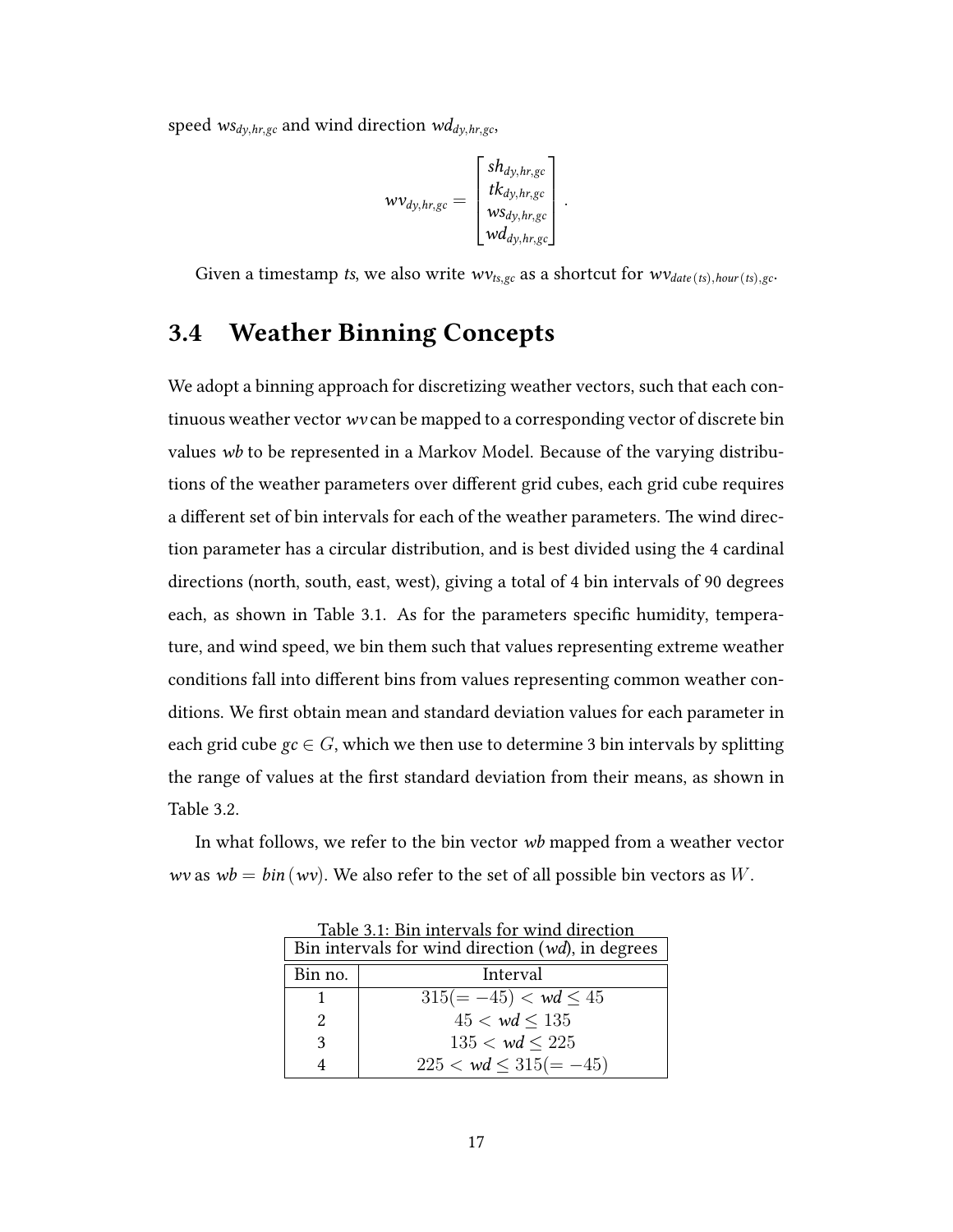speed $ws_{dy,hr,gc}$ and wind direction $wd_{dy,hr,gc}$,

$$wv_{dy,hr,gc} = \begin{bmatrix} sh_{dy,hr,gc} \\ tk_{dy,hr,gc} \\ ws_{dy,hr,gc} \\ wd_{dy,hr,gc} \end{bmatrix}.$$

Given a timestamp *ts*, we also write $wv_{ts,gc}$ as a shortcut for $wv_{date(ts),hour(ts),gc}$.

## 3.4 Weather Binning Concepts

We adopt a binning approach for discretizing weather vectors, such that each continuous weather vector *wv* can be mapped to a corresponding vector of discrete bin values *wb* to be represented in a Markov Model. Because of the varying distributions of the weather parameters over different grid cubes, each grid cube requires a different set of bin intervals for each of the weather parameters. The wind direction parameter has a circular distribution, and is best divided using the 4 cardinal directions (north, south, east, west), giving a total of 4 bin intervals of 90 degrees each, as shown in Table 3.1. As for the parameters specific humidity, temperature, and wind speed, we bin them such that values representing extreme weather conditions fall into different bins from values representing common weather conditions. We first obtain mean and standard deviation values for each parameter in each grid cube $gc \in G$, which we then use to determine 3 bin intervals by splitting the range of values at the first standard deviation from their means, as shown in Table 3.2.

In what follows, we refer to the bin vector *wb* mapped from a weather vector *wv* as $wb = bin(wv)$. We also refer to the set of all possible bin vectors as $W$.

Table 3.1: Bin intervals for wind direction

| Bin intervals for wind direction (*wd*), in degrees | |
|---|---|
| Bin no. | Interval |
| 1 | $315(=-45) < wd \leq 45$ |
| 2 | $45 < wd \leq 135$ |
| 3 | $135 < wd \leq 225$ |
| 4 | $225 < wd \leq 315(=-45)$ |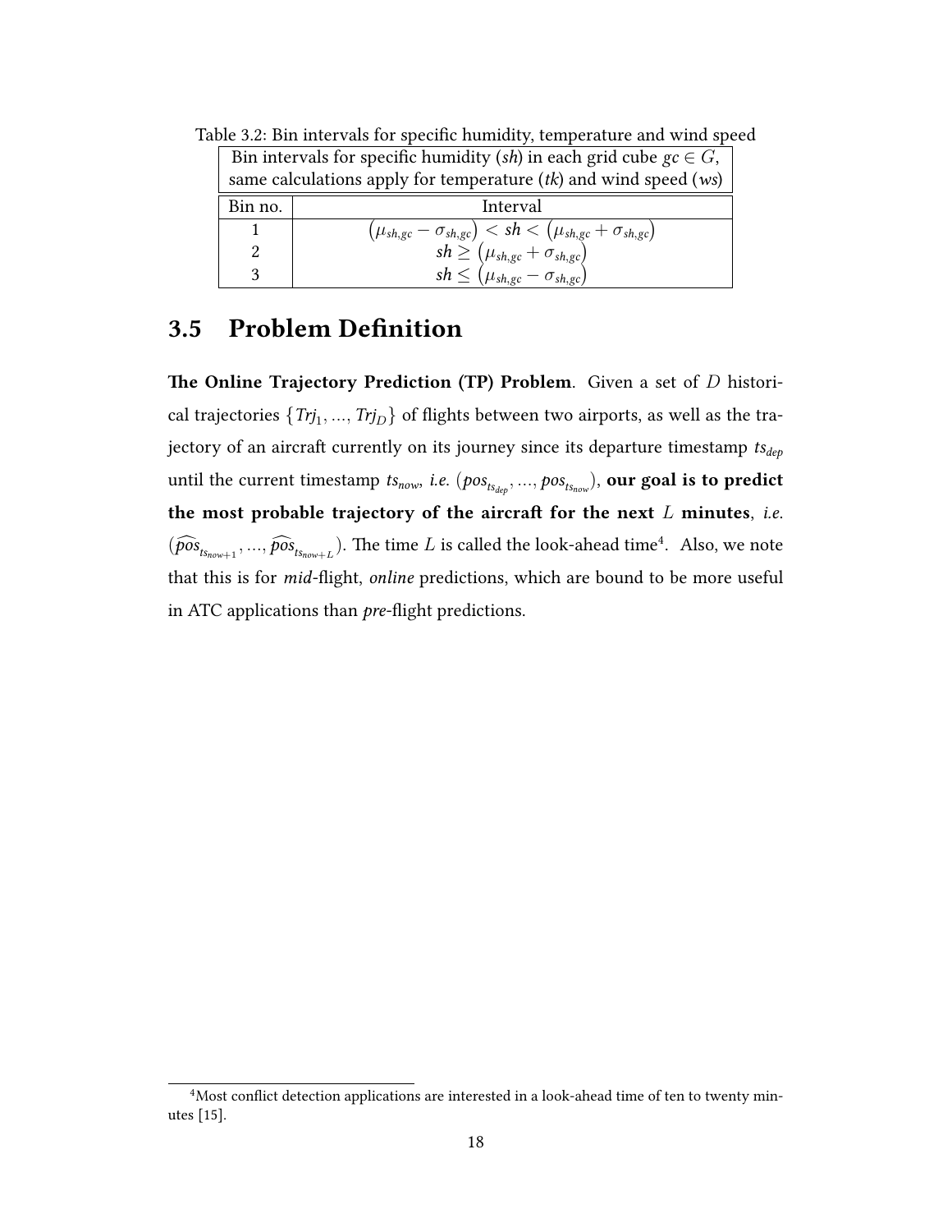Table 3.2: Bin intervals for specific humidity, temperature and wind speed

| Bin intervals for specific humidity (*sh*) in each grid cube $gc \in G$, same calculations apply for temperature (*tk*) and wind speed (*ws*) | |
|---|---|
| Bin no. | Interval |
| 1 | $(\mu_{sh,gc} - \sigma_{sh,gc}) < sh < (\mu_{sh,gc} + \sigma_{sh,gc})$ |
| 2 | $sh \geq (\mu_{sh,gc} + \sigma_{sh,gc})$ |
| 3 | $sh \leq (\mu_{sh,gc} - \sigma_{sh,gc})$ |

## 3.5 Problem Definition

**The Online Trajectory Prediction (TP) Problem**. Given a set of $D$ historical trajectories $\{Trj_1, ..., Trj_D\}$ of flights between two airports, as well as the trajectory of an aircraft currently on its journey since its departure timestamp $ts_{dep}$ until the current timestamp $ts_{now}$, *i.e.* $(pos_{ts_{dep}}, ..., pos_{ts_{now}})$, **our goal is to predict the most probable trajectory of the aircraft for the next $L$ minutes**, *i.e.* $(\widehat{pos}_{ts_{now+1}}, ..., \widehat{pos}_{ts_{now+L}})$. The time $L$ is called the look-ahead time[4]. Also, we note that this is for *mid*-flight, *online* predictions, which are bound to be more useful in ATC applications than *pre*-flight predictions.

[4]Most conflict detection applications are interested in a look-ahead time of ten to twenty minutes [15].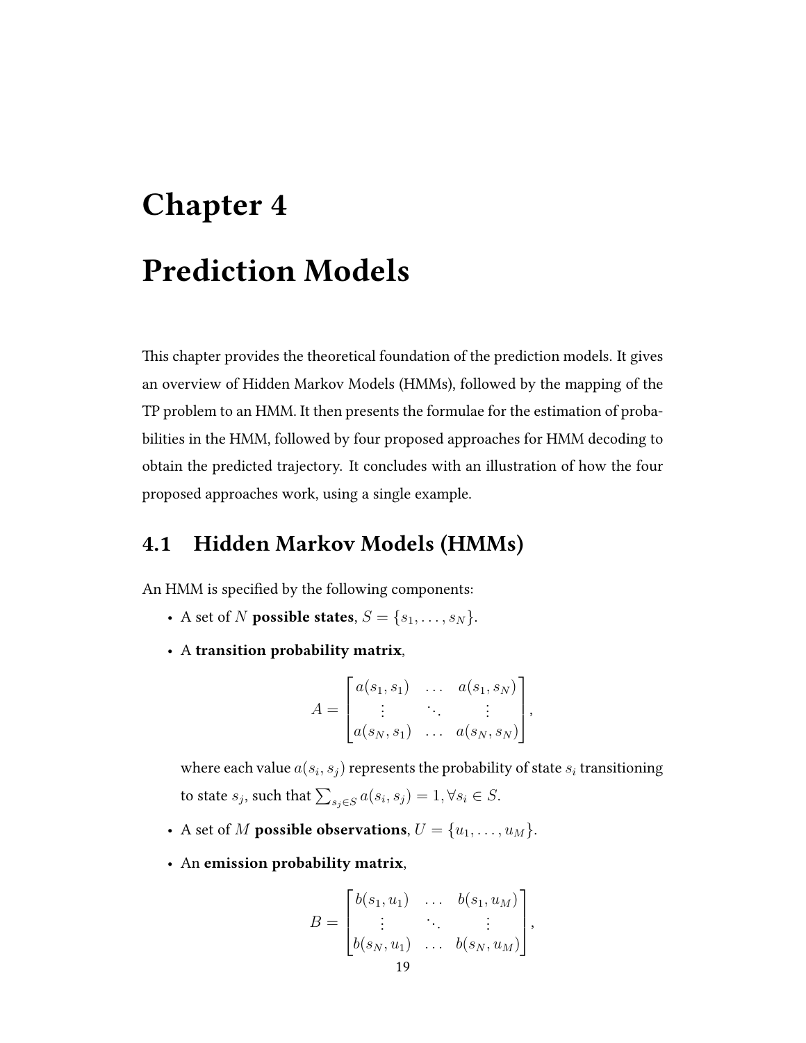# Chapter 4

# Prediction Models

This chapter provides the theoretical foundation of the prediction models. It gives an overview of Hidden Markov Models (HMMs), followed by the mapping of the TP problem to an HMM. It then presents the formulae for the estimation of probabilities in the HMM, followed by four proposed approaches for HMM decoding to obtain the predicted trajectory. It concludes with an illustration of how the four proposed approaches work, using a single example.

## 4.1 Hidden Markov Models (HMMs)

An HMM is specified by the following components:

- A set of $N$ **possible states**, $S = \{s_1, \ldots, s_N\}$.
- A **transition probability matrix**,

$$A = \begin{bmatrix} a(s_1, s_1) & \ldots & a(s_1, s_N) \\ \vdots & \ddots & \vdots \\ a(s_N, s_1) & \ldots & a(s_N, s_N) \end{bmatrix},$$

  where each value $a(s_i, s_j)$ represents the probability of state $s_i$ transitioning to state $s_j$, such that $\sum_{s_j \in S} a(s_i, s_j) = 1, \forall s_i \in S$.

- A set of $M$ **possible observations**, $U = \{u_1, \ldots, u_M\}$.
- An **emission probability matrix**,

$$B = \begin{bmatrix} b(s_1, u_1) & \ldots & b(s_1, u_M) \\ \vdots & \ddots & \vdots \\ b(s_N, u_1) & \ldots & b(s_N, u_M) \end{bmatrix},$$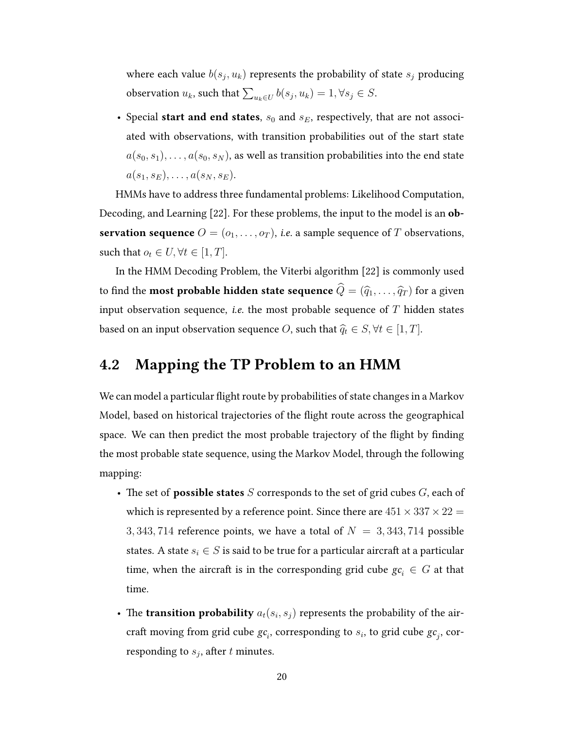where each value $b(s_j, u_k)$ represents the probability of state $s_j$ producing observation $u_k$, such that $\sum_{u_k \in U} b(s_j, u_k) = 1, \forall s_j \in S$.

- Special **start and end states**, $s_0$ and $s_E$, respectively, that are not associated with observations, with transition probabilities out of the start state $a(s_0, s_1), \ldots, a(s_0, s_N)$, as well as transition probabilities into the end state $a(s_1, s_E), \ldots, a(s_N, s_E)$.

HMMs have to address three fundamental problems: Likelihood Computation, Decoding, and Learning [22]. For these problems, the input to the model is an **observation sequence** $O = (o_1, \ldots, o_T)$, *i.e.* a sample sequence of $T$ observations, such that $o_t \in U, \forall t \in [1, T]$.

In the HMM Decoding Problem, the Viterbi algorithm [22] is commonly used to find the **most probable hidden state sequence** $\widehat{Q} = (\widehat{q}_1, \ldots, \widehat{q}_T)$ for a given input observation sequence, *i.e.* the most probable sequence of $T$ hidden states based on an input observation sequence $O$, such that $\widehat{q}_t \in S, \forall t \in [1, T]$.

## 4.2 Mapping the TP Problem to an HMM

We can model a particular flight route by probabilities of state changes in a Markov Model, based on historical trajectories of the flight route across the geographical space. We can then predict the most probable trajectory of the flight by finding the most probable state sequence, using the Markov Model, through the following mapping:

- The set of **possible states** $S$ corresponds to the set of grid cubes $G$, each of which is represented by a reference point. Since there are $451 \times 337 \times 22 = 3,343,714$ reference points, we have a total of $N = 3,343,714$ possible states. A state $s_i \in S$ is said to be true for a particular aircraft at a particular time, when the aircraft is in the corresponding grid cube $gc_i \in G$ at that time.

- The **transition probability** $a_t(s_i, s_j)$ represents the probability of the aircraft moving from grid cube $gc_i$, corresponding to $s_i$, to grid cube $gc_j$, corresponding to $s_j$, after $t$ minutes.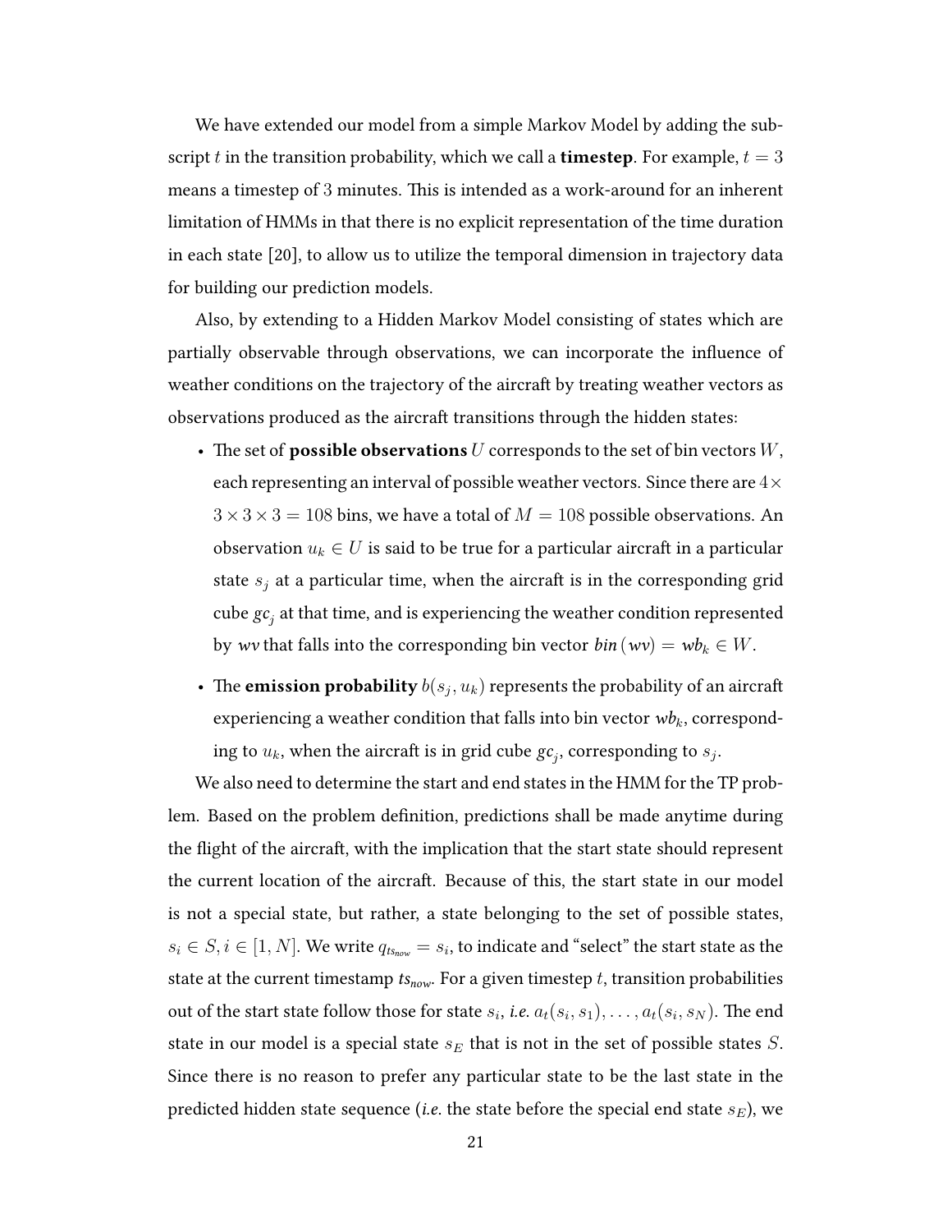We have extended our model from a simple Markov Model by adding the subscript $t$ in the transition probability, which we call a **timestep**. For example, $t = 3$ means a timestep of 3 minutes. This is intended as a work-around for an inherent limitation of HMMs in that there is no explicit representation of the time duration in each state [20], to allow us to utilize the temporal dimension in trajectory data for building our prediction models.

Also, by extending to a Hidden Markov Model consisting of states which are partially observable through observations, we can incorporate the influence of weather conditions on the trajectory of the aircraft by treating weather vectors as observations produced as the aircraft transitions through the hidden states:

- The set of **possible observations** $U$ corresponds to the set of bin vectors $W$, each representing an interval of possible weather vectors. Since there are $4 \times 3 \times 3 \times 3 = 108$ bins, we have a total of $M = 108$ possible observations. An observation $u_k \in U$ is said to be true for a particular aircraft in a particular state $s_j$ at a particular time, when the aircraft is in the corresponding grid cube $gc_j$ at that time, and is experiencing the weather condition represented by $wv$ that falls into the corresponding bin vector $bin(wv) = wb_k \in W$.
- The **emission probability** $b(s_j, u_k)$ represents the probability of an aircraft experiencing a weather condition that falls into bin vector $wb_k$, corresponding to $u_k$, when the aircraft is in grid cube $gc_j$, corresponding to $s_j$.

We also need to determine the start and end states in the HMM for the TP problem. Based on the problem definition, predictions shall be made anytime during the flight of the aircraft, with the implication that the start state should represent the current location of the aircraft. Because of this, the start state in our model is not a special state, but rather, a state belonging to the set of possible states, $s_i \in S, i \in [1, N]$. We write $q_{ts_{now}} = s_i$, to indicate and "select" the start state as the state at the current timestamp $ts_{now}$. For a given timestep $t$, transition probabilities out of the start state follow those for state $s_i$, *i.e.* $a_t(s_i, s_1), \ldots, a_t(s_i, s_N)$. The end state in our model is a special state $s_E$ that is not in the set of possible states $S$. Since there is no reason to prefer any particular state to be the last state in the predicted hidden state sequence (*i.e.* the state before the special end state $s_E$), we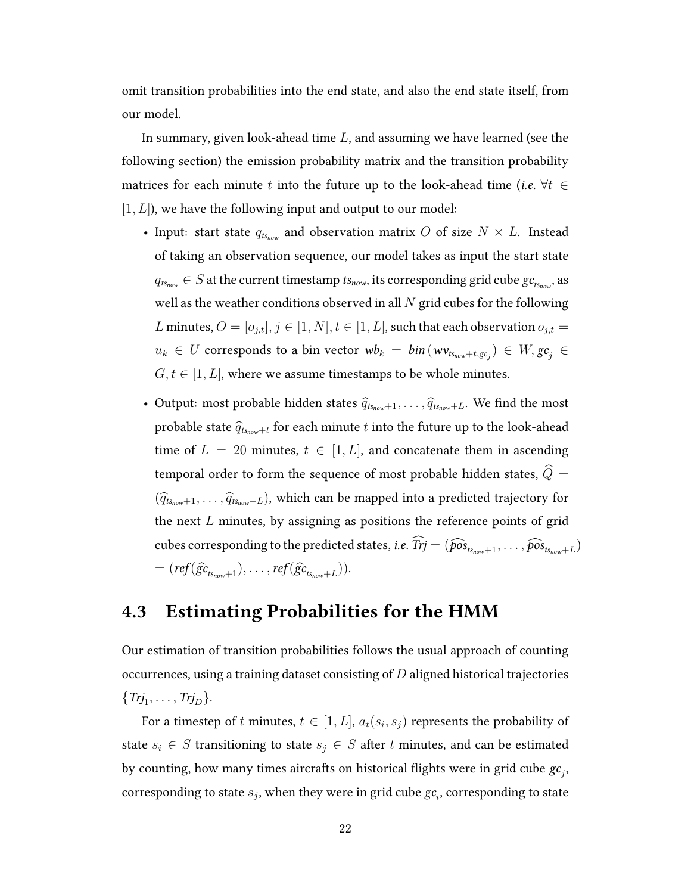omit transition probabilities into the end state, and also the end state itself, from our model.

In summary, given look-ahead time $L$, and assuming we have learned (see the following section) the emission probability matrix and the transition probability matrices for each minute $t$ into the future up to the look-ahead time (*i.e.* $\forall t \in [1, L]$), we have the following input and output to our model:

- Input: start state $q_{ts_{now}}$ and observation matrix $O$ of size $N \times L$. Instead of taking an observation sequence, our model takes as input the start state $q_{ts_{now}} \in S$ at the current timestamp $ts_{now}$, its corresponding grid cube $gc_{ts_{now}}$, as well as the weather conditions observed in all $N$ grid cubes for the following $L$ minutes, $O = [o_{j,t}], j \in [1, N], t \in [1, L]$, such that each observation $o_{j,t} = u_k \in U$ corresponds to a bin vector $wb_k = bin(wv_{ts_{now}+t, gc_j}) \in W, gc_j \in G, t \in [1, L]$, where we assume timestamps to be whole minutes.

- Output: most probable hidden states $\widehat{q}_{ts_{now}+1}, \ldots, \widehat{q}_{ts_{now}+L}$. We find the most probable state $\widehat{q}_{ts_{now}+t}$ for each minute $t$ into the future up to the look-ahead time of $L = 20$ minutes, $t \in [1, L]$, and concatenate them in ascending temporal order to form the sequence of most probable hidden states, $\widehat{Q} = (\widehat{q}_{ts_{now}+1}, \ldots, \widehat{q}_{ts_{now}+L})$, which can be mapped into a predicted trajectory for the next $L$ minutes, by assigning as positions the reference points of grid cubes corresponding to the predicted states, *i.e.* $\widehat{Trj} = (\widehat{pos}_{ts_{now}+1}, \ldots, \widehat{pos}_{ts_{now}+L}) = (ref(\widehat{gc}_{ts_{now}+1}), \ldots, ref(\widehat{gc}_{ts_{now}+L}))$.

## 4.3 Estimating Probabilities for the HMM

Our estimation of transition probabilities follows the usual approach of counting occurrences, using a training dataset consisting of $D$ aligned historical trajectories $\{\overline{Trj}_1, \ldots, \overline{Trj}_D\}$.

For a timestep of $t$ minutes, $t \in [1, L]$, $a_t(s_i, s_j)$ represents the probability of state $s_i \in S$ transitioning to state $s_j \in S$ after $t$ minutes, and can be estimated by counting, how many times aircrafts on historical flights were in grid cube $gc_j$, corresponding to state $s_j$, when they were in grid cube $gc_i$, corresponding to state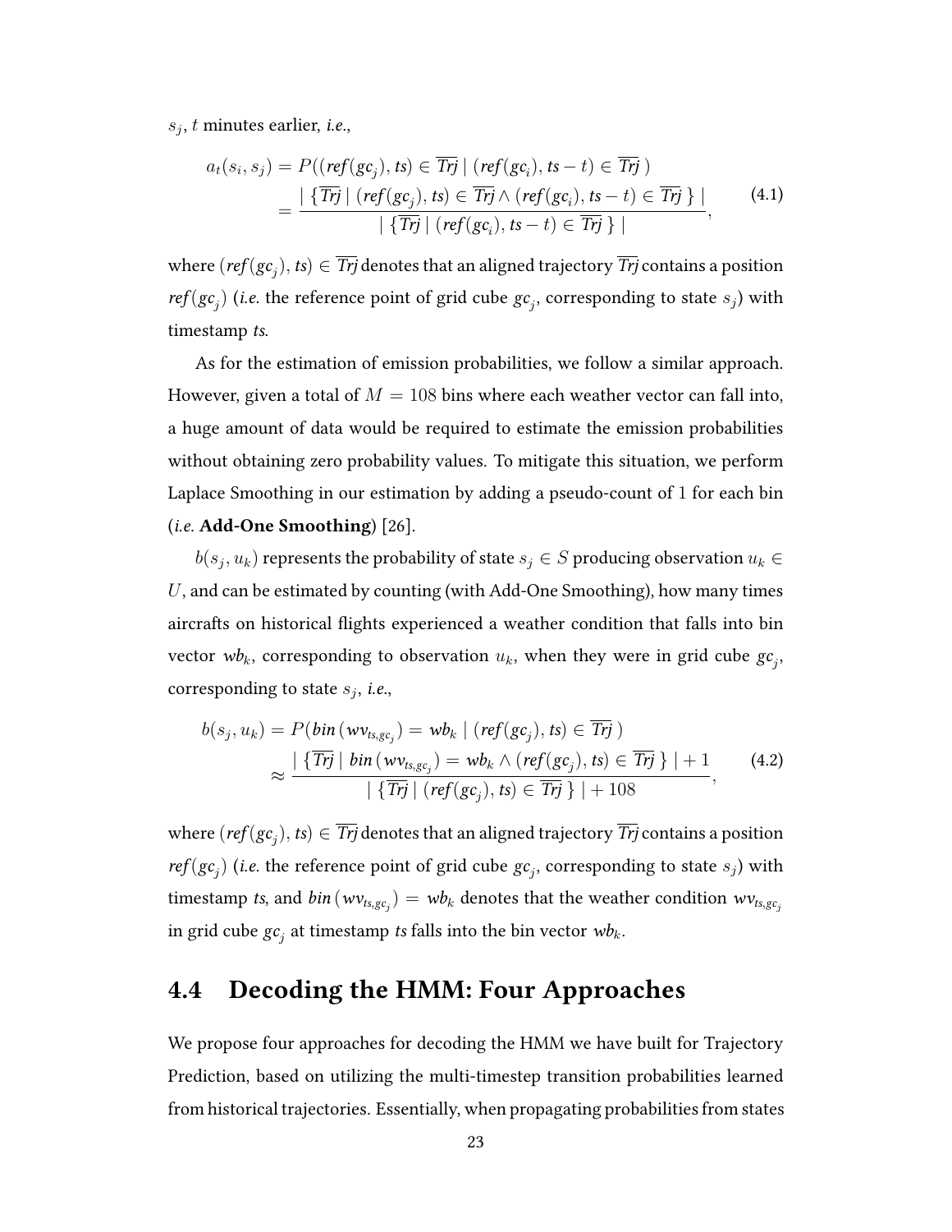$s_j$, $t$ minutes earlier, *i.e.*,

$$\begin{aligned} a_t(s_i, s_j) &= P((\mathit{ref}(gc_j), \mathit{ts}) \in \overline{\mathit{Trj}} \mid (\mathit{ref}(gc_i), \mathit{ts} - t) \in \overline{\mathit{Trj}}\ ) \\ &= \frac{\mid \{ \overline{\mathit{Trj}} \mid (\mathit{ref}(gc_j), \mathit{ts}) \in \overline{\mathit{Trj}} \wedge (\mathit{ref}(gc_i), \mathit{ts} - t) \in \overline{\mathit{Trj}}\ \} \mid}{\mid \{ \overline{\mathit{Trj}} \mid (\mathit{ref}(gc_i), \mathit{ts} - t) \in \overline{\mathit{Trj}}\ \} \mid}, \end{aligned} \tag{4.1}$$

where $(\mathit{ref}(gc_j), \mathit{ts}) \in \overline{\mathit{Trj}}$ denotes that an aligned trajectory $\overline{\mathit{Trj}}$ contains a position $\mathit{ref}(gc_j)$ (*i.e.* the reference point of grid cube $gc_j$, corresponding to state $s_j$) with timestamp *ts*.

As for the estimation of emission probabilities, we follow a similar approach. However, given a total of $M = 108$ bins where each weather vector can fall into, a huge amount of data would be required to estimate the emission probabilities without obtaining zero probability values. To mitigate this situation, we perform Laplace Smoothing in our estimation by adding a pseudo-count of 1 for each bin (*i.e.* **Add-One Smoothing**) [26].

$b(s_j, u_k)$ represents the probability of state $s_j \in S$ producing observation $u_k \in U$, and can be estimated by counting (with Add-One Smoothing), how many times aircrafts on historical flights experienced a weather condition that falls into bin vector $\mathit{wb}_k$, corresponding to observation $u_k$, when they were in grid cube $gc_j$, corresponding to state $s_j$, *i.e.*,

$$\begin{aligned} b(s_j, u_k) &= P(\mathit{bin}\,(\mathit{wv}_{\mathit{ts}, gc_j}) = \mathit{wb}_k \mid (\mathit{ref}(gc_j), \mathit{ts}) \in \overline{\mathit{Trj}}\ ) \\ &\approx \frac{\mid \{ \overline{\mathit{Trj}} \mid \mathit{bin}\,(\mathit{wv}_{\mathit{ts}, gc_j}) = \mathit{wb}_k \wedge (\mathit{ref}(gc_j), \mathit{ts}) \in \overline{\mathit{Trj}}\ \} \mid + 1}{\mid \{ \overline{\mathit{Trj}} \mid (\mathit{ref}(gc_j), \mathit{ts}) \in \overline{\mathit{Trj}}\ \} \mid + 108}, \end{aligned} \tag{4.2}$$

where $(\mathit{ref}(gc_j), \mathit{ts}) \in \overline{\mathit{Trj}}$ denotes that an aligned trajectory $\overline{\mathit{Trj}}$ contains a position $\mathit{ref}(gc_j)$ (*i.e.* the reference point of grid cube $gc_j$, corresponding to state $s_j$) with timestamp *ts*, and $\mathit{bin}\,(\mathit{wv}_{\mathit{ts}, gc_j}) = \mathit{wb}_k$ denotes that the weather condition $\mathit{wv}_{\mathit{ts}, gc_j}$ in grid cube $gc_j$ at timestamp *ts* falls into the bin vector $\mathit{wb}_k$.

## 4.4 Decoding the HMM: Four Approaches

We propose four approaches for decoding the HMM we have built for Trajectory Prediction, based on utilizing the multi-timestep transition probabilities learned from historical trajectories. Essentially, when propagating probabilities from states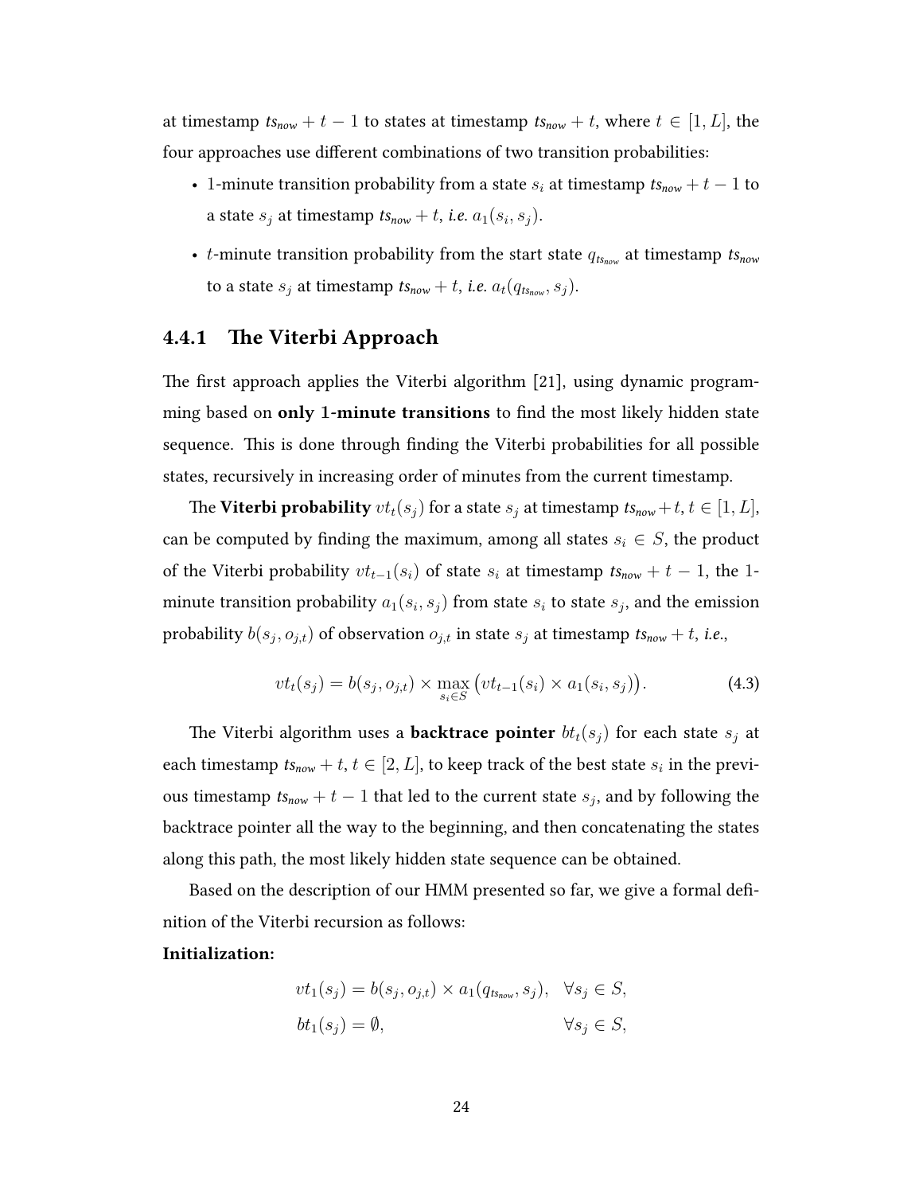at timestamp $ts_{now} + t - 1$ to states at timestamp $ts_{now} + t$, where $t \in [1, L]$, the four approaches use different combinations of two transition probabilities:

- 1-minute transition probability from a state $s_i$ at timestamp $ts_{now} + t - 1$ to a state $s_j$ at timestamp $ts_{now} + t$, *i.e.* $a_1(s_i, s_j)$.
- $t$-minute transition probability from the start state $q_{ts_{now}}$ at timestamp $ts_{now}$ to a state $s_j$ at timestamp $ts_{now} + t$, *i.e.* $a_t(q_{ts_{now}}, s_j)$.

### 4.4.1 The Viterbi Approach

The first approach applies the Viterbi algorithm [21], using dynamic programming based on **only 1-minute transitions** to find the most likely hidden state sequence. This is done through finding the Viterbi probabilities for all possible states, recursively in increasing order of minutes from the current timestamp.

The **Viterbi probability** $vt_t(s_j)$ for a state $s_j$ at timestamp $ts_{now} + t, t \in [1, L]$, can be computed by finding the maximum, among all states $s_i \in S$, the product of the Viterbi probability $vt_{t-1}(s_i)$ of state $s_i$ at timestamp $ts_{now} + t - 1$, the 1-minute transition probability $a_1(s_i, s_j)$ from state $s_i$ to state $s_j$, and the emission probability $b(s_j, o_{j,t})$ of observation $o_{j,t}$ in state $s_j$ at timestamp $ts_{now} + t$, *i.e.*,

$$vt_t(s_j) = b(s_j, o_{j,t}) \times \max_{s_i \in S} \big( vt_{t-1}(s_i) \times a_1(s_i, s_j) \big). \tag{4.3}$$

The Viterbi algorithm uses a **backtrace pointer** $bt_t(s_j)$ for each state $s_j$ at each timestamp $ts_{now} + t, t \in [2, L]$, to keep track of the best state $s_i$ in the previous timestamp $ts_{now} + t - 1$ that led to the current state $s_j$, and by following the backtrace pointer all the way to the beginning, and then concatenating the states along this path, the most likely hidden state sequence can be obtained.

Based on the description of our HMM presented so far, we give a formal definition of the Viterbi recursion as follows:

**Initialization:**

$$vt_1(s_j) = b(s_j, o_{j,t}) \times a_1(q_{ts_{now}}, s_j), \quad \forall s_j \in S,$$

$$bt_1(s_j) = \emptyset, \qquad \forall s_j \in S,$$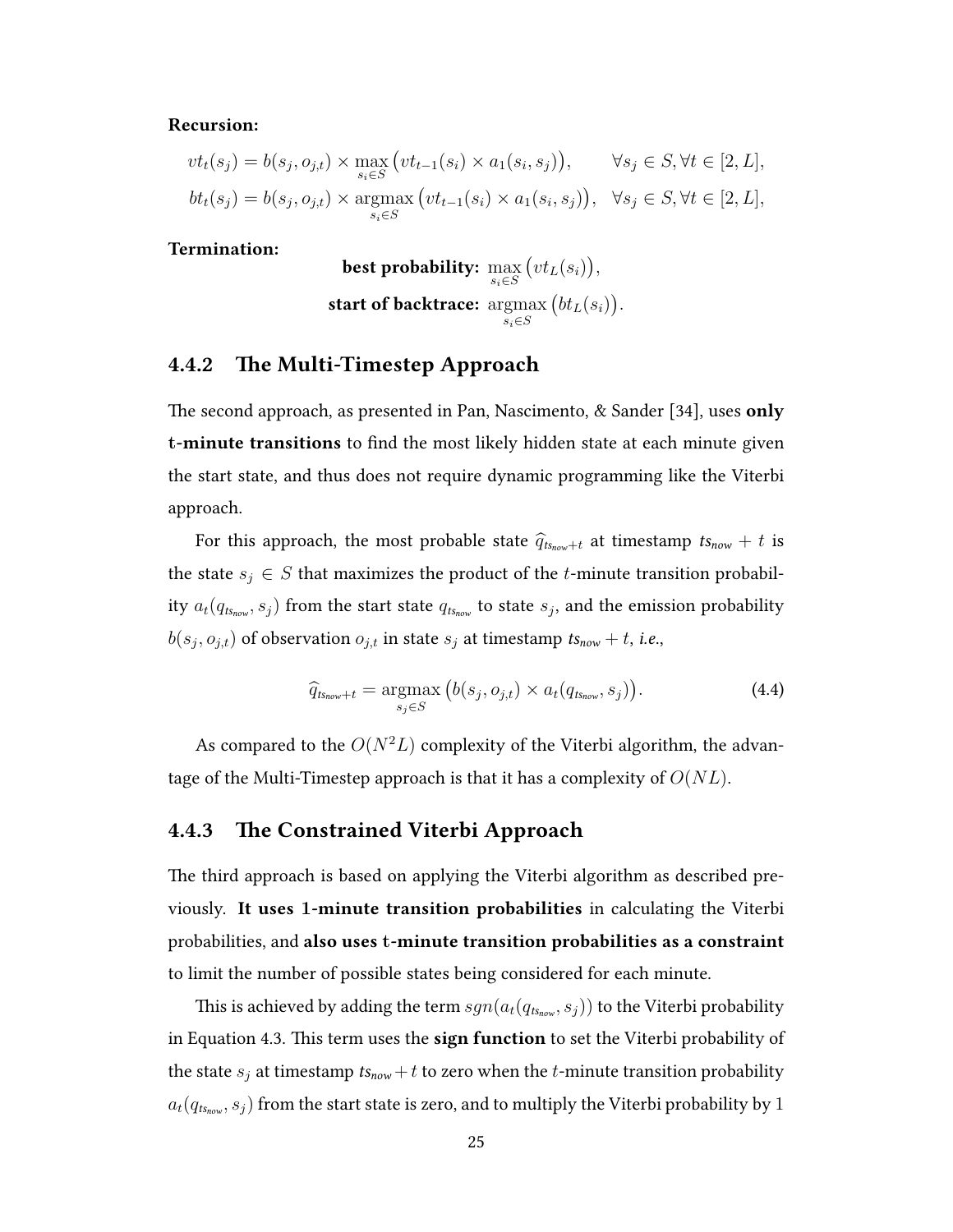**Recursion:**

$$vt_t(s_j) = b(s_j, o_{j,t}) \times \max_{s_i \in S} \big(vt_{t-1}(s_i) \times a_1(s_i, s_j)\big), \qquad \forall s_j \in S, \forall t \in [2, L],$$

$$bt_t(s_j) = b(s_j, o_{j,t}) \times \operatorname*{argmax}_{s_i \in S} \big(vt_{t-1}(s_i) \times a_1(s_i, s_j)\big), \quad \forall s_j \in S, \forall t \in [2, L],$$

**Termination:**

$$\textbf{best probability: } \max_{s_i \in S} \big(vt_L(s_i)\big),$$

$$\textbf{start of backtrace: } \operatorname*{argmax}_{s_i \in S} \big(bt_L(s_i)\big).$$

### 4.4.2 The Multi-Timestep Approach

The second approach, as presented in Pan, Nascimento, & Sander [34], uses **only t-minute transitions** to find the most likely hidden state at each minute given the start state, and thus does not require dynamic programming like the Viterbi approach.

For this approach, the most probable state $\widehat{q}_{ts_{now}+t}$ at timestamp $ts_{now} + t$ is the state $s_j \in S$ that maximizes the product of the $t$-minute transition probability $a_t(q_{ts_{now}}, s_j)$ from the start state $q_{ts_{now}}$ to state $s_j$, and the emission probability $b(s_j, o_{j,t})$ of observation $o_{j,t}$ in state $s_j$ at timestamp $ts_{now} + t$, *i.e.*,

$$\widehat{q}_{ts_{now}+t} = \operatorname*{argmax}_{s_j \in S} \big(b(s_j, o_{j,t}) \times a_t(q_{ts_{now}}, s_j)\big). \tag{4.4}$$

As compared to the $O(N^2L)$ complexity of the Viterbi algorithm, the advantage of the Multi-Timestep approach is that it has a complexity of $O(NL)$.

### 4.4.3 The Constrained Viterbi Approach

The third approach is based on applying the Viterbi algorithm as described previously. **It uses 1-minute transition probabilities** in calculating the Viterbi probabilities, and **also uses t-minute transition probabilities as a constraint** to limit the number of possible states being considered for each minute.

This is achieved by adding the term $sgn(a_t(q_{ts_{now}}, s_j))$ to the Viterbi probability in Equation 4.3. This term uses the **sign function** to set the Viterbi probability of the state $s_j$ at timestamp $ts_{now} + t$ to zero when the $t$-minute transition probability $a_t(q_{ts_{now}}, s_j)$ from the start state is zero, and to multiply the Viterbi probability by 1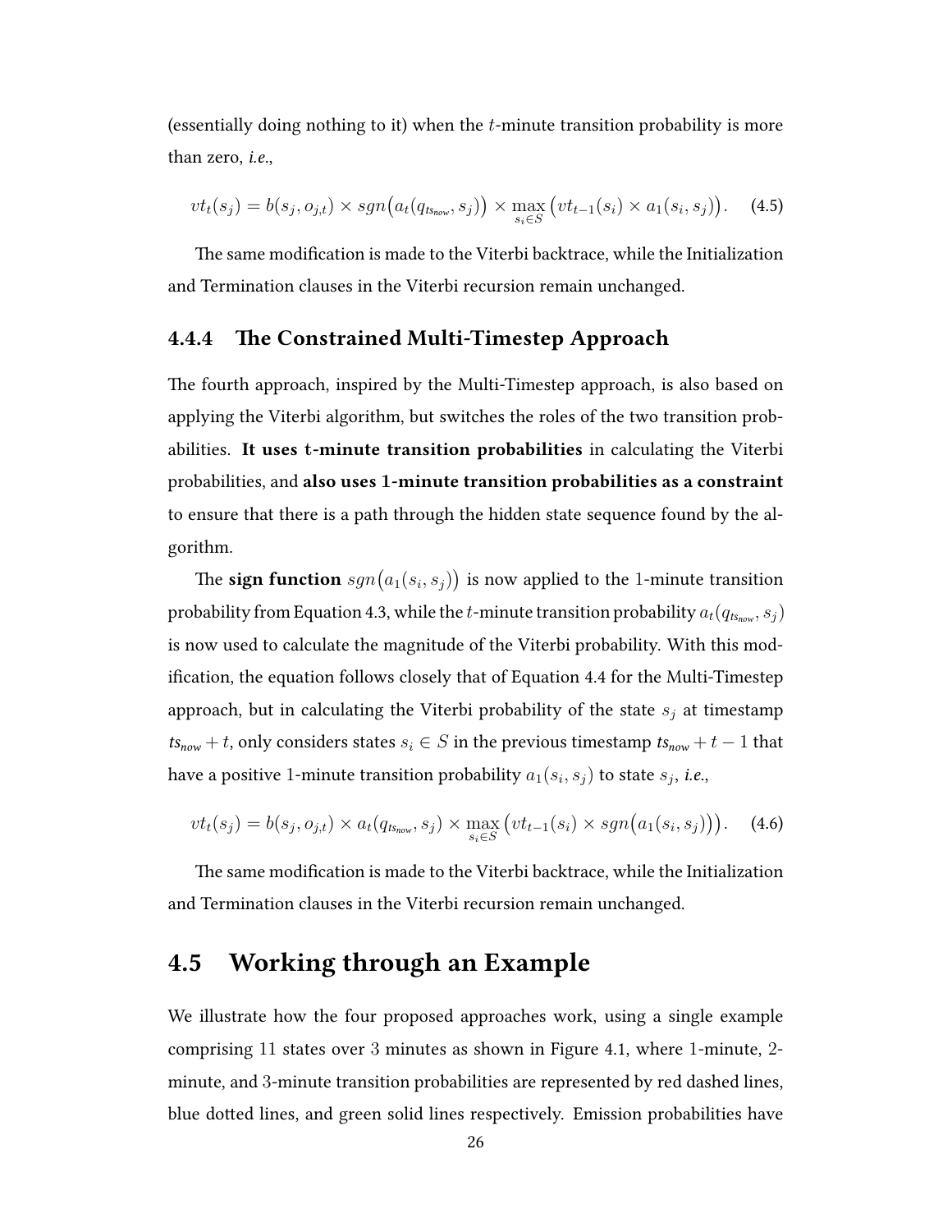(essentially doing nothing to it) when the $t$-minute transition probability is more than zero, *i.e.*,

$$vt_t(s_j) = b(s_j, o_{j,t}) \times sgn\big(a_t(q_{ts_{now}}, s_j)\big) \times \max_{s_i \in S} \big(vt_{t-1}(s_i) \times a_1(s_i, s_j)\big). \quad (4.5)$$

The same modification is made to the Viterbi backtrace, while the Initialization and Termination clauses in the Viterbi recursion remain unchanged.

### 4.4.4 The Constrained Multi-Timestep Approach

The fourth approach, inspired by the Multi-Timestep approach, is also based on applying the Viterbi algorithm, but switches the roles of the two transition probabilities. **It uses t-minute transition probabilities** in calculating the Viterbi probabilities, and **also uses 1-minute transition probabilities as a constraint** to ensure that there is a path through the hidden state sequence found by the algorithm.

The **sign function** $sgn\big(a_1(s_i, s_j)\big)$ is now applied to the 1-minute transition probability from Equation 4.3, while the $t$-minute transition probability $a_t(q_{ts_{now}}, s_j)$ is now used to calculate the magnitude of the Viterbi probability. With this modification, the equation follows closely that of Equation 4.4 for the Multi-Timestep approach, but in calculating the Viterbi probability of the state $s_j$ at timestamp $ts_{now} + t$, only considers states $s_i \in S$ in the previous timestamp $ts_{now} + t - 1$ that have a positive 1-minute transition probability $a_1(s_i, s_j)$ to state $s_j$, *i.e.*,

$$vt_t(s_j) = b(s_j, o_{j,t}) \times a_t(q_{ts_{now}}, s_j) \times \max_{s_i \in S} \big(vt_{t-1}(s_i) \times sgn\big(a_1(s_i, s_j)\big)\big). \quad (4.6)$$

The same modification is made to the Viterbi backtrace, while the Initialization and Termination clauses in the Viterbi recursion remain unchanged.

## 4.5 Working through an Example

We illustrate how the four proposed approaches work, using a single example comprising 11 states over 3 minutes as shown in Figure 4.1, where 1-minute, 2-minute, and 3-minute transition probabilities are represented by red dashed lines, blue dotted lines, and green solid lines respectively. Emission probabilities have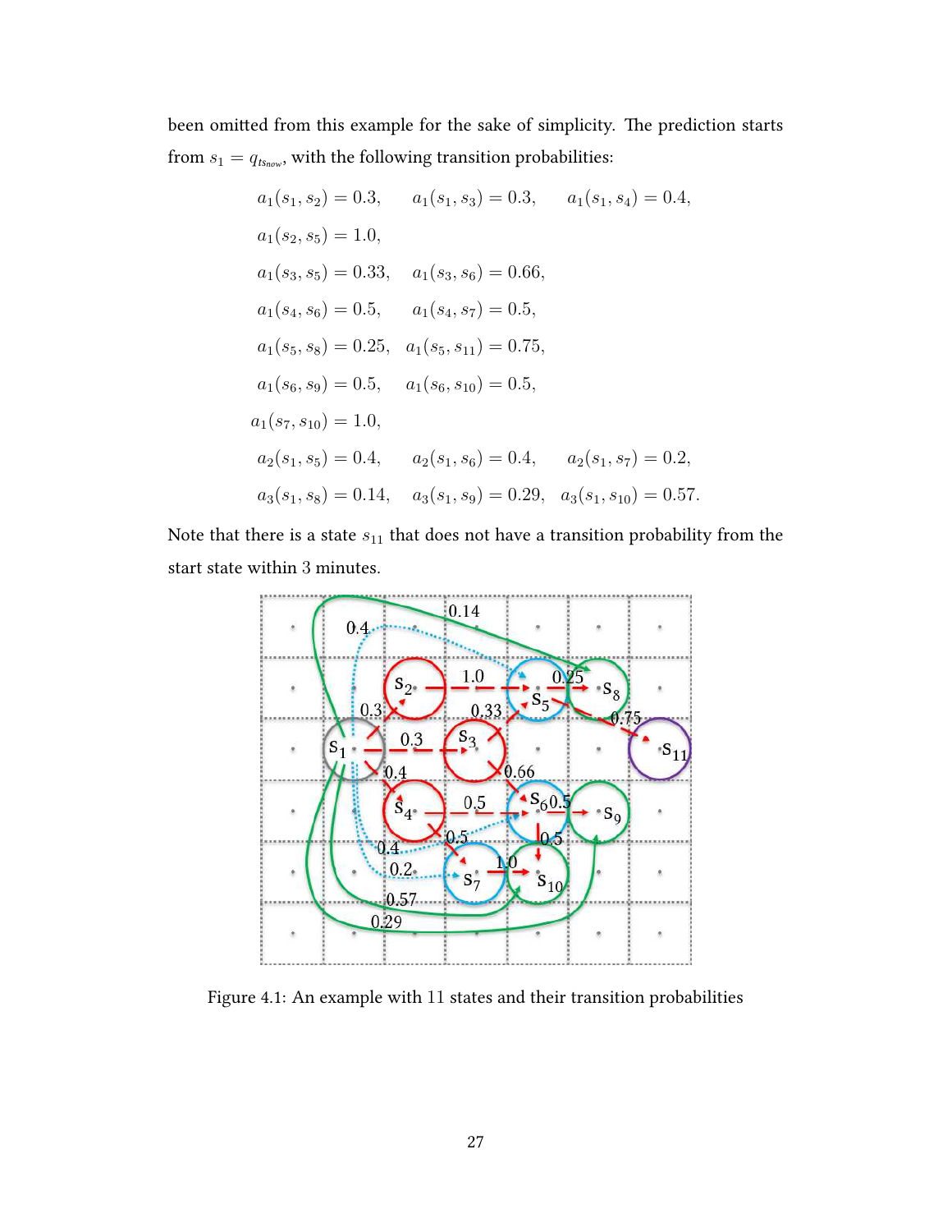been omitted from this example for the sake of simplicity. The prediction starts from $s_1 = q_{ts_{now}}$, with the following transition probabilities:

$$a_1(s_1, s_2) = 0.3, \quad a_1(s_1, s_3) = 0.3, \quad a_1(s_1, s_4) = 0.4,$$

$$a_1(s_2, s_5) = 1.0,$$

$$a_1(s_3, s_5) = 0.33, \quad a_1(s_3, s_6) = 0.66,$$

$$a_1(s_4, s_6) = 0.5, \quad a_1(s_4, s_7) = 0.5,$$

$$a_1(s_5, s_8) = 0.25, \quad a_1(s_5, s_{11}) = 0.75,$$

$$a_1(s_6, s_9) = 0.5, \quad a_1(s_6, s_{10}) = 0.5,$$

$$a_1(s_7, s_{10}) = 1.0,$$

$$a_2(s_1, s_5) = 0.4, \quad a_2(s_1, s_6) = 0.4, \quad a_2(s_1, s_7) = 0.2,$$

$$a_3(s_1, s_8) = 0.14, \quad a_3(s_1, s_9) = 0.29, \quad a_3(s_1, s_{10}) = 0.57.$$

Note that there is a state $s_{11}$ that does not have a transition probability from the start state within 3 minutes.

Figure 4.1: An example with 11 states and their transition probabilities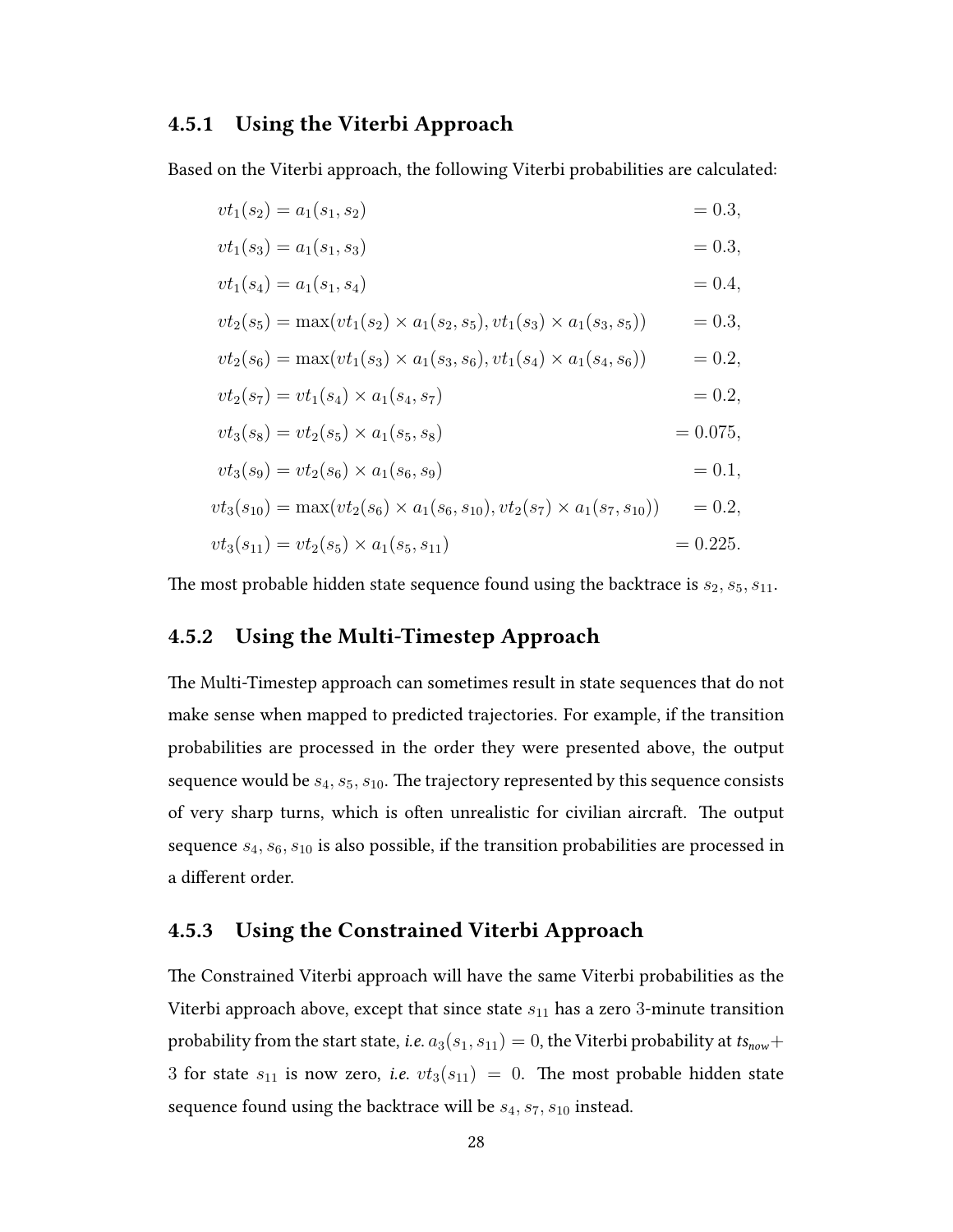### 4.5.1 Using the Viterbi Approach

Based on the Viterbi approach, the following Viterbi probabilities are calculated:

$$
\begin{aligned}
vt_1(s_2) &= a_1(s_1, s_2) &&= 0.3, \\
vt_1(s_3) &= a_1(s_1, s_3) &&= 0.3, \\
vt_1(s_4) &= a_1(s_1, s_4) &&= 0.4, \\
vt_2(s_5) &= \max(vt_1(s_2) \times a_1(s_2, s_5), vt_1(s_3) \times a_1(s_3, s_5)) &&= 0.3, \\
vt_2(s_6) &= \max(vt_1(s_3) \times a_1(s_3, s_6), vt_1(s_4) \times a_1(s_4, s_6)) &&= 0.2, \\
vt_2(s_7) &= vt_1(s_4) \times a_1(s_4, s_7) &&= 0.2, \\
vt_3(s_8) &= vt_2(s_5) \times a_1(s_5, s_8) &&= 0.075, \\
vt_3(s_9) &= vt_2(s_6) \times a_1(s_6, s_9) &&= 0.1, \\
vt_3(s_{10}) &= \max(vt_2(s_6) \times a_1(s_6, s_{10}), vt_2(s_7) \times a_1(s_7, s_{10})) &&= 0.2, \\
vt_3(s_{11}) &= vt_2(s_5) \times a_1(s_5, s_{11}) &&= 0.225.
\end{aligned}
$$

The most probable hidden state sequence found using the backtrace is $s_2, s_5, s_{11}$.

### 4.5.2 Using the Multi-Timestep Approach

The Multi-Timestep approach can sometimes result in state sequences that do not make sense when mapped to predicted trajectories. For example, if the transition probabilities are processed in the order they were presented above, the output sequence would be $s_4, s_5, s_{10}$. The trajectory represented by this sequence consists of very sharp turns, which is often unrealistic for civilian aircraft. The output sequence $s_4, s_6, s_{10}$ is also possible, if the transition probabilities are processed in a different order.

### 4.5.3 Using the Constrained Viterbi Approach

The Constrained Viterbi approach will have the same Viterbi probabilities as the Viterbi approach above, except that since state $s_{11}$ has a zero 3-minute transition probability from the start state, *i.e.* $a_3(s_1, s_{11}) = 0$, the Viterbi probability at $ts_{now} + 3$ for state $s_{11}$ is now zero, *i.e.* $vt_3(s_{11}) = 0$. The most probable hidden state sequence found using the backtrace will be $s_4, s_7, s_{10}$ instead.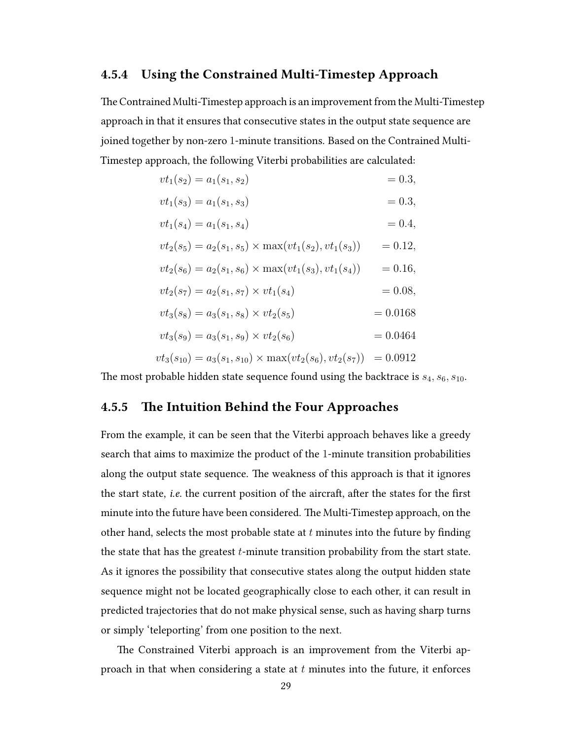### 4.5.4 Using the Constrained Multi-Timestep Approach

The Contrained Multi-Timestep approach is an improvement from the Multi-Timestep approach in that it ensures that consecutive states in the output state sequence are joined together by non-zero 1-minute transitions. Based on the Contrained Multi-Timestep approach, the following Viterbi probabilities are calculated:

$$
\begin{aligned}
vt_1(s_2) &= a_1(s_1, s_2) &&= 0.3, \\
vt_1(s_3) &= a_1(s_1, s_3) &&= 0.3, \\
vt_1(s_4) &= a_1(s_1, s_4) &&= 0.4, \\
vt_2(s_5) &= a_2(s_1, s_5) \times \max(vt_1(s_2), vt_1(s_3)) &&= 0.12, \\
vt_2(s_6) &= a_2(s_1, s_6) \times \max(vt_1(s_3), vt_1(s_4)) &&= 0.16, \\
vt_2(s_7) &= a_2(s_1, s_7) \times vt_1(s_4) &&= 0.08, \\
vt_3(s_8) &= a_3(s_1, s_8) \times vt_2(s_5) &&= 0.0168 \\
vt_3(s_9) &= a_3(s_1, s_9) \times vt_2(s_6) &&= 0.0464 \\
vt_3(s_{10}) &= a_3(s_1, s_{10}) \times \max(vt_2(s_6), vt_2(s_7)) &&= 0.0912
\end{aligned}
$$

The most probable hidden state sequence found using the backtrace is $s_4, s_6, s_{10}$.

### 4.5.5 The Intuition Behind the Four Approaches

From the example, it can be seen that the Viterbi approach behaves like a greedy search that aims to maximize the product of the 1-minute transition probabilities along the output state sequence. The weakness of this approach is that it ignores the start state, *i.e.* the current position of the aircraft, after the states for the first minute into the future have been considered. The Multi-Timestep approach, on the other hand, selects the most probable state at $t$ minutes into the future by finding the state that has the greatest $t$-minute transition probability from the start state. As it ignores the possibility that consecutive states along the output hidden state sequence might not be located geographically close to each other, it can result in predicted trajectories that do not make physical sense, such as having sharp turns or simply 'teleporting' from one position to the next.

The Constrained Viterbi approach is an improvement from the Viterbi approach in that when considering a state at $t$ minutes into the future, it enforces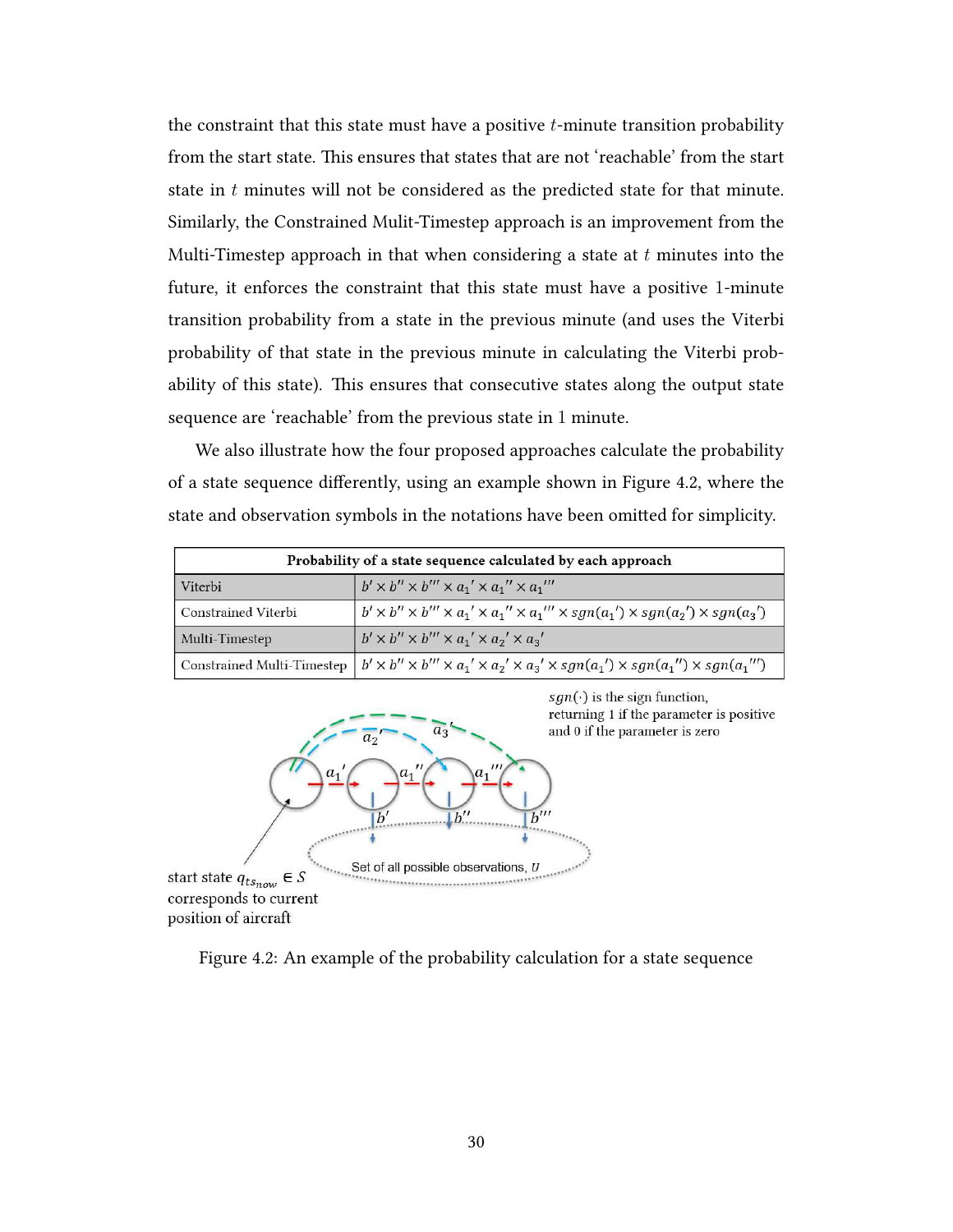the constraint that this state must have a positive $t$-minute transition probability from the start state. This ensures that states that are not 'reachable' from the start state in $t$ minutes will not be considered as the predicted state for that minute. Similarly, the Constrained Mulit-Timestep approach is an improvement from the Multi-Timestep approach in that when considering a state at $t$ minutes into the future, it enforces the constraint that this state must have a positive 1-minute transition probability from a state in the previous minute (and uses the Viterbi probability of that state in the previous minute in calculating the Viterbi probability of this state). This ensures that consecutive states along the output state sequence are 'reachable' from the previous state in 1 minute.

We also illustrate how the four proposed approaches calculate the probability of a state sequence differently, using an example shown in Figure 4.2, where the state and observation symbols in the notations have been omitted for simplicity.

| **Probability of a state sequence calculated by each approach** | |
|---|---|
| Viterbi | $b' \times b'' \times b''' \times a_1{}' \times a_1{}'' \times a_1{}'''$ |
| Constrained Viterbi | $b' \times b'' \times b''' \times a_1{}' \times a_1{}'' \times a_1{}''' \times sgn(a_1{}') \times sgn(a_2{}') \times sgn(a_3{}')$ |
| Multi-Timestep | $b' \times b'' \times b''' \times a_1{}' \times a_2{}' \times a_3{}'$ |
| Constrained Multi-Timestep | $b' \times b'' \times b''' \times a_1{}' \times a_2{}' \times a_3{}' \times sgn(a_1{}') \times sgn(a_1{}'') \times sgn(a_1{}''')$ |

$sgn(\cdot)$ is the sign function, returning 1 if the parameter is positive and 0 if the parameter is zero

start state $q_{ts_{now}} \in S$ corresponds to current position of aircraft

Set of all possible observations, $U$

Figure 4.2: An example of the probability calculation for a state sequence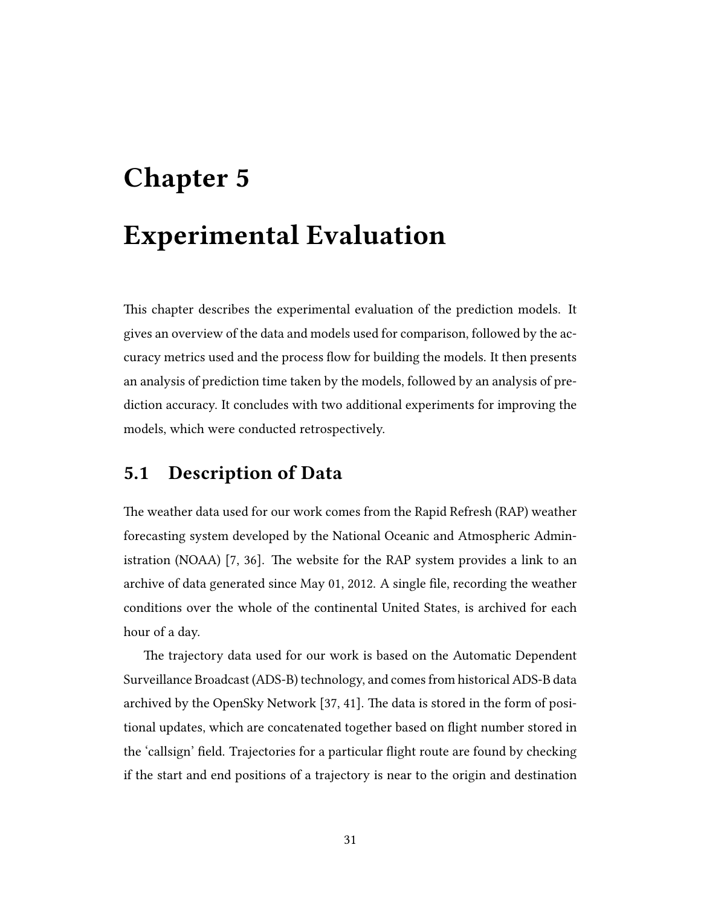# Chapter 5

# Experimental Evaluation

This chapter describes the experimental evaluation of the prediction models. It gives an overview of the data and models used for comparison, followed by the accuracy metrics used and the process flow for building the models. It then presents an analysis of prediction time taken by the models, followed by an analysis of prediction accuracy. It concludes with two additional experiments for improving the models, which were conducted retrospectively.

## 5.1 Description of Data

The weather data used for our work comes from the Rapid Refresh (RAP) weather forecasting system developed by the National Oceanic and Atmospheric Administration (NOAA) [7, 36]. The website for the RAP system provides a link to an archive of data generated since May 01, 2012. A single file, recording the weather conditions over the whole of the continental United States, is archived for each hour of a day.

The trajectory data used for our work is based on the Automatic Dependent Surveillance Broadcast (ADS-B) technology, and comes from historical ADS-B data archived by the OpenSky Network [37, 41]. The data is stored in the form of positional updates, which are concatenated together based on flight number stored in the 'callsign' field. Trajectories for a particular flight route are found by checking if the start and end positions of a trajectory is near to the origin and destination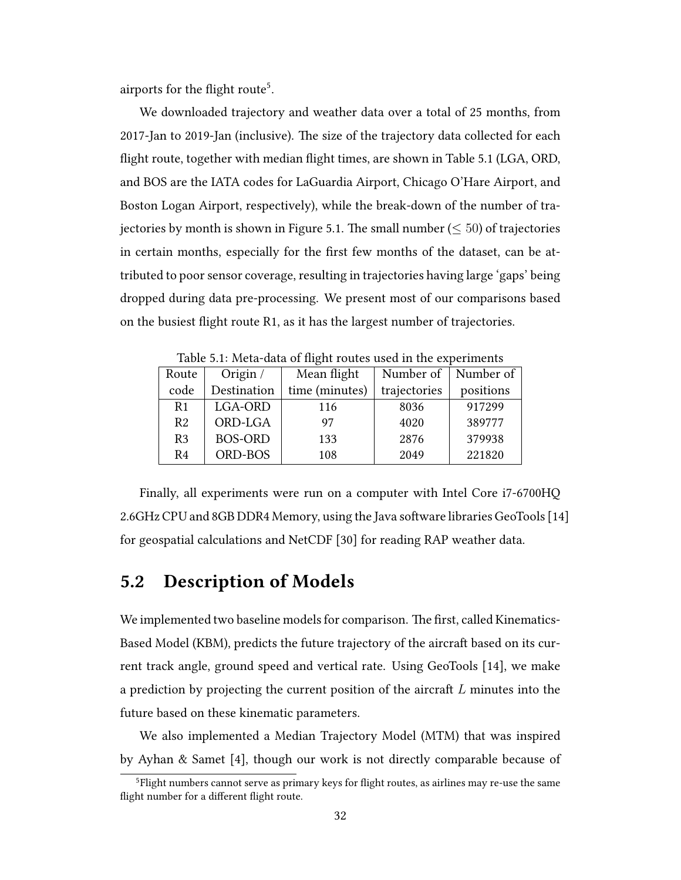airports for the flight route[5].

We downloaded trajectory and weather data over a total of 25 months, from 2017-Jan to 2019-Jan (inclusive). The size of the trajectory data collected for each flight route, together with median flight times, are shown in Table 5.1 (LGA, ORD, and BOS are the IATA codes for LaGuardia Airport, Chicago O'Hare Airport, and Boston Logan Airport, respectively), while the break-down of the number of trajectories by month is shown in Figure 5.1. The small number ($\leq 50$) of trajectories in certain months, especially for the first few months of the dataset, can be attributed to poor sensor coverage, resulting in trajectories having large 'gaps' being dropped during data pre-processing. We present most of our comparisons based on the busiest flight route R1, as it has the largest number of trajectories.

Table 5.1: Meta-data of flight routes used in the experiments

| Route code | Origin / Destination | Mean flight time (minutes) | Number of trajectories | Number of positions |
|---|---|---|---|---|
| R1 | LGA-ORD | 116 | 8036 | 917299 |
| R2 | ORD-LGA | 97 | 4020 | 389777 |
| R3 | BOS-ORD | 133 | 2876 | 379938 |
| R4 | ORD-BOS | 108 | 2049 | 221820 |

Finally, all experiments were run on a computer with Intel Core i7-6700HQ 2.6GHz CPU and 8GB DDR4 Memory, using the Java software libraries GeoTools [14] for geospatial calculations and NetCDF [30] for reading RAP weather data.

## 5.2 Description of Models

We implemented two baseline models for comparison. The first, called Kinematics-Based Model (KBM), predicts the future trajectory of the aircraft based on its current track angle, ground speed and vertical rate. Using GeoTools [14], we make a prediction by projecting the current position of the aircraft $L$ minutes into the future based on these kinematic parameters.

We also implemented a Median Trajectory Model (MTM) that was inspired by Ayhan & Samet [4], though our work is not directly comparable because of

[5] Flight numbers cannot serve as primary keys for flight routes, as airlines may re-use the same flight number for a different flight route.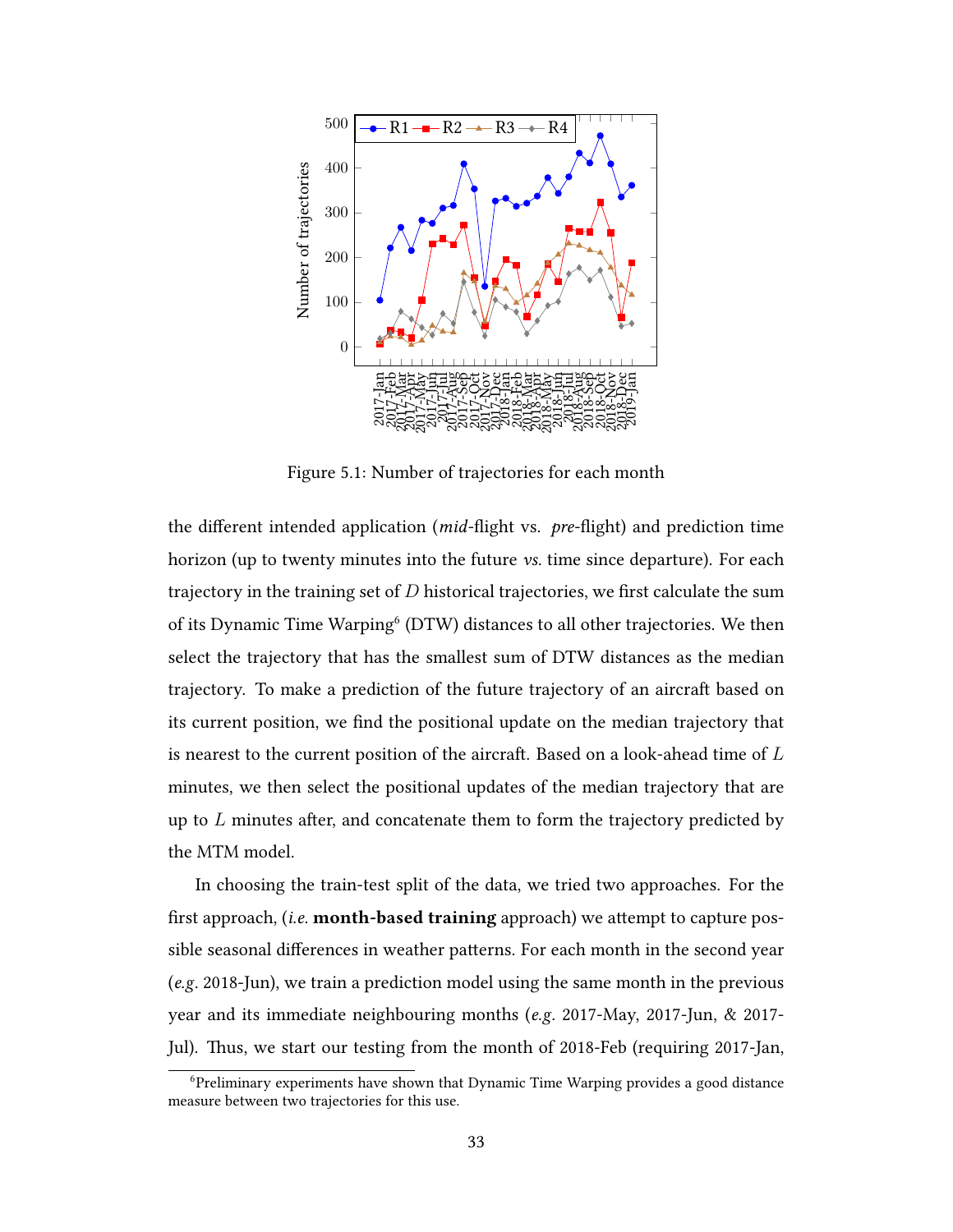Figure 5.1: Number of trajectories for each month

the different intended application (*mid*-flight vs. *pre*-flight) and prediction time horizon (up to twenty minutes into the future *vs.* time since departure). For each trajectory in the training set of $D$ historical trajectories, we first calculate the sum of its Dynamic Time Warping[6] (DTW) distances to all other trajectories. We then select the trajectory that has the smallest sum of DTW distances as the median trajectory. To make a prediction of the future trajectory of an aircraft based on its current position, we find the positional update on the median trajectory that is nearest to the current position of the aircraft. Based on a look-ahead time of $L$ minutes, we then select the positional updates of the median trajectory that are up to $L$ minutes after, and concatenate them to form the trajectory predicted by the MTM model.

In choosing the train-test split of the data, we tried two approaches. For the first approach, (*i.e.* **month-based training** approach) we attempt to capture possible seasonal differences in weather patterns. For each month in the second year (*e.g.* 2018-Jun), we train a prediction model using the same month in the previous year and its immediate neighbouring months (*e.g.* 2017-May, 2017-Jun, & 2017-Jul). Thus, we start our testing from the month of 2018-Feb (requiring 2017-Jan,

[6] Preliminary experiments have shown that Dynamic Time Warping provides a good distance measure between two trajectories for this use.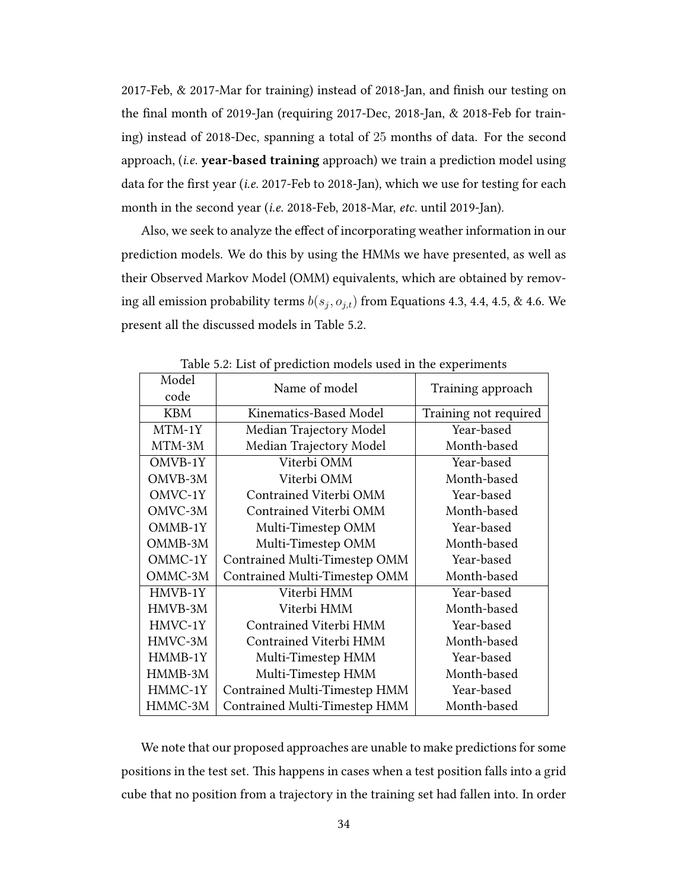2017-Feb, & 2017-Mar for training) instead of 2018-Jan, and finish our testing on the final month of 2019-Jan (requiring 2017-Dec, 2018-Jan, & 2018-Feb for training) instead of 2018-Dec, spanning a total of $25$ months of data. For the second approach, (*i.e.* **year-based training** approach) we train a prediction model using data for the first year (*i.e.* 2017-Feb to 2018-Jan), which we use for testing for each month in the second year (*i.e.* 2018-Feb, 2018-Mar, *etc.* until 2019-Jan).

Also, we seek to analyze the effect of incorporating weather information in our prediction models. We do this by using the HMMs we have presented, as well as their Observed Markov Model (OMM) equivalents, which are obtained by removing all emission probability terms $b(s_j, o_{j,t})$ from Equations 4.3, 4.4, 4.5, & 4.6. We present all the discussed models in Table 5.2.

Table 5.2: List of prediction models used in the experiments

| Model code | Name of model | Training approach |
|---|---|---|
| KBM | Kinematics-Based Model | Training not required |
| MTM-1Y | Median Trajectory Model | Year-based |
| MTM-3M | Median Trajectory Model | Month-based |
| OMVB-1Y | Viterbi OMM | Year-based |
| OMVB-3M | Viterbi OMM | Month-based |
| OMVC-1Y | Contrained Viterbi OMM | Year-based |
| OMVC-3M | Contrained Viterbi OMM | Month-based |
| OMMB-1Y | Multi-Timestep OMM | Year-based |
| OMMB-3M | Multi-Timestep OMM | Month-based |
| OMMC-1Y | Contrained Multi-Timestep OMM | Year-based |
| OMMC-3M | Contrained Multi-Timestep OMM | Month-based |
| HMVB-1Y | Viterbi HMM | Year-based |
| HMVB-3M | Viterbi HMM | Month-based |
| HMVC-1Y | Contrained Viterbi HMM | Year-based |
| HMVC-3M | Contrained Viterbi HMM | Month-based |
| HMMB-1Y | Multi-Timestep HMM | Year-based |
| HMMB-3M | Multi-Timestep HMM | Month-based |
| HMMC-1Y | Contrained Multi-Timestep HMM | Year-based |
| HMMC-3M | Contrained Multi-Timestep HMM | Month-based |

We note that our proposed approaches are unable to make predictions for some positions in the test set. This happens in cases when a test position falls into a grid cube that no position from a trajectory in the training set had fallen into. In order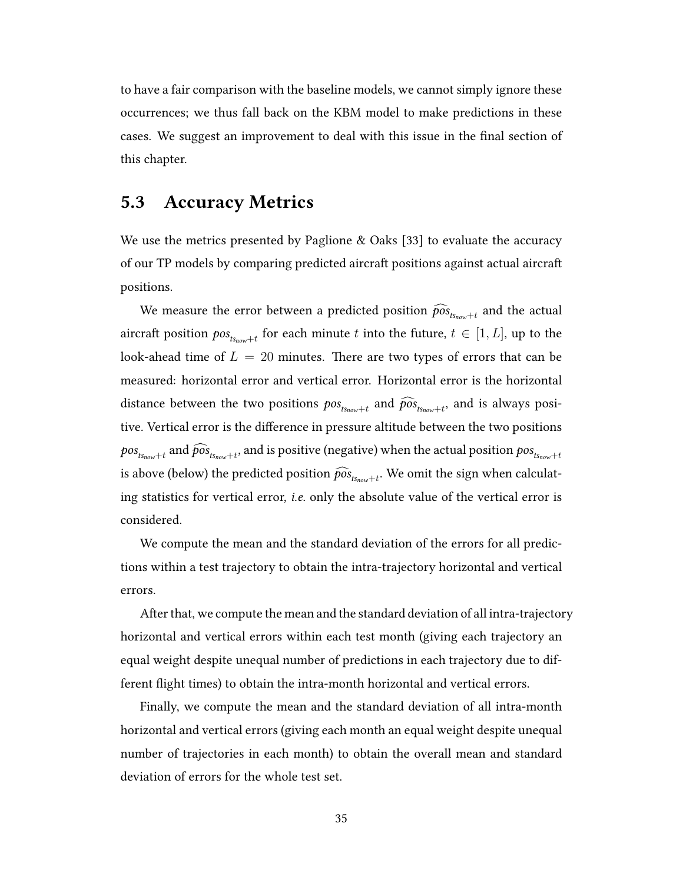to have a fair comparison with the baseline models, we cannot simply ignore these occurrences; we thus fall back on the KBM model to make predictions in these cases. We suggest an improvement to deal with this issue in the final section of this chapter.

## 5.3 Accuracy Metrics

We use the metrics presented by Paglione & Oaks [33] to evaluate the accuracy of our TP models by comparing predicted aircraft positions against actual aircraft positions.

We measure the error between a predicted position $\widehat{pos}_{ts_{now}+t}$ and the actual aircraft position $pos_{ts_{now}+t}$ for each minute $t$ into the future, $t \in [1, L]$, up to the look-ahead time of $L = 20$ minutes. There are two types of errors that can be measured: horizontal error and vertical error. Horizontal error is the horizontal distance between the two positions $pos_{ts_{now}+t}$ and $\widehat{pos}_{ts_{now}+t}$, and is always positive. Vertical error is the difference in pressure altitude between the two positions $pos_{ts_{now}+t}$ and $\widehat{pos}_{ts_{now}+t}$, and is positive (negative) when the actual position $pos_{ts_{now}+t}$ is above (below) the predicted position $\widehat{pos}_{ts_{now}+t}$. We omit the sign when calculating statistics for vertical error, *i.e.* only the absolute value of the vertical error is considered.

We compute the mean and the standard deviation of the errors for all predictions within a test trajectory to obtain the intra-trajectory horizontal and vertical errors.

After that, we compute the mean and the standard deviation of all intra-trajectory horizontal and vertical errors within each test month (giving each trajectory an equal weight despite unequal number of predictions in each trajectory due to different flight times) to obtain the intra-month horizontal and vertical errors.

Finally, we compute the mean and the standard deviation of all intra-month horizontal and vertical errors (giving each month an equal weight despite unequal number of trajectories in each month) to obtain the overall mean and standard deviation of errors for the whole test set.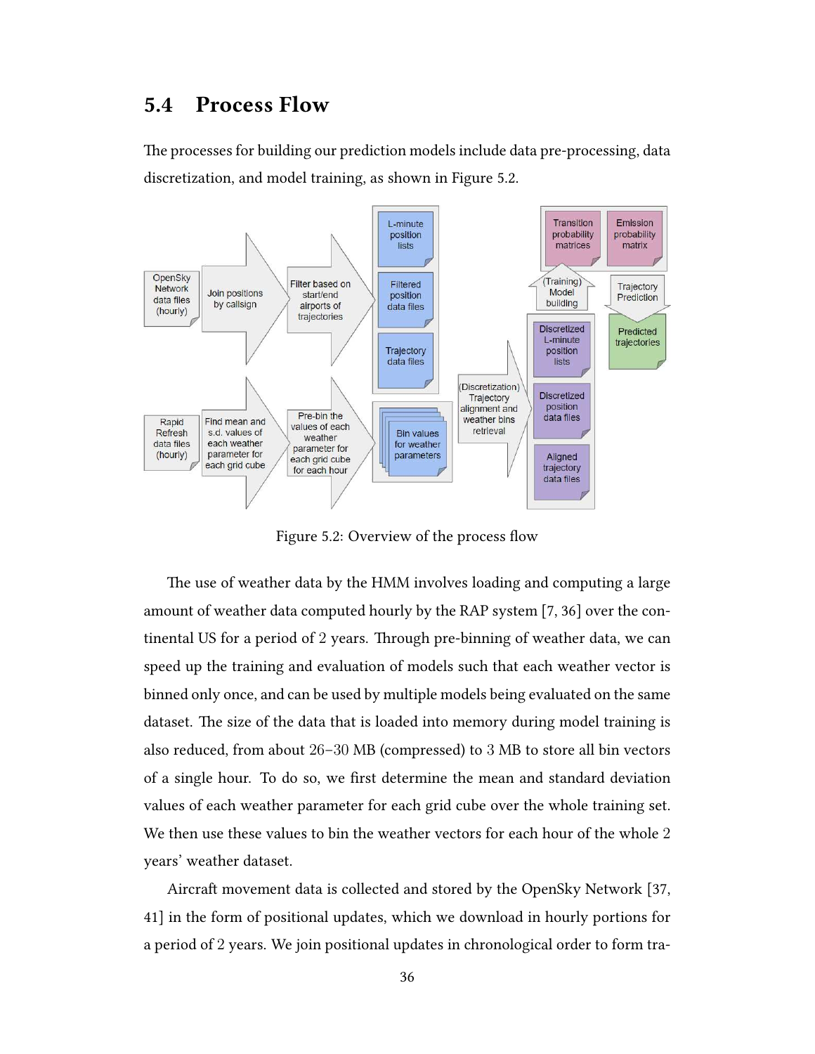## 5.4 Process Flow

The processes for building our prediction models include data pre-processing, data discretization, and model training, as shown in Figure 5.2.

Figure 5.2: Overview of the process flow

The use of weather data by the HMM involves loading and computing a large amount of weather data computed hourly by the RAP system [7, 36] over the continental US for a period of 2 years. Through pre-binning of weather data, we can speed up the training and evaluation of models such that each weather vector is binned only once, and can be used by multiple models being evaluated on the same dataset. The size of the data that is loaded into memory during model training is also reduced, from about 26–30 MB (compressed) to 3 MB to store all bin vectors of a single hour. To do so, we first determine the mean and standard deviation values of each weather parameter for each grid cube over the whole training set. We then use these values to bin the weather vectors for each hour of the whole 2 years' weather dataset.

Aircraft movement data is collected and stored by the OpenSky Network [37, 41] in the form of positional updates, which we download in hourly portions for a period of 2 years. We join positional updates in chronological order to form tra-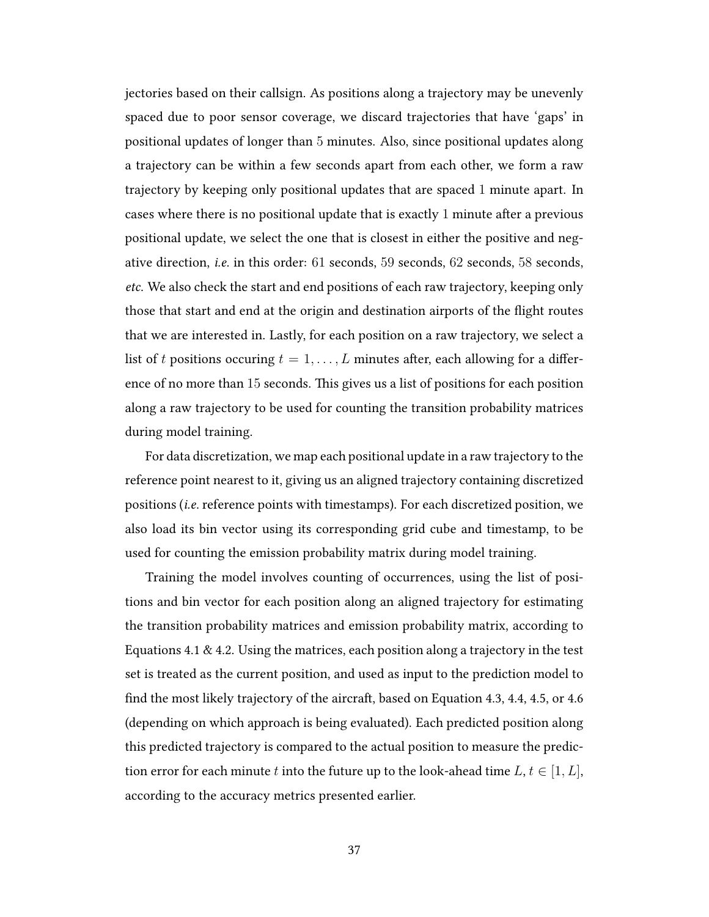jectories based on their callsign. As positions along a trajectory may be unevenly spaced due to poor sensor coverage, we discard trajectories that have 'gaps' in positional updates of longer than $5$ minutes. Also, since positional updates along a trajectory can be within a few seconds apart from each other, we form a raw trajectory by keeping only positional updates that are spaced $1$ minute apart. In cases where there is no positional update that is exactly $1$ minute after a previous positional update, we select the one that is closest in either the positive and negative direction, *i.e.* in this order: $61$ seconds, $59$ seconds, $62$ seconds, $58$ seconds, *etc.* We also check the start and end positions of each raw trajectory, keeping only those that start and end at the origin and destination airports of the flight routes that we are interested in. Lastly, for each position on a raw trajectory, we select a list of $t$ positions occuring $t = 1, \ldots, L$ minutes after, each allowing for a difference of no more than $15$ seconds. This gives us a list of positions for each position along a raw trajectory to be used for counting the transition probability matrices during model training.

For data discretization, we map each positional update in a raw trajectory to the reference point nearest to it, giving us an aligned trajectory containing discretized positions (*i.e.* reference points with timestamps). For each discretized position, we also load its bin vector using its corresponding grid cube and timestamp, to be used for counting the emission probability matrix during model training.

Training the model involves counting of occurrences, using the list of positions and bin vector for each position along an aligned trajectory for estimating the transition probability matrices and emission probability matrix, according to Equations 4.1 & 4.2. Using the matrices, each position along a trajectory in the test set is treated as the current position, and used as input to the prediction model to find the most likely trajectory of the aircraft, based on Equation 4.3, 4.4, 4.5, or 4.6 (depending on which approach is being evaluated). Each predicted position along this predicted trajectory is compared to the actual position to measure the prediction error for each minute $t$ into the future up to the look-ahead time $L$, $t \in [1, L]$, according to the accuracy metrics presented earlier.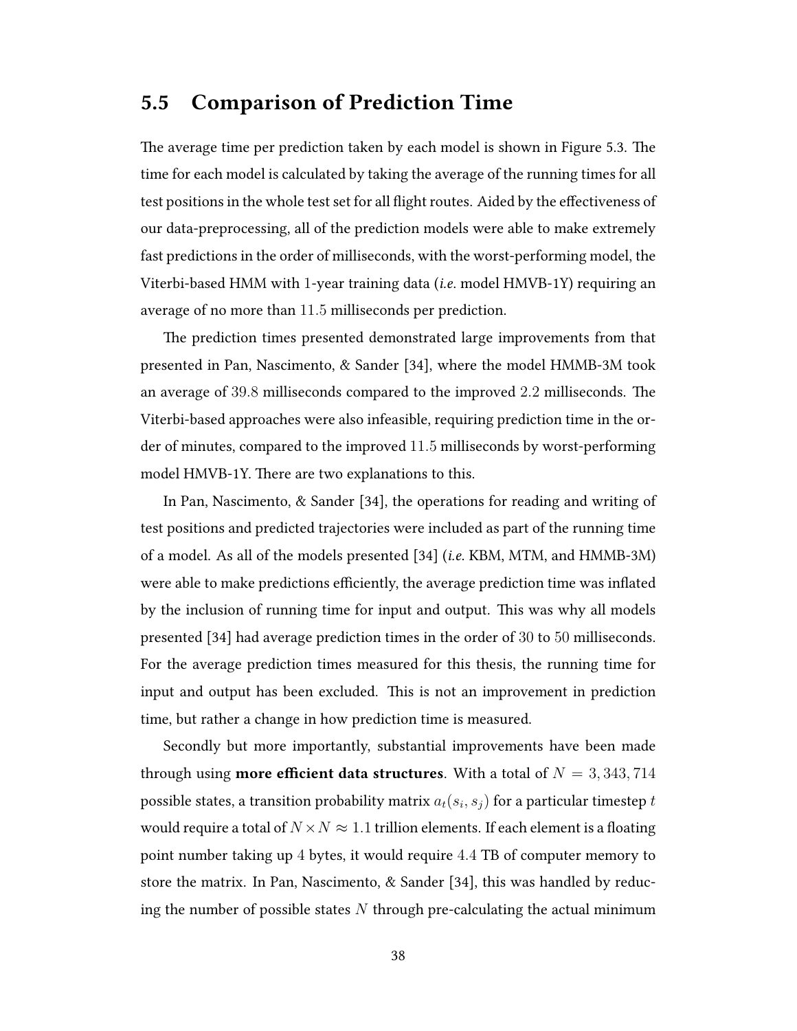## 5.5 Comparison of Prediction Time

The average time per prediction taken by each model is shown in Figure 5.3. The time for each model is calculated by taking the average of the running times for all test positions in the whole test set for all flight routes. Aided by the effectiveness of our data-preprocessing, all of the prediction models were able to make extremely fast predictions in the order of milliseconds, with the worst-performing model, the Viterbi-based HMM with 1-year training data (*i.e.* model HMVB-1Y) requiring an average of no more than $11.5$ milliseconds per prediction.

The prediction times presented demonstrated large improvements from that presented in Pan, Nascimento, & Sander [34], where the model HMMB-3M took an average of $39.8$ milliseconds compared to the improved $2.2$ milliseconds. The Viterbi-based approaches were also infeasible, requiring prediction time in the order of minutes, compared to the improved $11.5$ milliseconds by worst-performing model HMVB-1Y. There are two explanations to this.

In Pan, Nascimento, & Sander [34], the operations for reading and writing of test positions and predicted trajectories were included as part of the running time of a model. As all of the models presented [34] (*i.e.* KBM, MTM, and HMMB-3M) were able to make predictions efficiently, the average prediction time was inflated by the inclusion of running time for input and output. This was why all models presented [34] had average prediction times in the order of $30$ to $50$ milliseconds. For the average prediction times measured for this thesis, the running time for input and output has been excluded. This is not an improvement in prediction time, but rather a change in how prediction time is measured.

Secondly but more importantly, substantial improvements have been made through using **more efficient data structures**. With a total of $N = 3,343,714$ possible states, a transition probability matrix $a_t(s_i, s_j)$ for a particular timestep $t$ would require a total of $N \times N \approx 1.1$ trillion elements. If each element is a floating point number taking up $4$ bytes, it would require $4.4$ TB of computer memory to store the matrix. In Pan, Nascimento, & Sander [34], this was handled by reducing the number of possible states $N$ through pre-calculating the actual minimum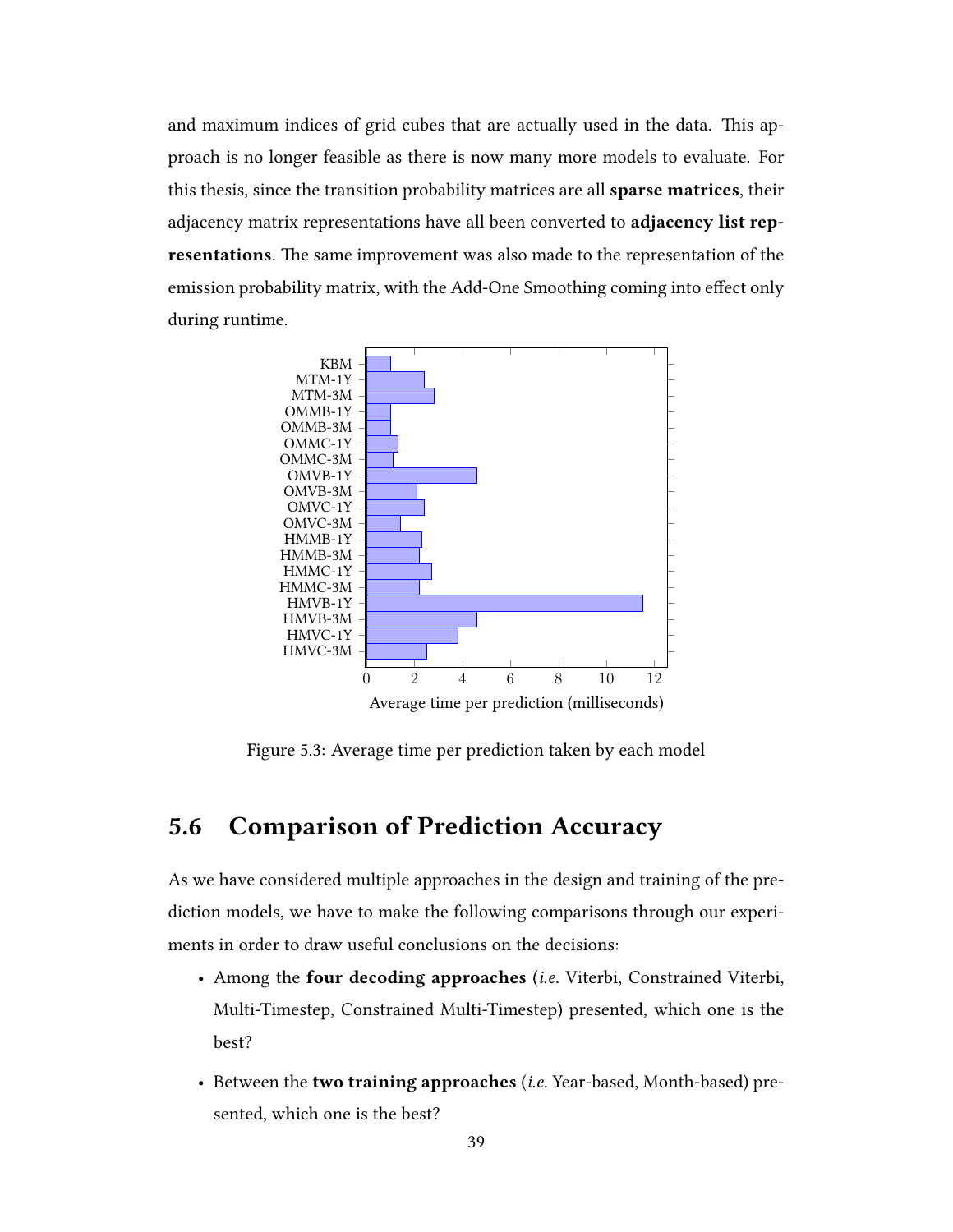and maximum indices of grid cubes that are actually used in the data. This approach is no longer feasible as there is now many more models to evaluate. For this thesis, since the transition probability matrices are all **sparse matrices**, their adjacency matrix representations have all been converted to **adjacency list representations**. The same improvement was also made to the representation of the emission probability matrix, with the Add-One Smoothing coming into effect only during runtime.

Figure 5.3: Average time per prediction taken by each model

## 5.6 Comparison of Prediction Accuracy

As we have considered multiple approaches in the design and training of the prediction models, we have to make the following comparisons through our experiments in order to draw useful conclusions on the decisions:

- Among the **four decoding approaches** (*i.e.* Viterbi, Constrained Viterbi, Multi-Timestep, Constrained Multi-Timestep) presented, which one is the best?
- Between the **two training approaches** (*i.e.* Year-based, Month-based) presented, which one is the best?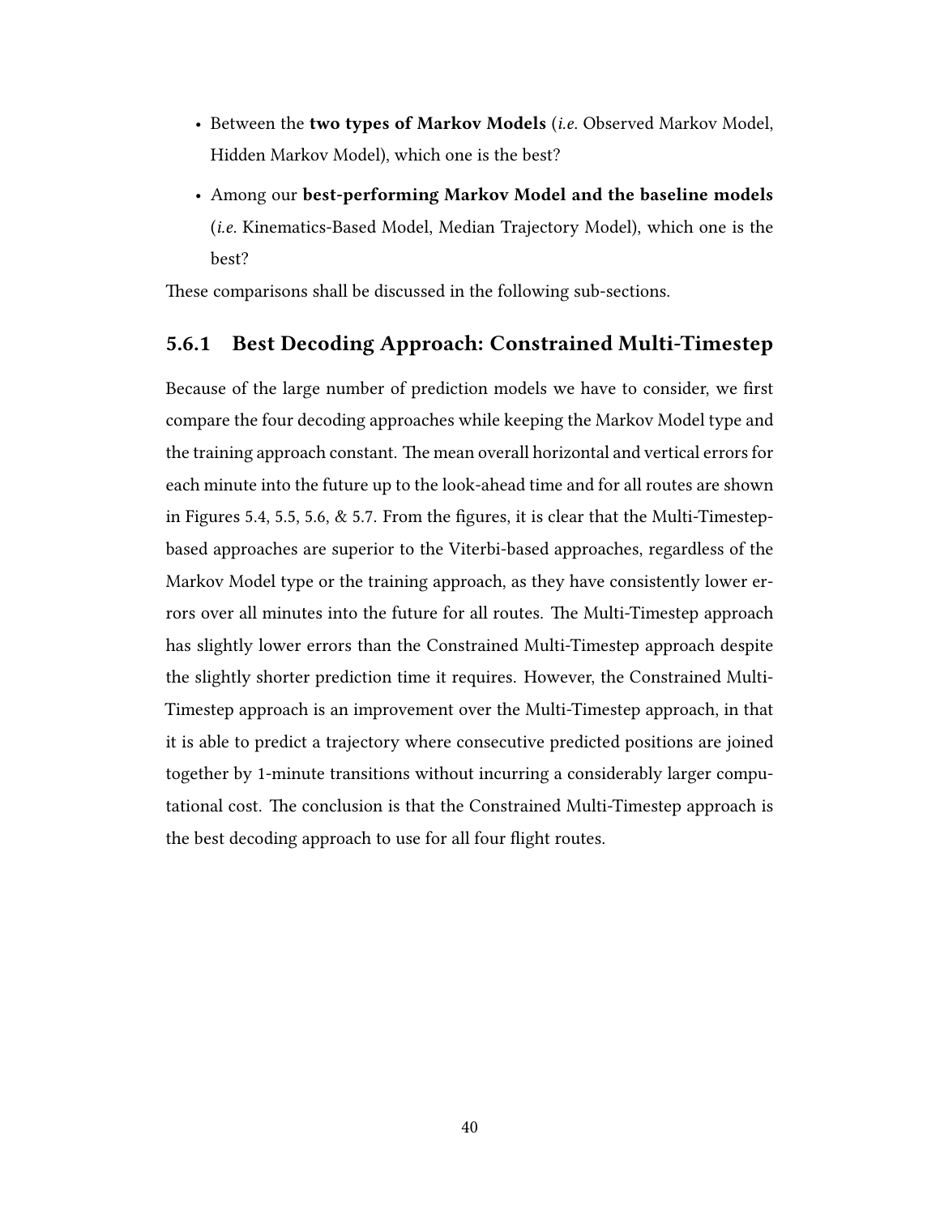- Between the **two types of Markov Models** (*i.e.* Observed Markov Model, Hidden Markov Model), which one is the best?
- Among our **best-performing Markov Model and the baseline models** (*i.e.* Kinematics-Based Model, Median Trajectory Model), which one is the best?

These comparisons shall be discussed in the following sub-sections.

### 5.6.1 Best Decoding Approach: Constrained Multi-Timestep

Because of the large number of prediction models we have to consider, we first compare the four decoding approaches while keeping the Markov Model type and the training approach constant. The mean overall horizontal and vertical errors for each minute into the future up to the look-ahead time and for all routes are shown in Figures 5.4, 5.5, 5.6, & 5.7. From the figures, it is clear that the Multi-Timestep-based approaches are superior to the Viterbi-based approaches, regardless of the Markov Model type or the training approach, as they have consistently lower errors over all minutes into the future for all routes. The Multi-Timestep approach has slightly lower errors than the Constrained Multi-Timestep approach despite the slightly shorter prediction time it requires. However, the Constrained Multi-Timestep approach is an improvement over the Multi-Timestep approach, in that it is able to predict a trajectory where consecutive predicted positions are joined together by 1-minute transitions without incurring a considerably larger computational cost. The conclusion is that the Constrained Multi-Timestep approach is the best decoding approach to use for all four flight routes.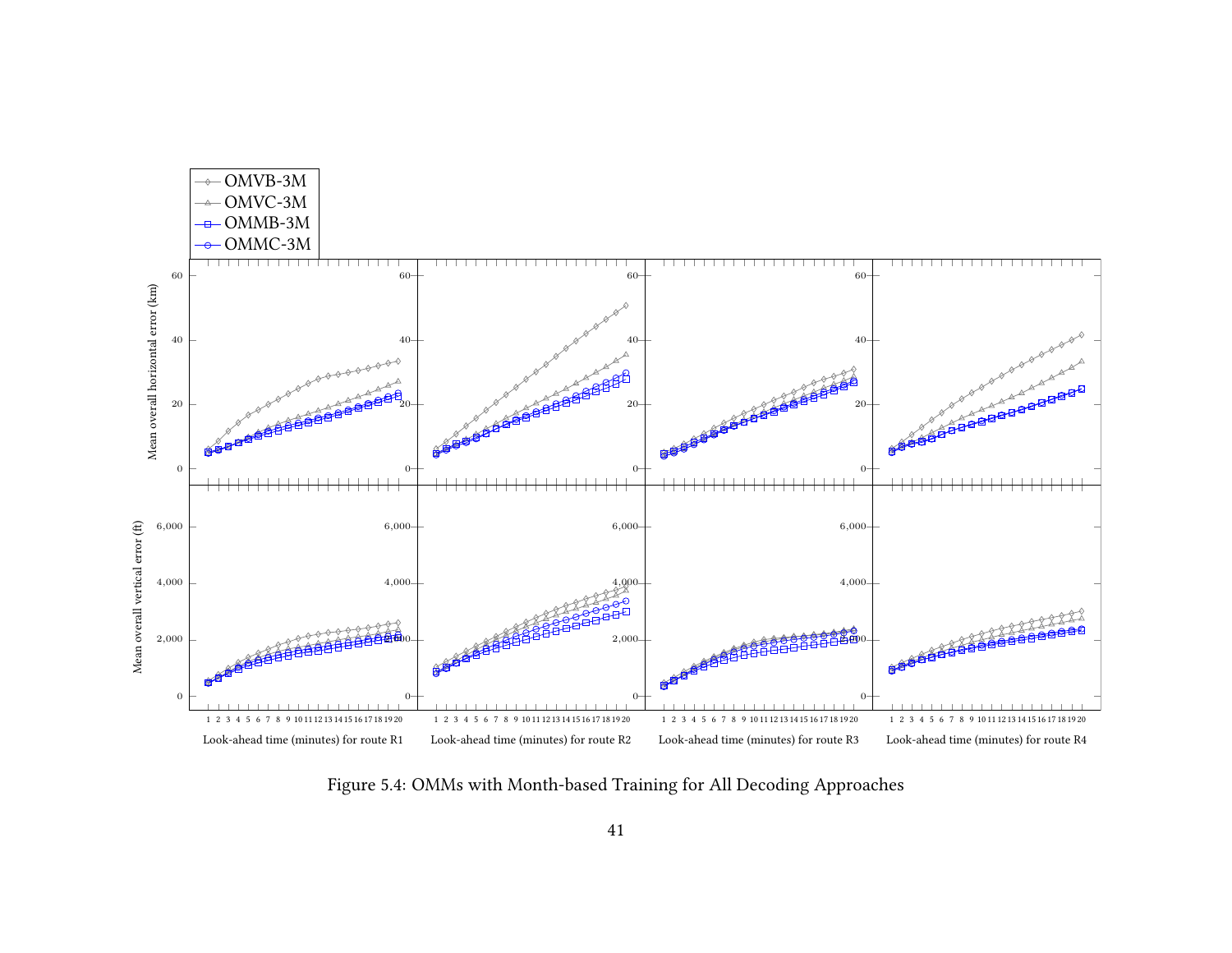Figure 5.4: OMMs with Month-based Training for All Decoding Approaches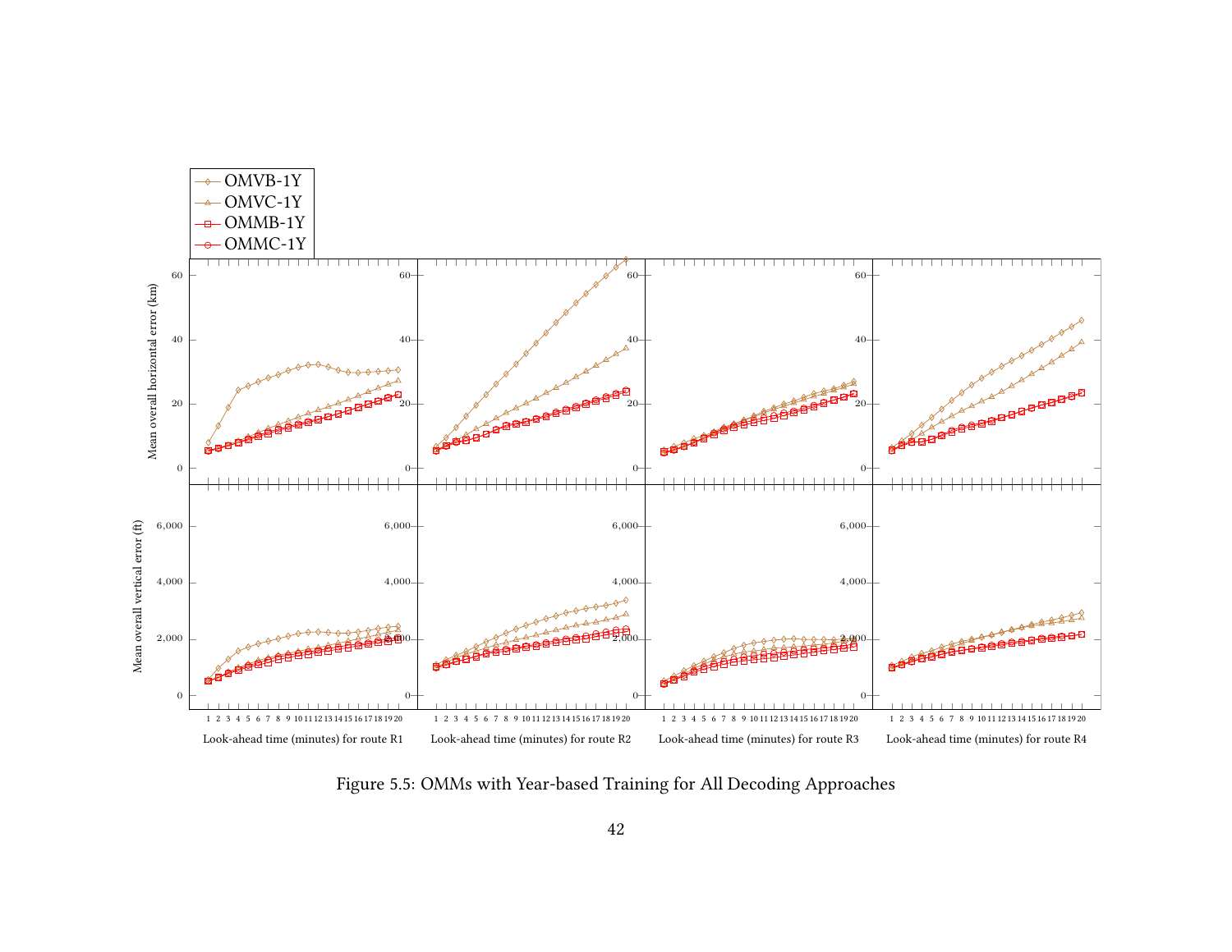Figure 5.5: OMMs with Year-based Training for All Decoding Approaches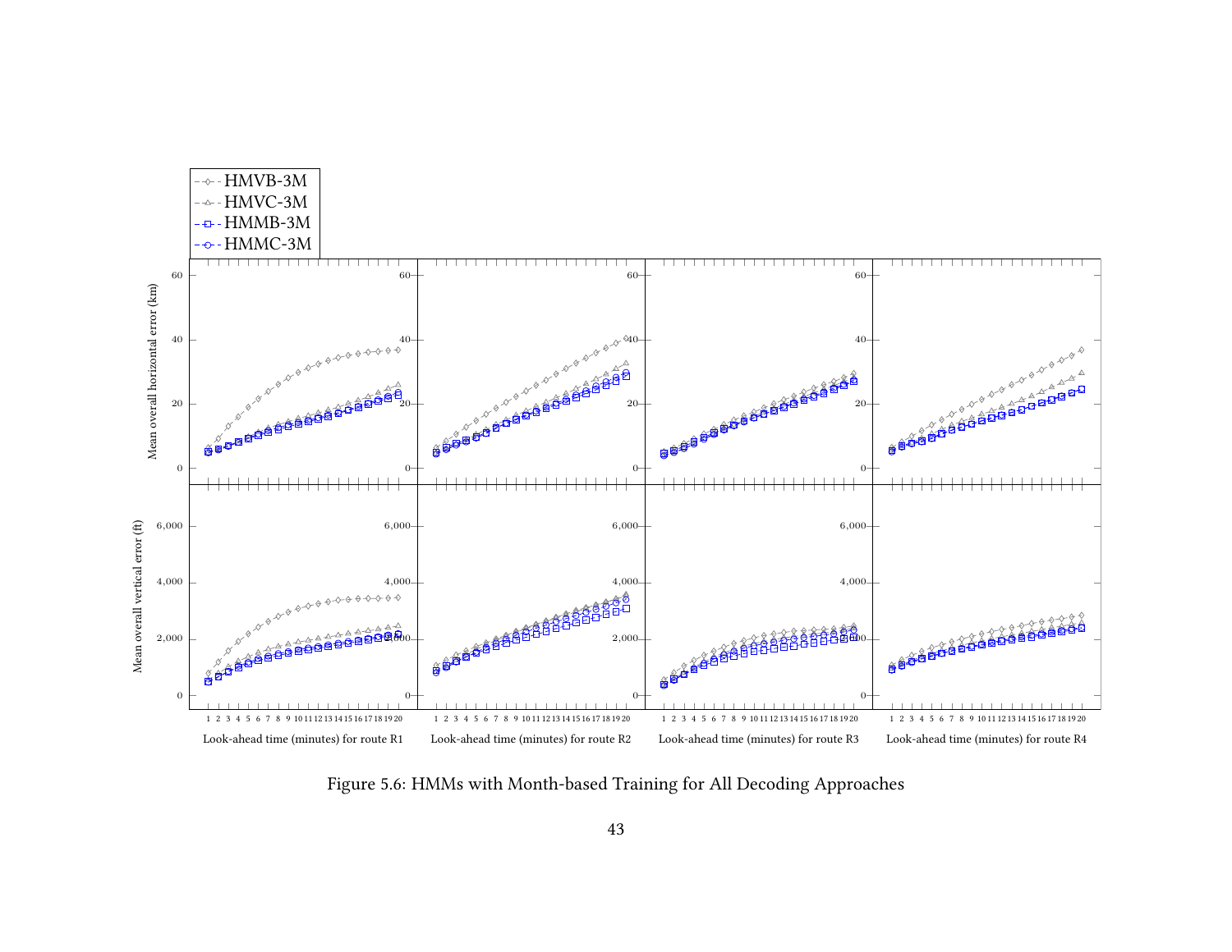Figure 5.6: HMMs with Month-based Training for All Decoding Approaches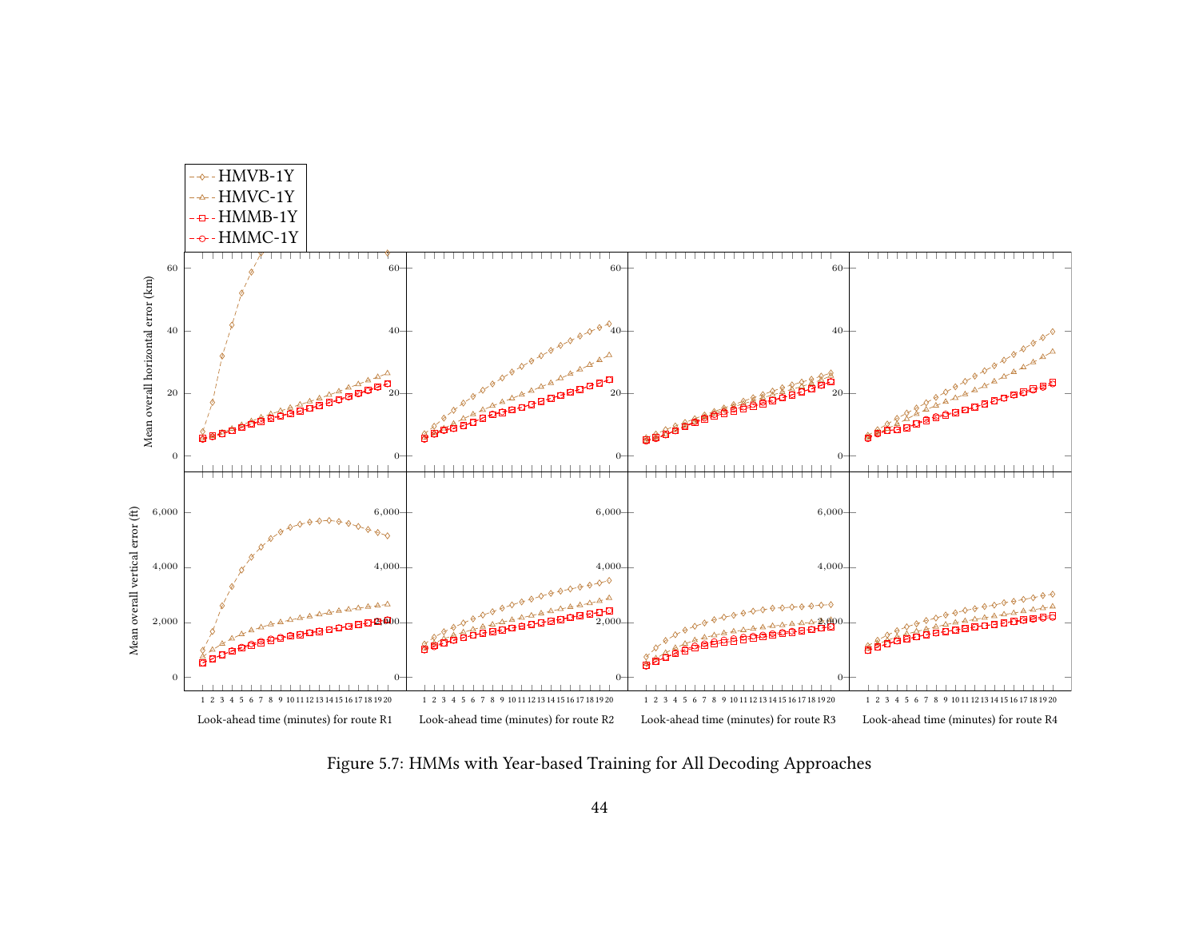Figure 5.7: HMMs with Year-based Training for All Decoding Approaches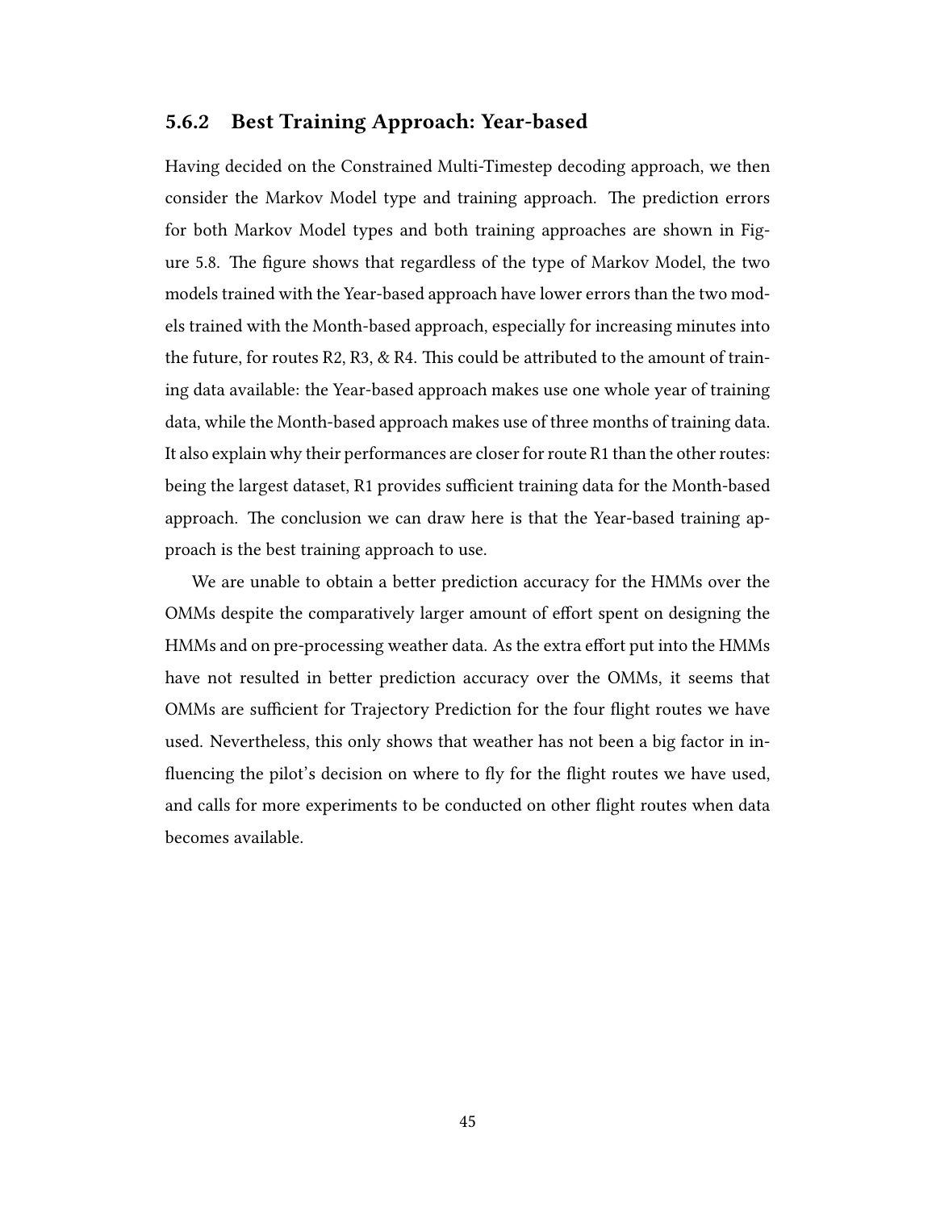### 5.6.2 Best Training Approach: Year-based

Having decided on the Constrained Multi-Timestep decoding approach, we then consider the Markov Model type and training approach. The prediction errors for both Markov Model types and both training approaches are shown in Figure 5.8. The figure shows that regardless of the type of Markov Model, the two models trained with the Year-based approach have lower errors than the two models trained with the Month-based approach, especially for increasing minutes into the future, for routes R2, R3, & R4. This could be attributed to the amount of training data available: the Year-based approach makes use one whole year of training data, while the Month-based approach makes use of three months of training data. It also explain why their performances are closer for route R1 than the other routes: being the largest dataset, R1 provides sufficient training data for the Month-based approach. The conclusion we can draw here is that the Year-based training approach is the best training approach to use.

We are unable to obtain a better prediction accuracy for the HMMs over the OMMs despite the comparatively larger amount of effort spent on designing the HMMs and on pre-processing weather data. As the extra effort put into the HMMs have not resulted in better prediction accuracy over the OMMs, it seems that OMMs are sufficient for Trajectory Prediction for the four flight routes we have used. Nevertheless, this only shows that weather has not been a big factor in influencing the pilot's decision on where to fly for the flight routes we have used, and calls for more experiments to be conducted on other flight routes when data becomes available.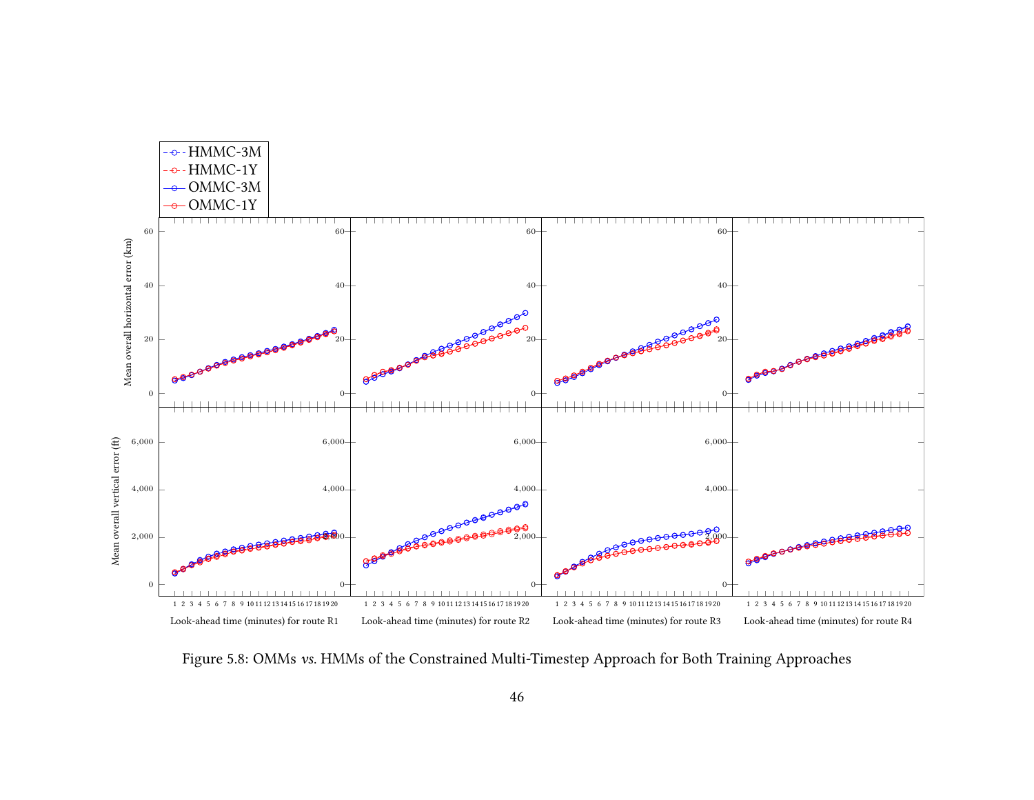Figure 5.8: OMMs *vs.* HMMs of the Constrained Multi-Timestep Approach for Both Training Approaches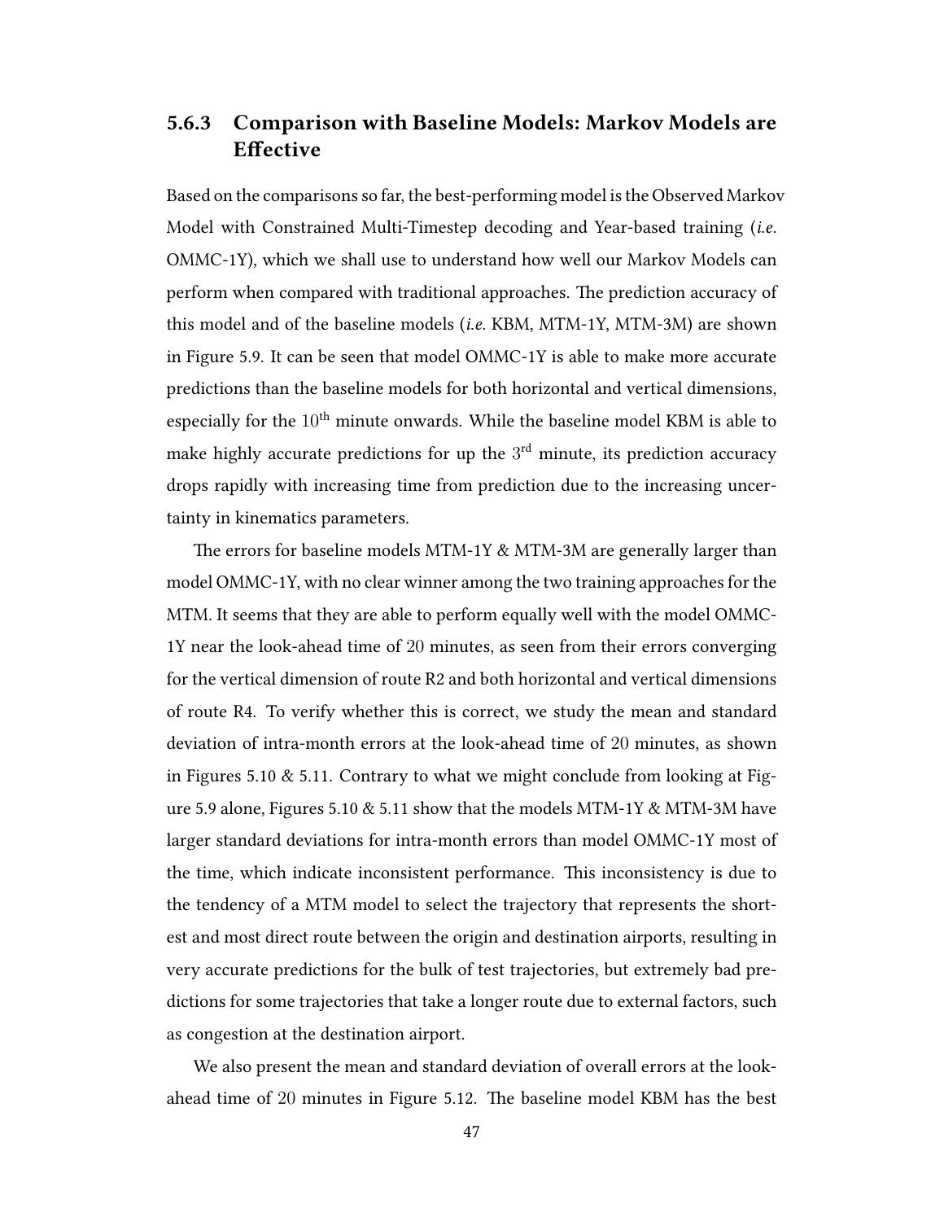### 5.6.3 Comparison with Baseline Models: Markov Models are Effective

Based on the comparisons so far, the best-performing model is the Observed Markov Model with Constrained Multi-Timestep decoding and Year-based training (*i.e.* OMMC-1Y), which we shall use to understand how well our Markov Models can perform when compared with traditional approaches. The prediction accuracy of this model and of the baseline models (*i.e.* KBM, MTM-1Y, MTM-3M) are shown in Figure 5.9. It can be seen that model OMMC-1Y is able to make more accurate predictions than the baseline models for both horizontal and vertical dimensions, especially for the $10^{\text{th}}$ minute onwards. While the baseline model KBM is able to make highly accurate predictions for up the $3^{\text{rd}}$ minute, its prediction accuracy drops rapidly with increasing time from prediction due to the increasing uncertainty in kinematics parameters.

The errors for baseline models MTM-1Y & MTM-3M are generally larger than model OMMC-1Y, with no clear winner among the two training approaches for the MTM. It seems that they are able to perform equally well with the model OMMC-1Y near the look-ahead time of $20$ minutes, as seen from their errors converging for the vertical dimension of route R2 and both horizontal and vertical dimensions of route R4. To verify whether this is correct, we study the mean and standard deviation of intra-month errors at the look-ahead time of $20$ minutes, as shown in Figures 5.10 & 5.11. Contrary to what we might conclude from looking at Figure 5.9 alone, Figures 5.10 & 5.11 show that the models MTM-1Y & MTM-3M have larger standard deviations for intra-month errors than model OMMC-1Y most of the time, which indicate inconsistent performance. This inconsistency is due to the tendency of a MTM model to select the trajectory that represents the shortest and most direct route between the origin and destination airports, resulting in very accurate predictions for the bulk of test trajectories, but extremely bad predictions for some trajectories that take a longer route due to external factors, such as congestion at the destination airport.

We also present the mean and standard deviation of overall errors at the look-ahead time of $20$ minutes in Figure 5.12. The baseline model KBM has the best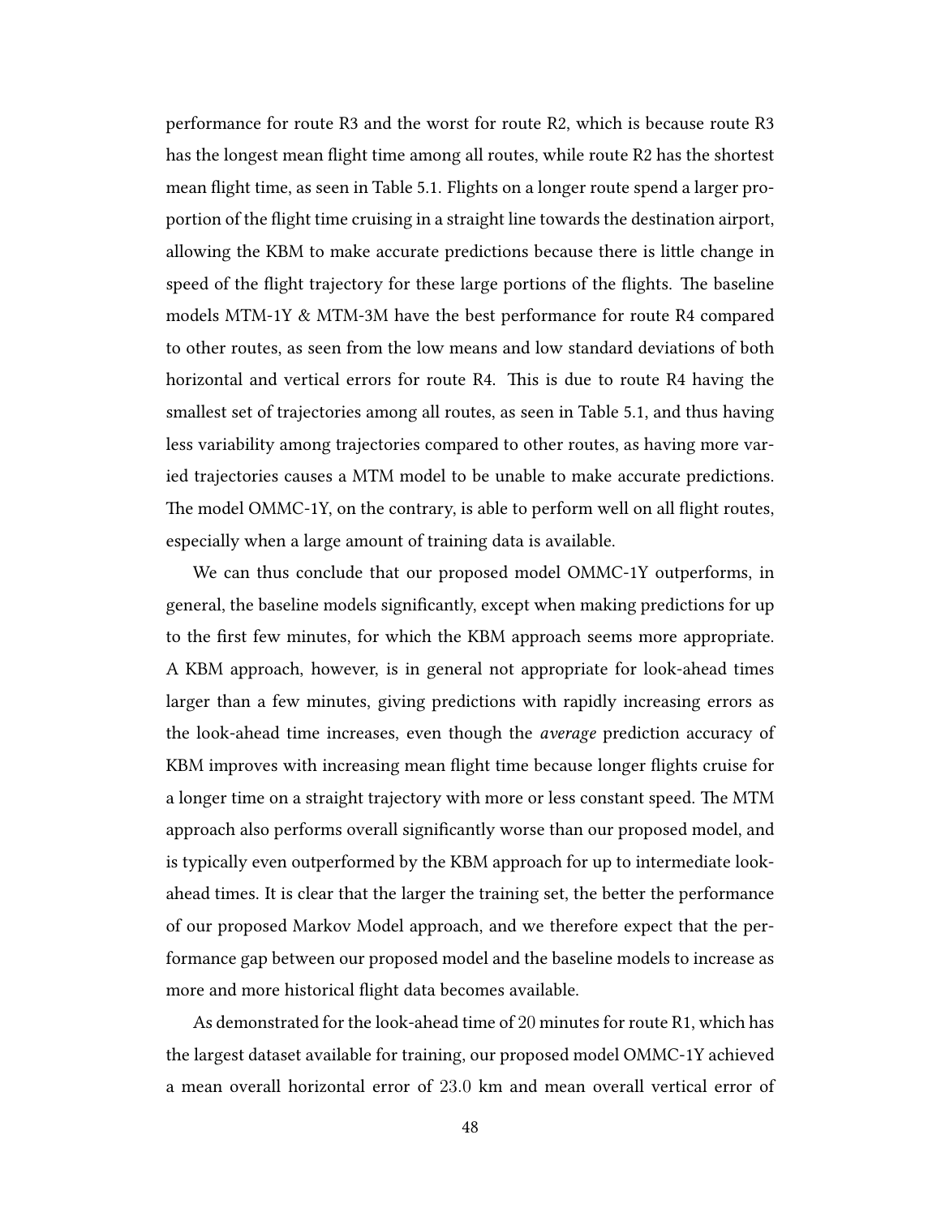performance for route R3 and the worst for route R2, which is because route R3 has the longest mean flight time among all routes, while route R2 has the shortest mean flight time, as seen in Table 5.1. Flights on a longer route spend a larger proportion of the flight time cruising in a straight line towards the destination airport, allowing the KBM to make accurate predictions because there is little change in speed of the flight trajectory for these large portions of the flights. The baseline models MTM-1Y & MTM-3M have the best performance for route R4 compared to other routes, as seen from the low means and low standard deviations of both horizontal and vertical errors for route R4. This is due to route R4 having the smallest set of trajectories among all routes, as seen in Table 5.1, and thus having less variability among trajectories compared to other routes, as having more varied trajectories causes a MTM model to be unable to make accurate predictions. The model OMMC-1Y, on the contrary, is able to perform well on all flight routes, especially when a large amount of training data is available.

We can thus conclude that our proposed model OMMC-1Y outperforms, in general, the baseline models significantly, except when making predictions for up to the first few minutes, for which the KBM approach seems more appropriate. A KBM approach, however, is in general not appropriate for look-ahead times larger than a few minutes, giving predictions with rapidly increasing errors as the look-ahead time increases, even though the *average* prediction accuracy of KBM improves with increasing mean flight time because longer flights cruise for a longer time on a straight trajectory with more or less constant speed. The MTM approach also performs overall significantly worse than our proposed model, and is typically even outperformed by the KBM approach for up to intermediate look-ahead times. It is clear that the larger the training set, the better the performance of our proposed Markov Model approach, and we therefore expect that the performance gap between our proposed model and the baseline models to increase as more and more historical flight data becomes available.

As demonstrated for the look-ahead time of $20$ minutes for route R1, which has the largest dataset available for training, our proposed model OMMC-1Y achieved a mean overall horizontal error of $23.0$ km and mean overall vertical error of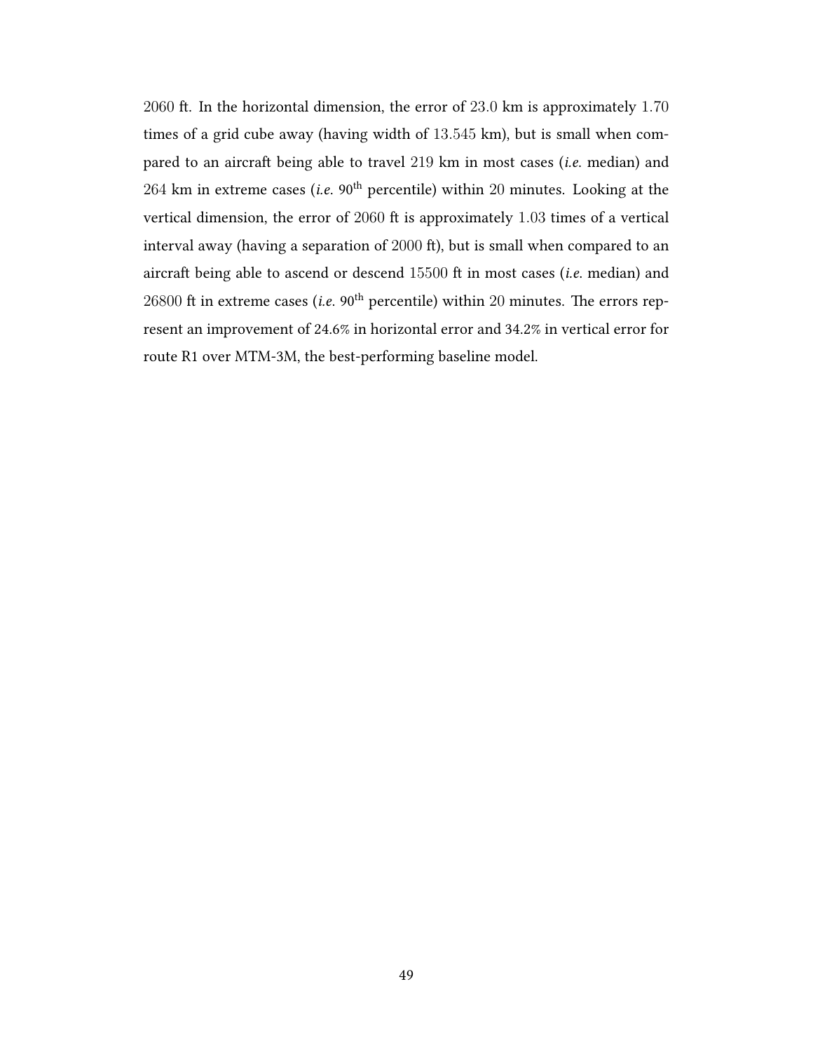2060 ft. In the horizontal dimension, the error of 23.0 km is approximately 1.70 times of a grid cube away (having width of 13.545 km), but is small when compared to an aircraft being able to travel 219 km in most cases (*i.e.* median) and 264 km in extreme cases (*i.e.* 90$^{\text{th}}$ percentile) within 20 minutes. Looking at the vertical dimension, the error of 2060 ft is approximately 1.03 times of a vertical interval away (having a separation of 2000 ft), but is small when compared to an aircraft being able to ascend or descend 15500 ft in most cases (*i.e.* median) and 26800 ft in extreme cases (*i.e.* 90$^{\text{th}}$ percentile) within 20 minutes. The errors represent an improvement of 24.6% in horizontal error and 34.2% in vertical error for route R1 over MTM-3M, the best-performing baseline model.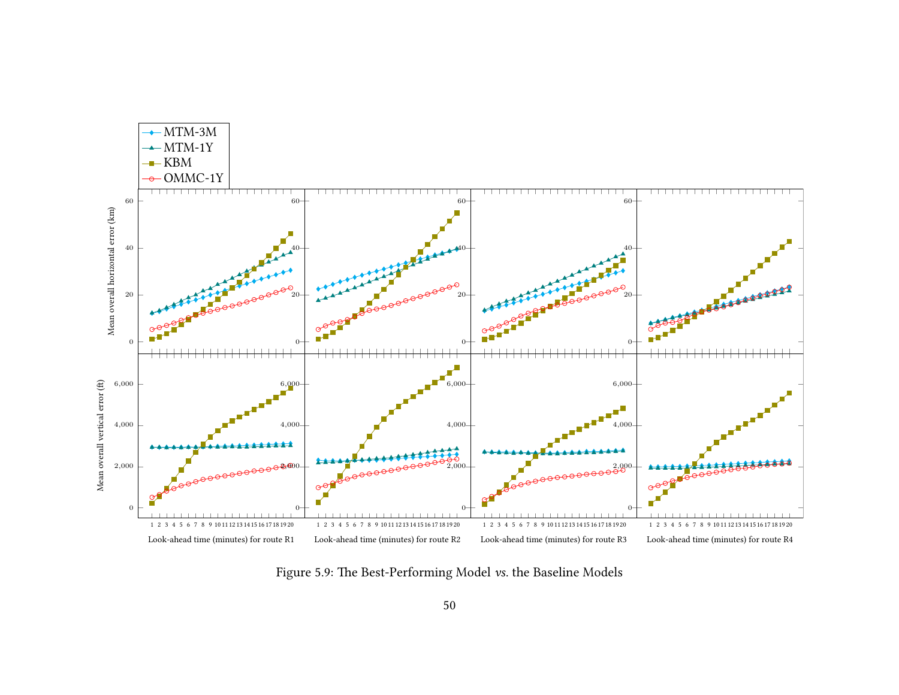Figure 5.9: The Best-Performing Model *vs.* the Baseline Models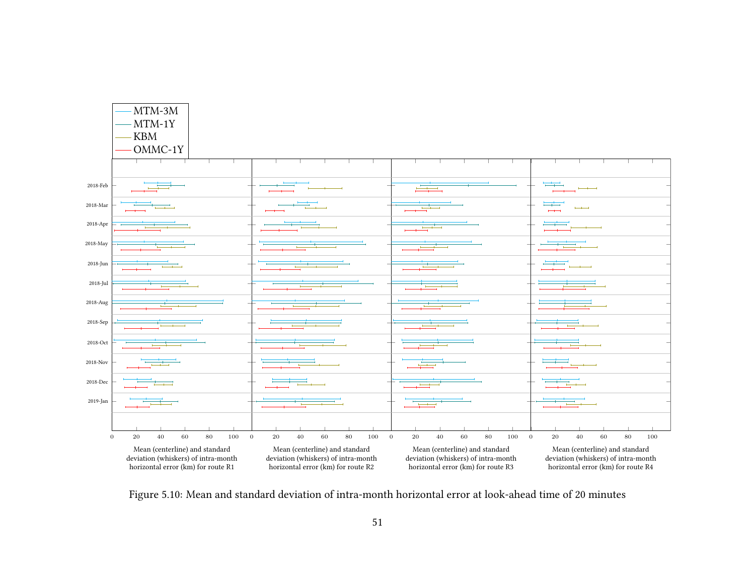Figure 5.10: Mean and standard deviation of intra-month horizontal error at look-ahead time of 20 minutes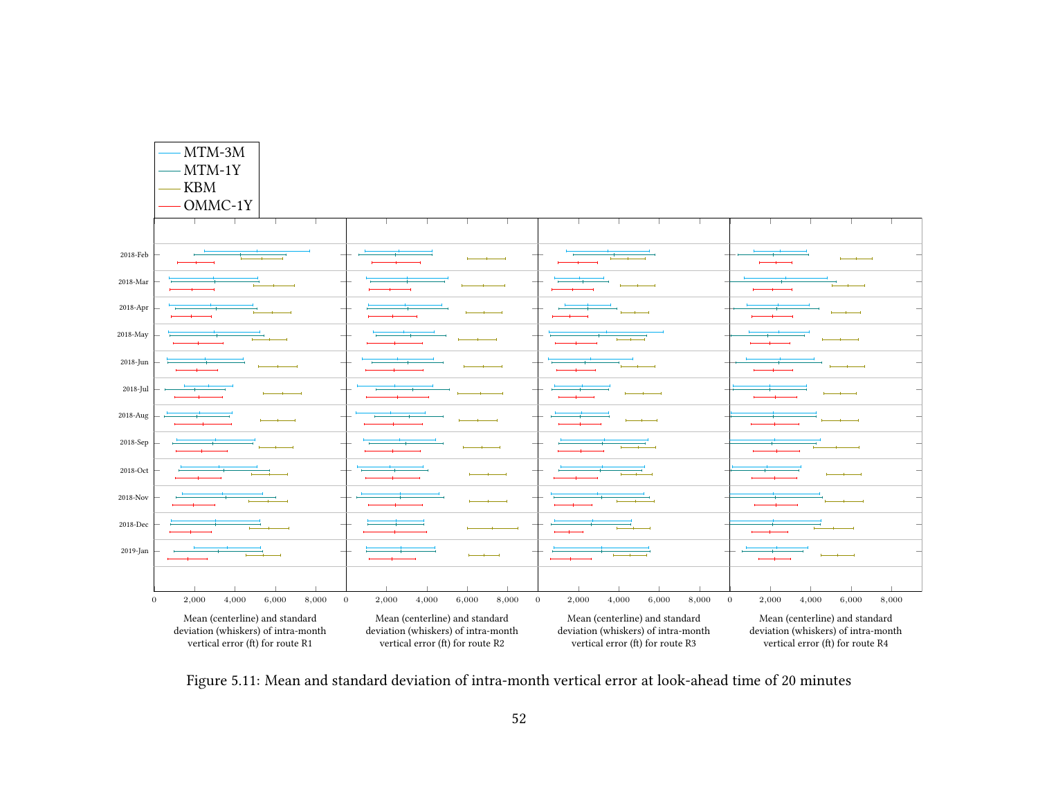Figure 5.11: Mean and standard deviation of intra-month vertical error at look-ahead time of 20 minutes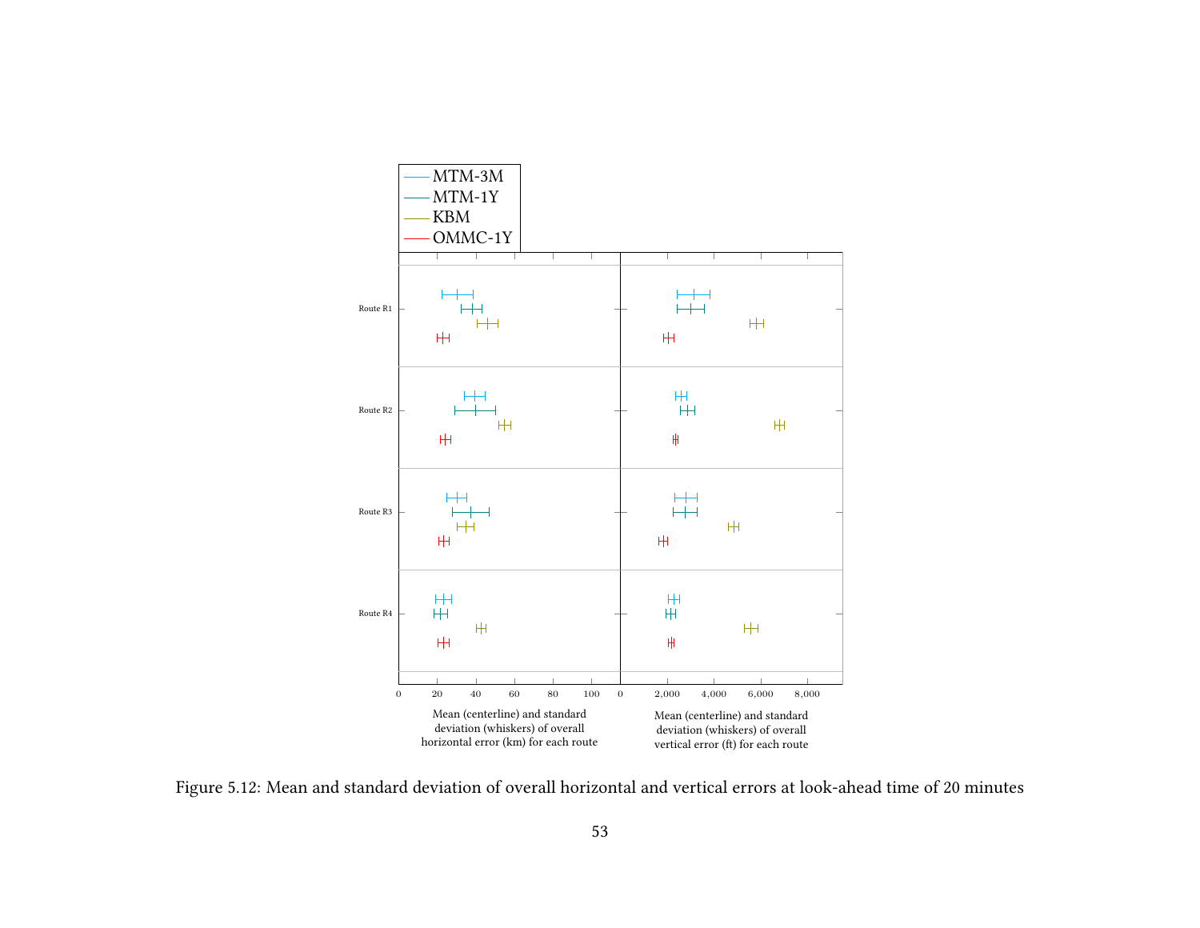Figure 5.12: Mean and standard deviation of overall horizontal and vertical errors at look-ahead time of 20 minutes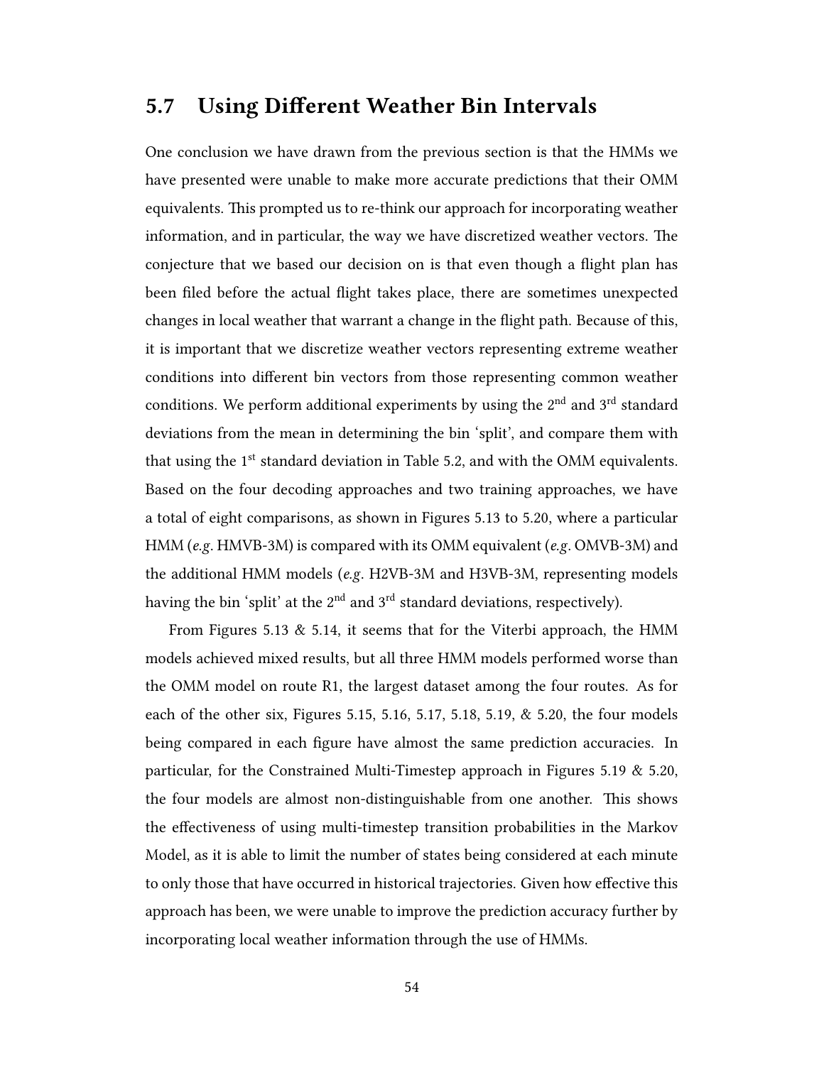## 5.7 Using Different Weather Bin Intervals

One conclusion we have drawn from the previous section is that the HMMs we have presented were unable to make more accurate predictions that their OMM equivalents. This prompted us to re-think our approach for incorporating weather information, and in particular, the way we have discretized weather vectors. The conjecture that we based our decision on is that even though a flight plan has been filed before the actual flight takes place, there are sometimes unexpected changes in local weather that warrant a change in the flight path. Because of this, it is important that we discretize weather vectors representing extreme weather conditions into different bin vectors from those representing common weather conditions. We perform additional experiments by using the 2$^{nd}$ and 3$^{rd}$ standard deviations from the mean in determining the bin 'split', and compare them with that using the 1$^{st}$ standard deviation in Table 5.2, and with the OMM equivalents. Based on the four decoding approaches and two training approaches, we have a total of eight comparisons, as shown in Figures 5.13 to 5.20, where a particular HMM (*e.g.* HMVB-3M) is compared with its OMM equivalent (*e.g.* OMVB-3M) and the additional HMM models (*e.g.* H2VB-3M and H3VB-3M, representing models having the bin 'split' at the 2$^{nd}$ and 3$^{rd}$ standard deviations, respectively).

From Figures 5.13 & 5.14, it seems that for the Viterbi approach, the HMM models achieved mixed results, but all three HMM models performed worse than the OMM model on route R1, the largest dataset among the four routes. As for each of the other six, Figures 5.15, 5.16, 5.17, 5.18, 5.19, & 5.20, the four models being compared in each figure have almost the same prediction accuracies. In particular, for the Constrained Multi-Timestep approach in Figures 5.19 & 5.20, the four models are almost non-distinguishable from one another. This shows the effectiveness of using multi-timestep transition probabilities in the Markov Model, as it is able to limit the number of states being considered at each minute to only those that have occurred in historical trajectories. Given how effective this approach has been, we were unable to improve the prediction accuracy further by incorporating local weather information through the use of HMMs.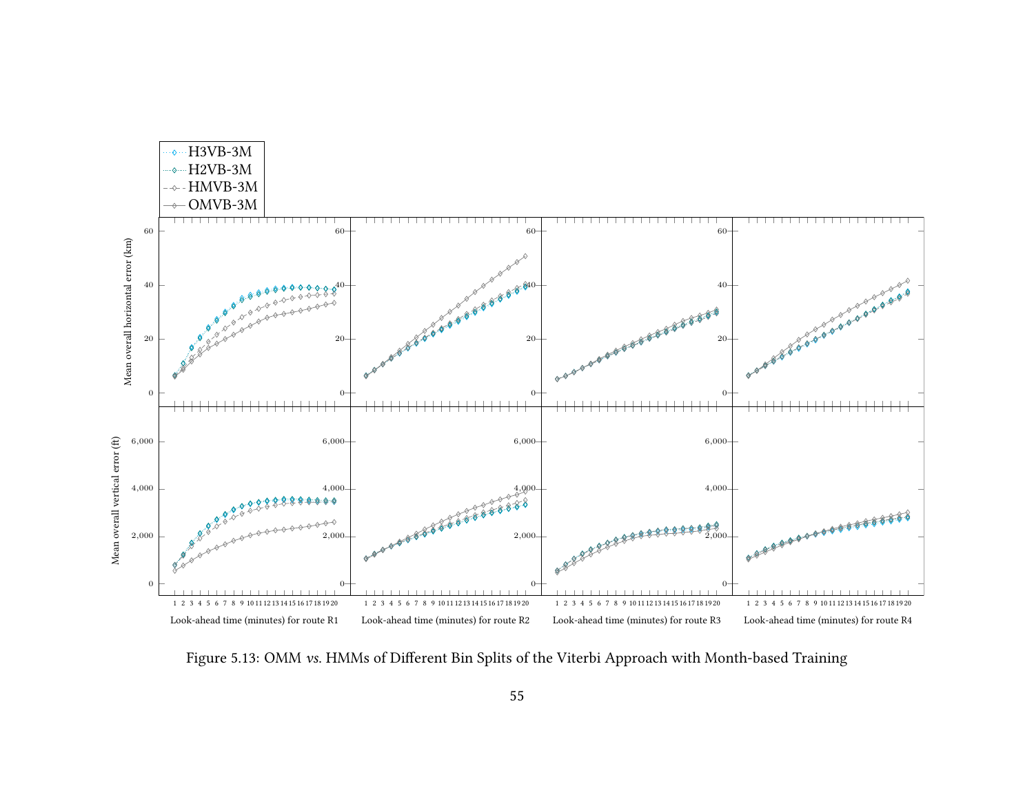Figure 5.13: OMM *vs.* HMMs of Different Bin Splits of the Viterbi Approach with Month-based Training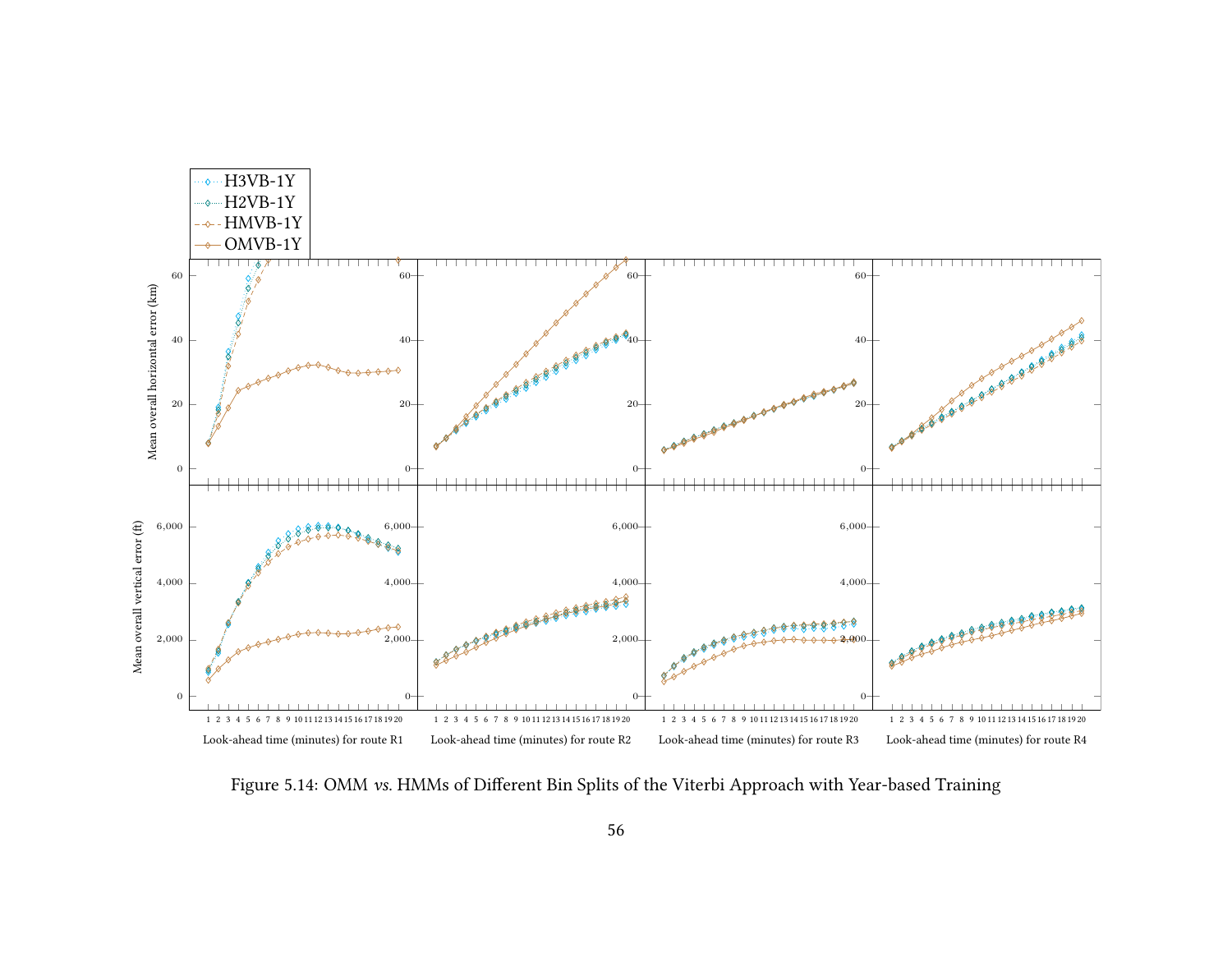Figure 5.14: OMM *vs.* HMMs of Different Bin Splits of the Viterbi Approach with Year-based Training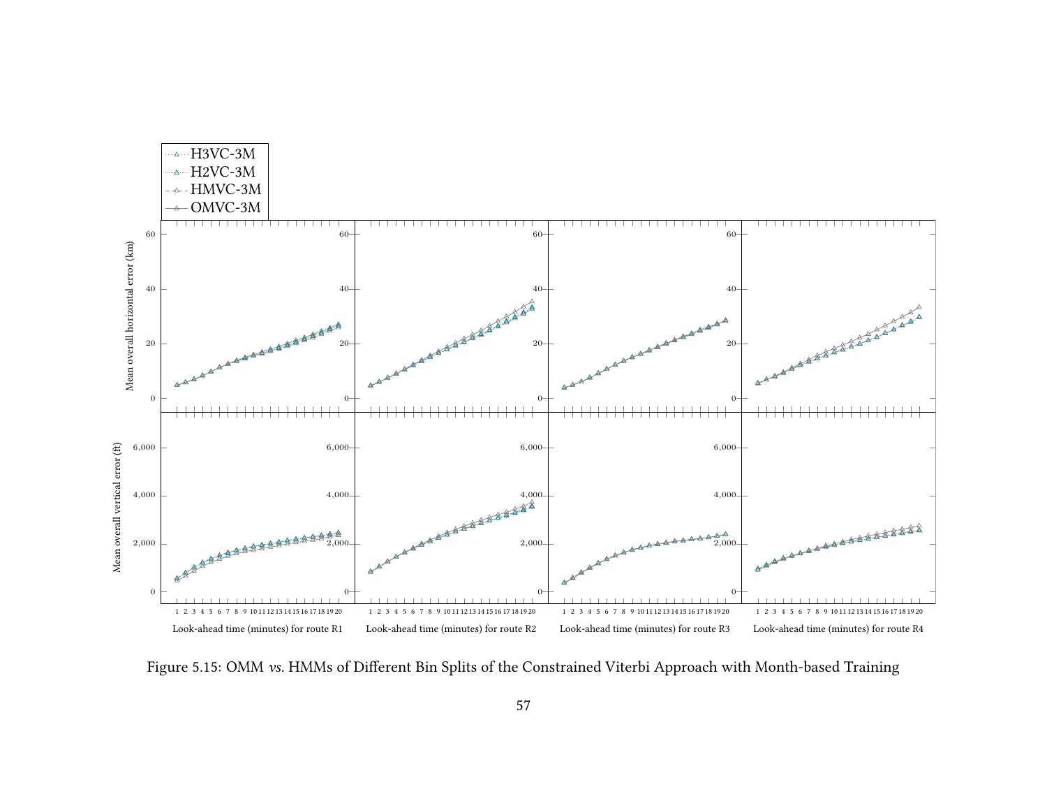Figure 5.15: OMM *vs.* HMMs of Different Bin Splits of the Constrained Viterbi Approach with Month-based Training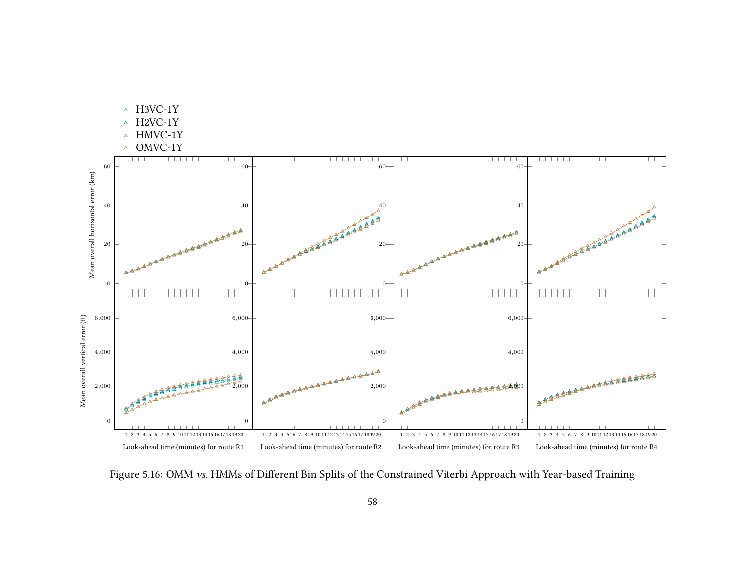Figure 5.16: OMM *vs.* HMMs of Different Bin Splits of the Constrained Viterbi Approach with Year-based Training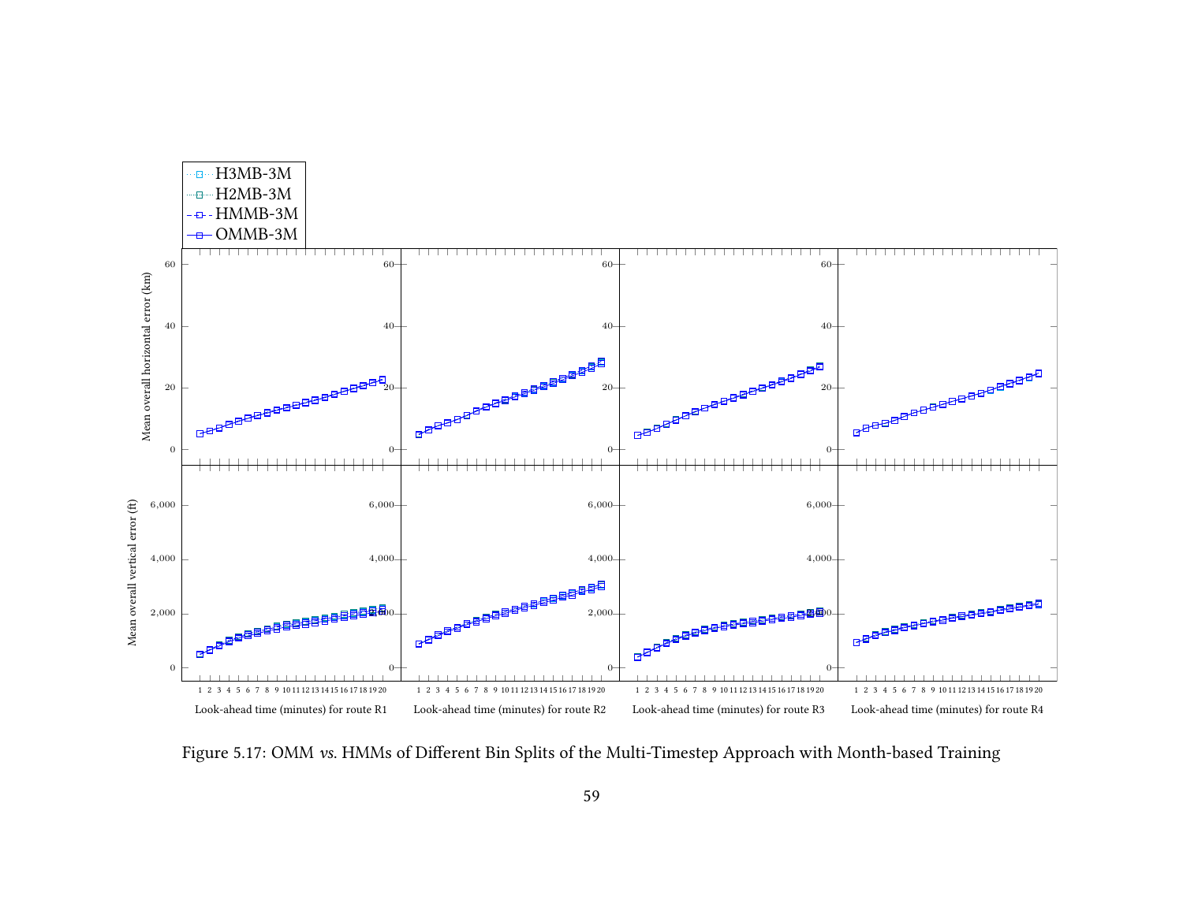Figure 5.17: OMM *vs.* HMMs of Different Bin Splits of the Multi-Timestep Approach with Month-based Training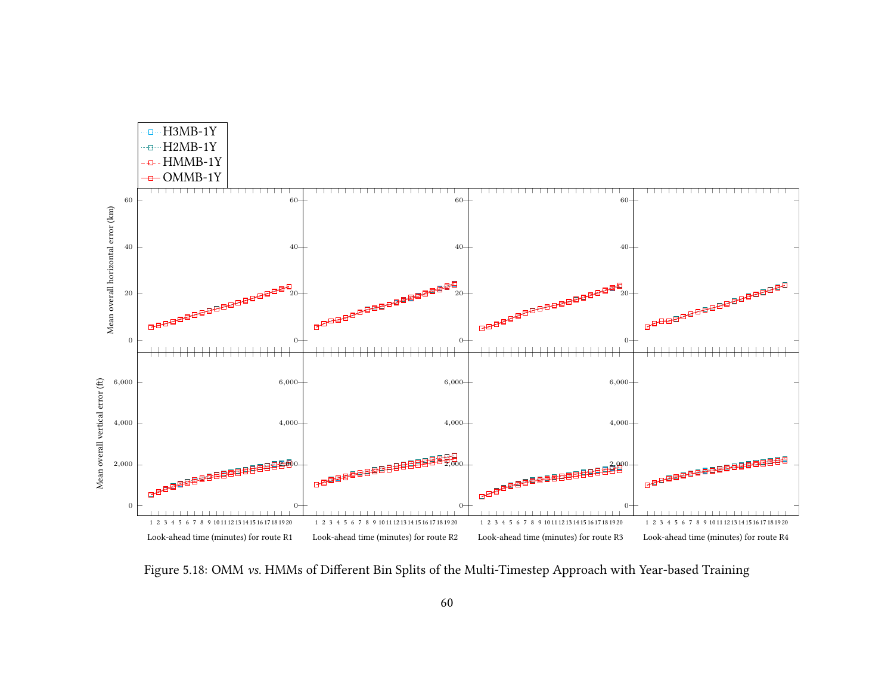Figure 5.18: OMM *vs.* HMMs of Different Bin Splits of the Multi-Timestep Approach with Year-based Training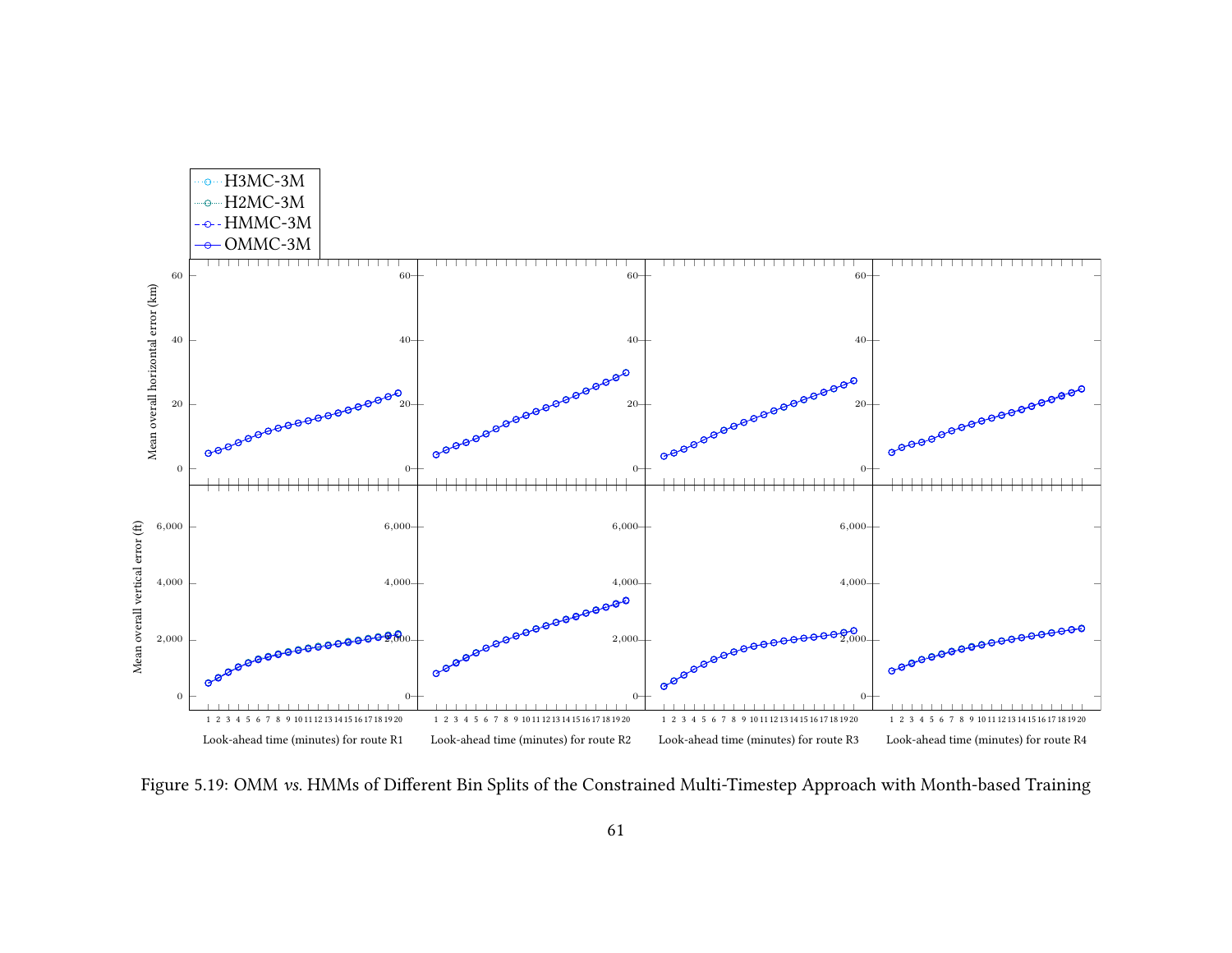Figure 5.19: OMM *vs.* HMMs of Different Bin Splits of the Constrained Multi-Timestep Approach with Month-based Training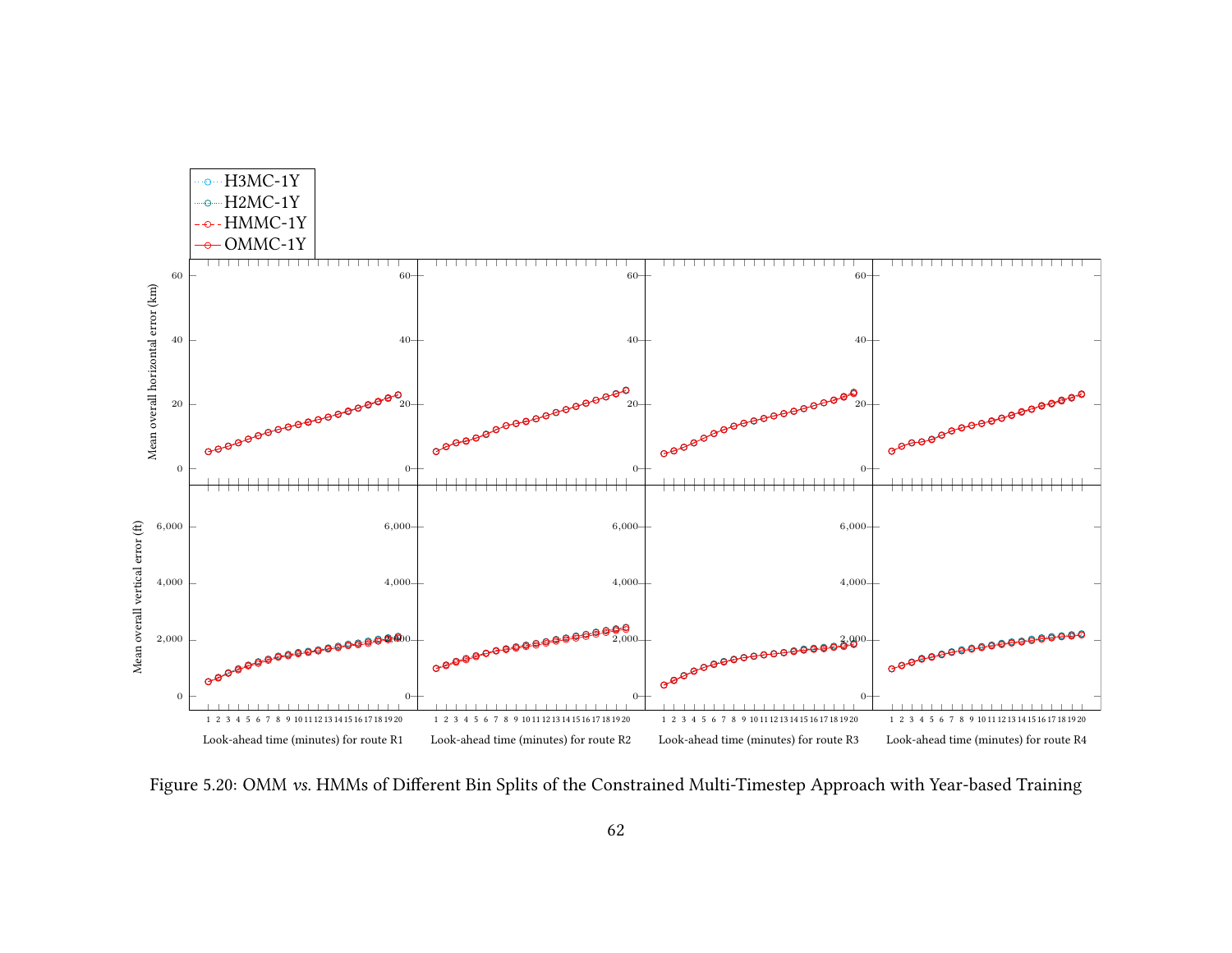Figure 5.20: OMM *vs.* HMMs of Different Bin Splits of the Constrained Multi-Timestep Approach with Year-based Training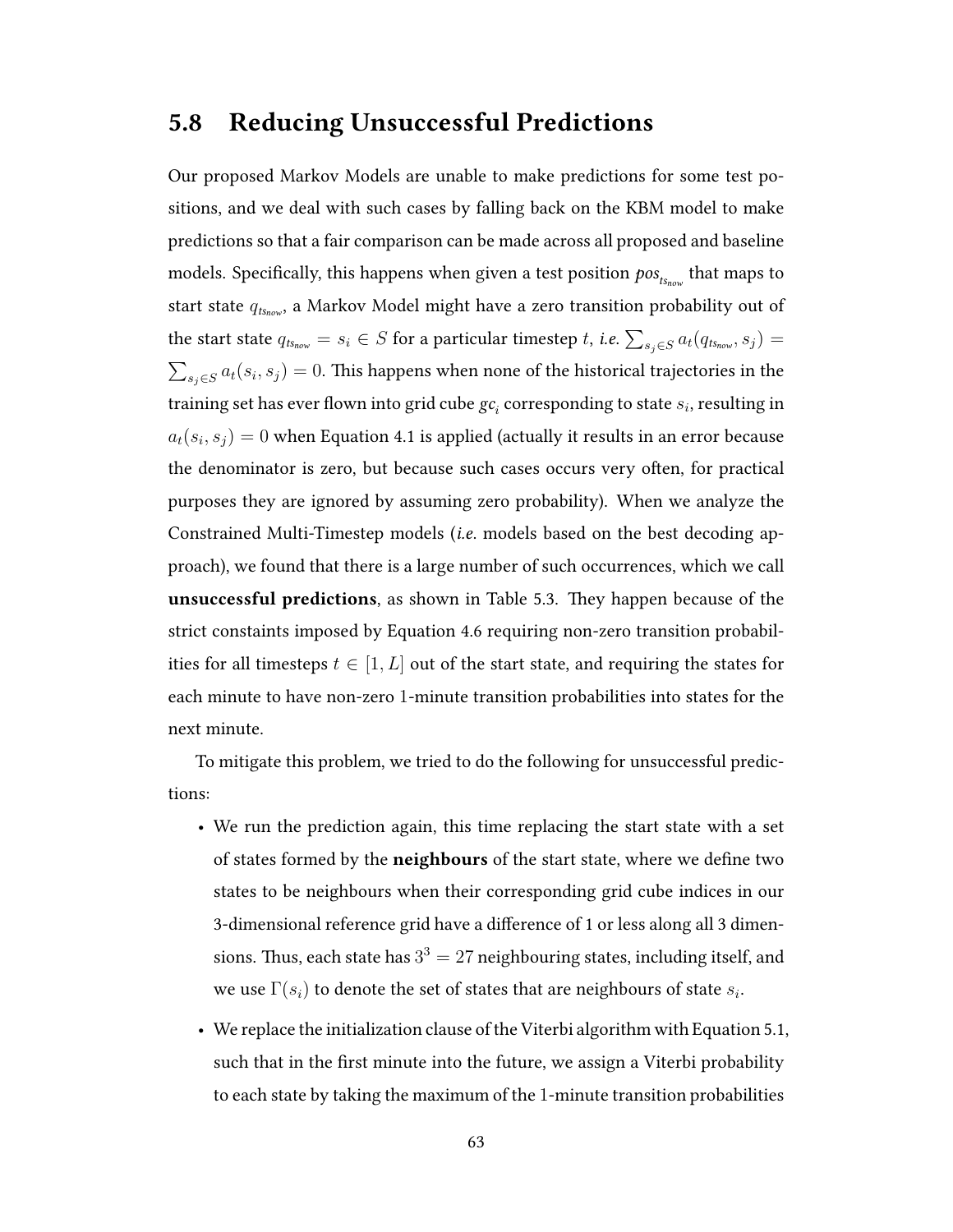## 5.8 Reducing Unsuccessful Predictions

Our proposed Markov Models are unable to make predictions for some test positions, and we deal with such cases by falling back on the KBM model to make predictions so that a fair comparison can be made across all proposed and baseline models. Specifically, this happens when given a test position $pos_{ts_{now}}$ that maps to start state $q_{ts_{now}}$, a Markov Model might have a zero transition probability out of the start state $q_{ts_{now}} = s_i \in S$ for a particular timestep $t$, *i.e.* $\sum_{s_j \in S} a_t(q_{ts_{now}}, s_j) = \sum_{s_j \in S} a_t(s_i, s_j) = 0$. This happens when none of the historical trajectories in the training set has ever flown into grid cube $gc_i$ corresponding to state $s_i$, resulting in $a_t(s_i, s_j) = 0$ when Equation 4.1 is applied (actually it results in an error because the denominator is zero, but because such cases occurs very often, for practical purposes they are ignored by assuming zero probability). When we analyze the Constrained Multi-Timestep models (*i.e.* models based on the best decoding approach), we found that there is a large number of such occurrences, which we call **unsuccessful predictions**, as shown in Table 5.3. They happen because of the strict constaints imposed by Equation 4.6 requiring non-zero transition probabilities for all timesteps $t \in [1, L]$ out of the start state, and requiring the states for each minute to have non-zero 1-minute transition probabilities into states for the next minute.

To mitigate this problem, we tried to do the following for unsuccessful predictions:

- We run the prediction again, this time replacing the start state with a set of states formed by the **neighbours** of the start state, where we define two states to be neighbours when their corresponding grid cube indices in our 3-dimensional reference grid have a difference of 1 or less along all 3 dimensions. Thus, each state has $3^3 = 27$ neighbouring states, including itself, and we use $\Gamma(s_i)$ to denote the set of states that are neighbours of state $s_i$.
- We replace the initialization clause of the Viterbi algorithm with Equation 5.1, such that in the first minute into the future, we assign a Viterbi probability to each state by taking the maximum of the 1-minute transition probabilities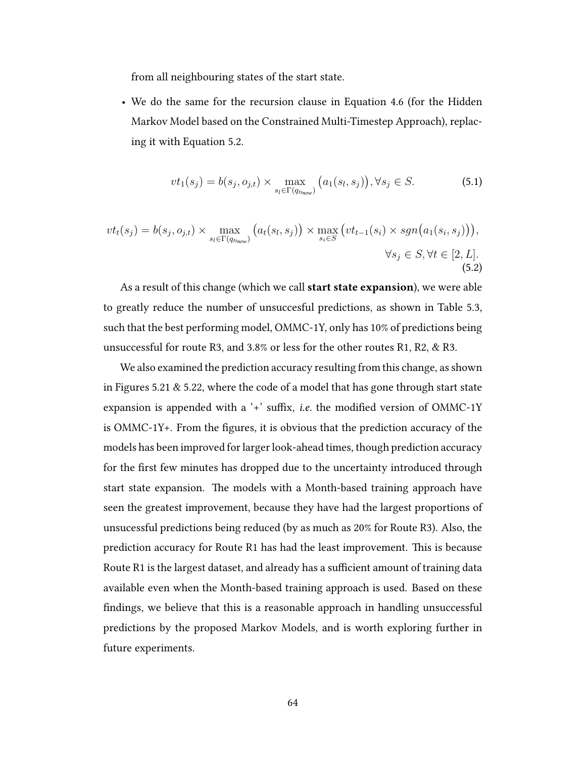from all neighbouring states of the start state.

- We do the same for the recursion clause in Equation 4.6 (for the Hidden Markov Model based on the Constrained Multi-Timestep Approach), replacing it with Equation 5.2.

$$vt_1(s_j) = b(s_j, o_{j,t}) \times \max_{s_l \in \Gamma(q_{ts_{now}})} \big(a_1(s_l, s_j)\big), \forall s_j \in S. \tag{5.1}$$

$$vt_t(s_j) = b(s_j, o_{j,t}) \times \max_{s_l \in \Gamma(q_{ts_{now}})} \big(a_t(s_l, s_j)\big) \times \max_{s_i \in S} \big(vt_{t-1}(s_i) \times sgn\big(a_1(s_i, s_j)\big)\big), \quad \forall s_j \in S, \forall t \in [2, L]. \tag{5.2}$$

As a result of this change (which we call **start state expansion**), we were able to greatly reduce the number of unsuccesful predictions, as shown in Table 5.3, such that the best performing model, OMMC-1Y, only has 10% of predictions being unsuccessful for route R3, and 3.8% or less for the other routes R1, R2, & R3.

We also examined the prediction accuracy resulting from this change, as shown in Figures 5.21 & 5.22, where the code of a model that has gone through start state expansion is appended with a '+' suffix, *i.e.* the modified version of OMMC-1Y is OMMC-1Y+. From the figures, it is obvious that the prediction accuracy of the models has been improved for larger look-ahead times, though prediction accuracy for the first few minutes has dropped due to the uncertainty introduced through start state expansion. The models with a Month-based training approach have seen the greatest improvement, because they have had the largest proportions of unsucessful predictions being reduced (by as much as 20% for Route R3). Also, the prediction accuracy for Route R1 has had the least improvement. This is because Route R1 is the largest dataset, and already has a sufficient amount of training data available even when the Month-based training approach is used. Based on these findings, we believe that this is a reasonable approach in handling unsuccessful predictions by the proposed Markov Models, and is worth exploring further in future experiments.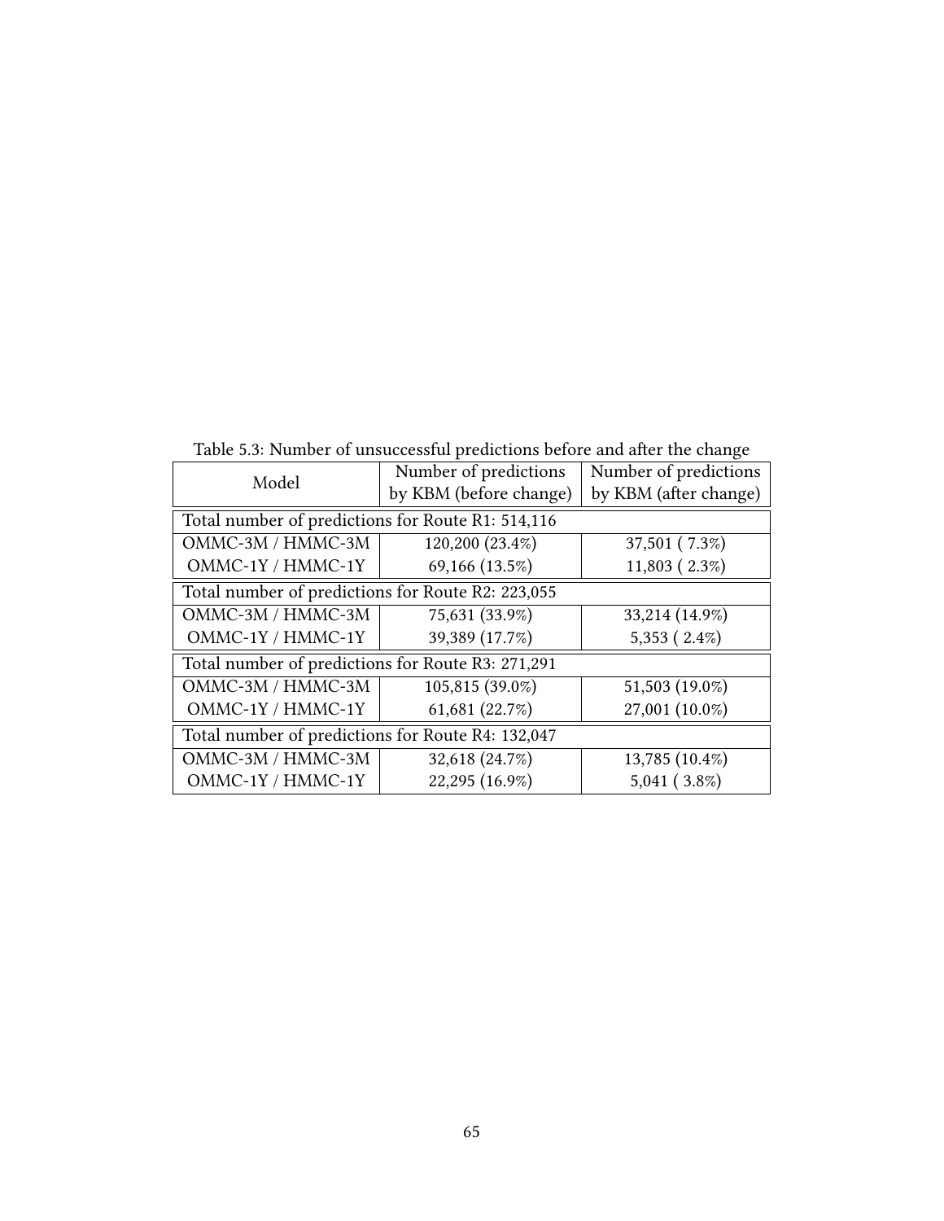Table 5.3: Number of unsuccessful predictions before and after the change

| Model | Number of predictions by KBM (before change) | Number of predictions by KBM (after change) |
|---|---|---|
| Total number of predictions for Route R1: 514,116 | | |
| OMMC-3M / HMMC-3M | 120,200 (23.4%) | 37,501 ( 7.3%) |
| OMMC-1Y / HMMC-1Y | 69,166 (13.5%) | 11,803 ( 2.3%) |
| Total number of predictions for Route R2: 223,055 | | |
| OMMC-3M / HMMC-3M | 75,631 (33.9%) | 33,214 (14.9%) |
| OMMC-1Y / HMMC-1Y | 39,389 (17.7%) | 5,353 ( 2.4%) |
| Total number of predictions for Route R3: 271,291 | | |
| OMMC-3M / HMMC-3M | 105,815 (39.0%) | 51,503 (19.0%) |
| OMMC-1Y / HMMC-1Y | 61,681 (22.7%) | 27,001 (10.0%) |
| Total number of predictions for Route R4: 132,047 | | |
| OMMC-3M / HMMC-3M | 32,618 (24.7%) | 13,785 (10.4%) |
| OMMC-1Y / HMMC-1Y | 22,295 (16.9%) | 5,041 ( 3.8%) |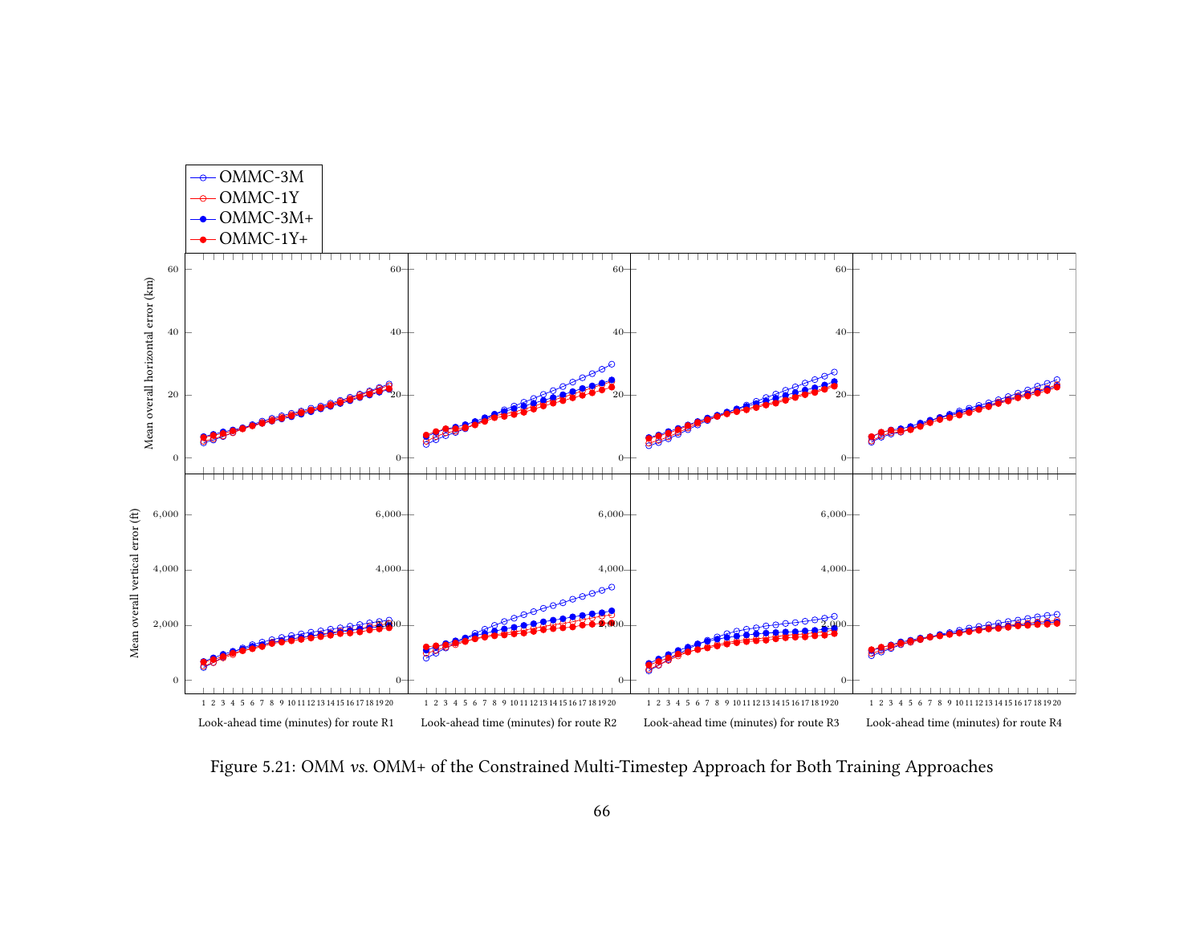Figure 5.21: OMM *vs.* OMM+ of the Constrained Multi-Timestep Approach for Both Training Approaches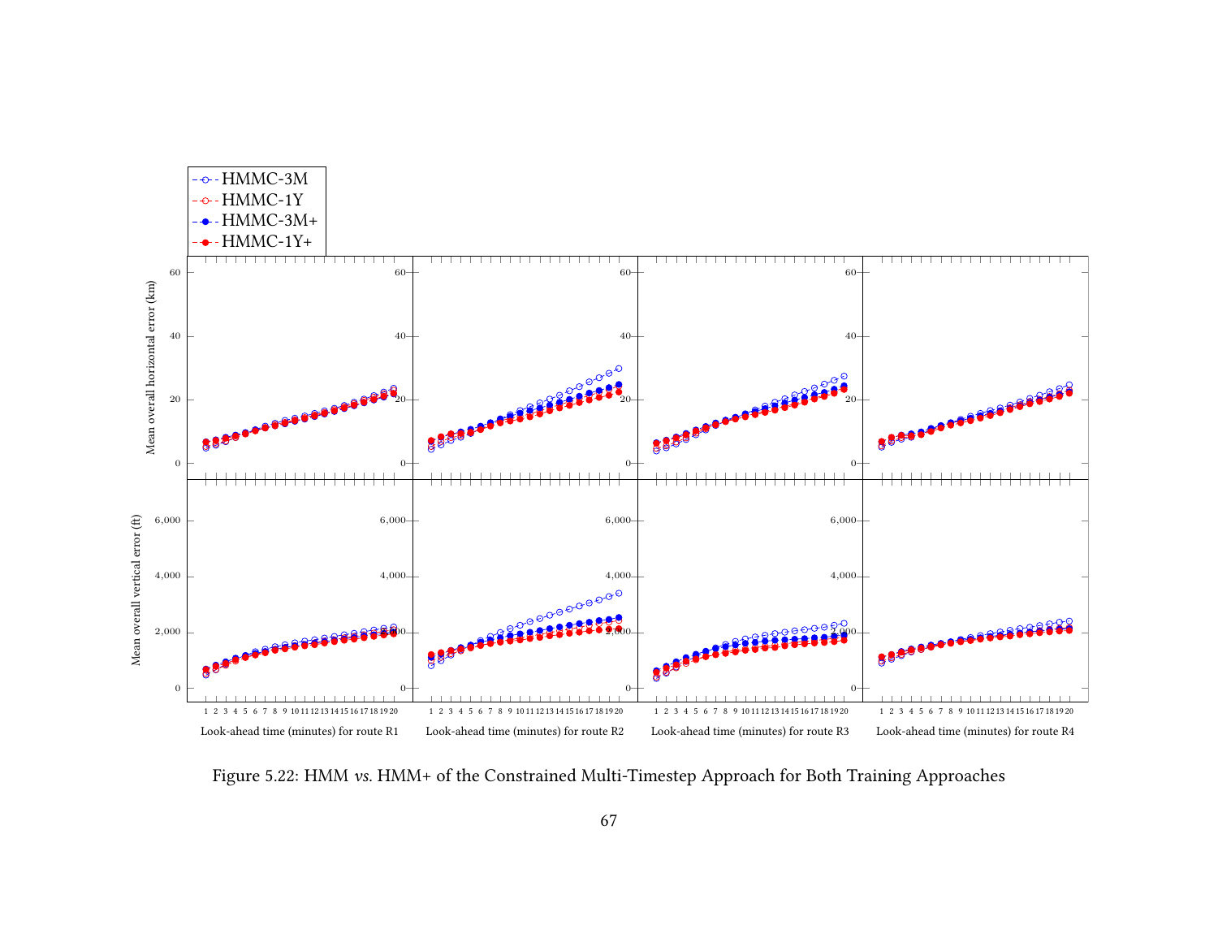Figure 5.22: HMM *vs.* HMM+ of the Constrained Multi-Timestep Approach for Both Training Approaches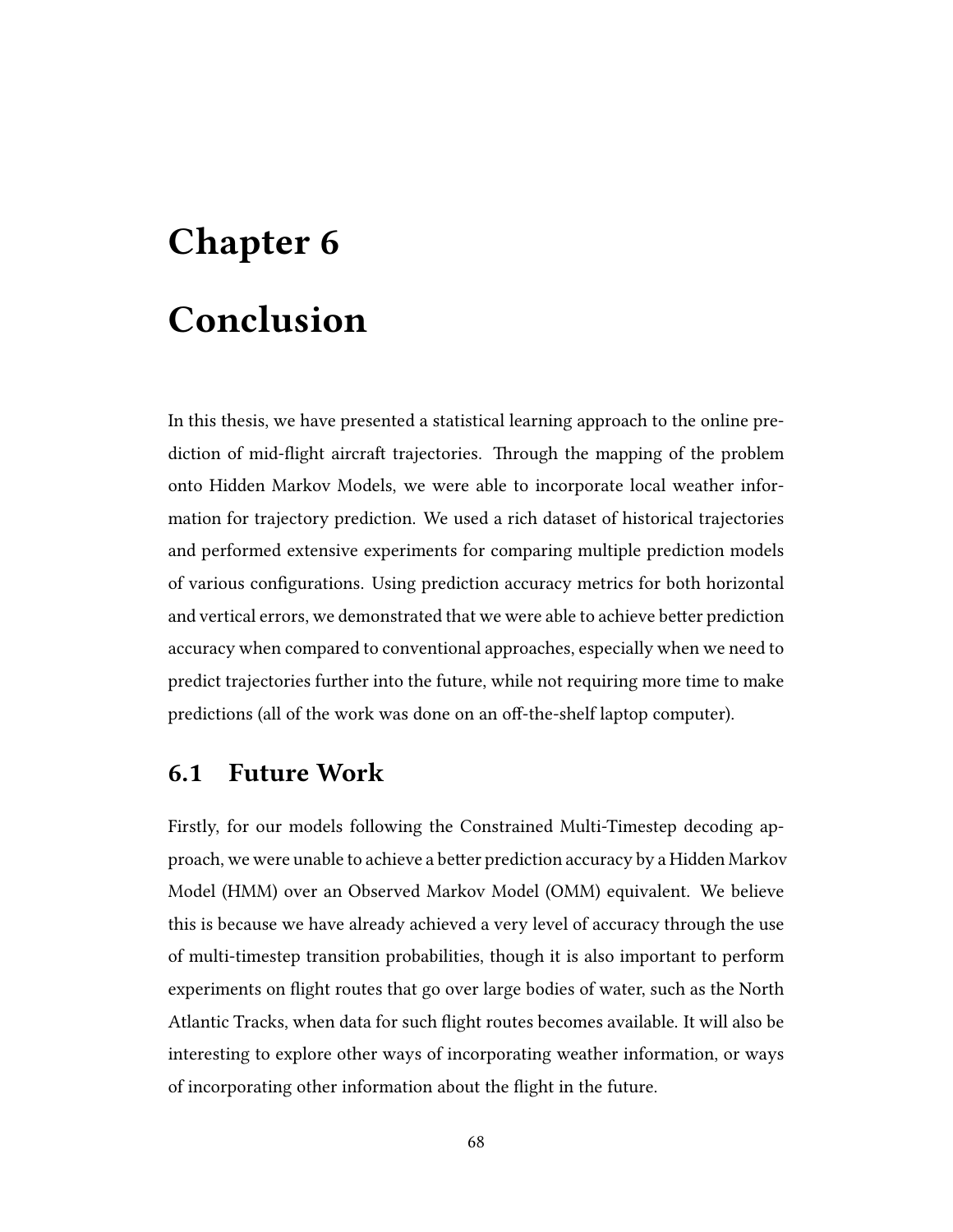# Chapter 6

# Conclusion

In this thesis, we have presented a statistical learning approach to the online prediction of mid-flight aircraft trajectories. Through the mapping of the problem onto Hidden Markov Models, we were able to incorporate local weather information for trajectory prediction. We used a rich dataset of historical trajectories and performed extensive experiments for comparing multiple prediction models of various configurations. Using prediction accuracy metrics for both horizontal and vertical errors, we demonstrated that we were able to achieve better prediction accuracy when compared to conventional approaches, especially when we need to predict trajectories further into the future, while not requiring more time to make predictions (all of the work was done on an off-the-shelf laptop computer).

## 6.1 Future Work

Firstly, for our models following the Constrained Multi-Timestep decoding approach, we were unable to achieve a better prediction accuracy by a Hidden Markov Model (HMM) over an Observed Markov Model (OMM) equivalent. We believe this is because we have already achieved a very level of accuracy through the use of multi-timestep transition probabilities, though it is also important to perform experiments on flight routes that go over large bodies of water, such as the North Atlantic Tracks, when data for such flight routes becomes available. It will also be interesting to explore other ways of incorporating weather information, or ways of incorporating other information about the flight in the future.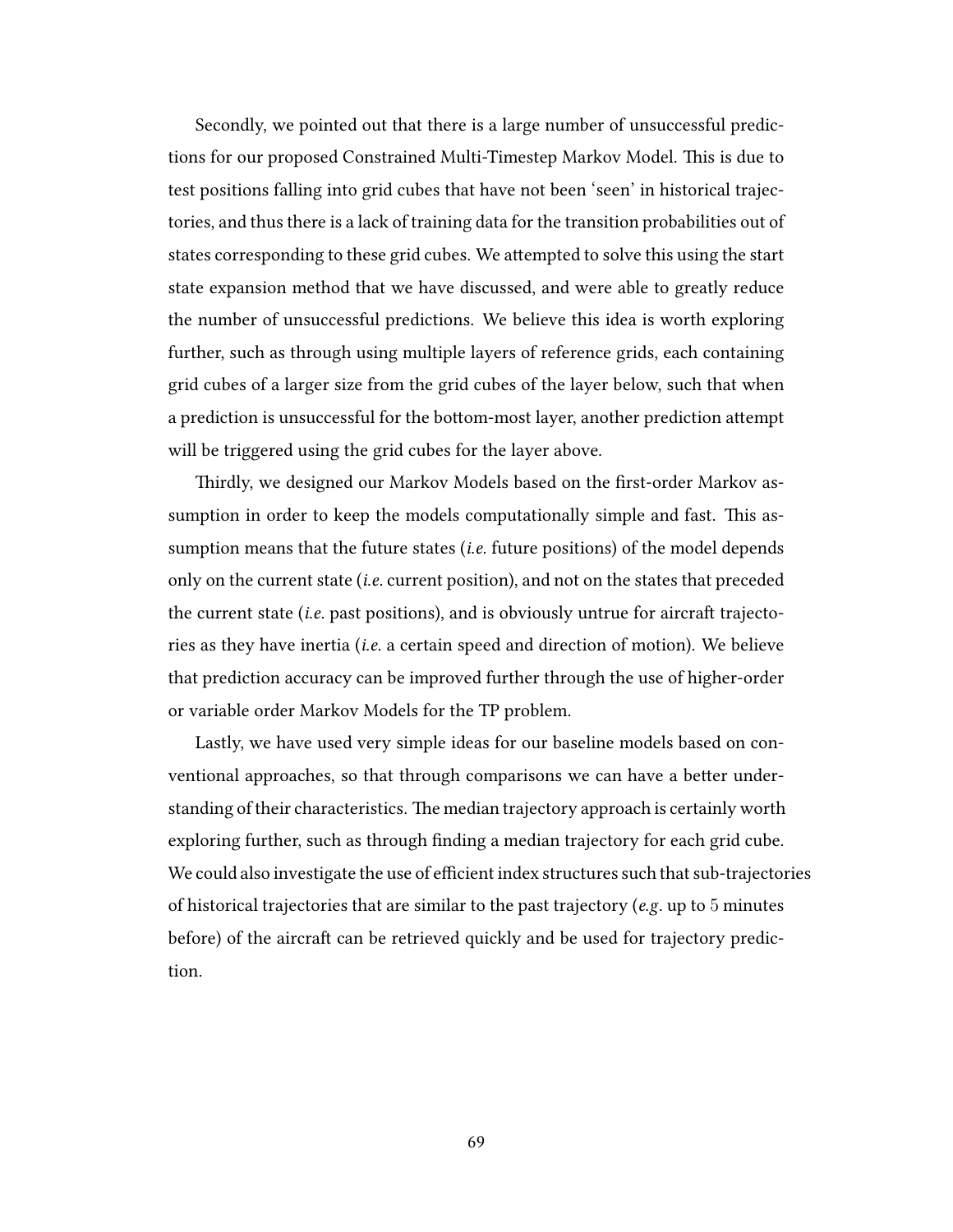Secondly, we pointed out that there is a large number of unsuccessful predictions for our proposed Constrained Multi-Timestep Markov Model. This is due to test positions falling into grid cubes that have not been 'seen' in historical trajectories, and thus there is a lack of training data for the transition probabilities out of states corresponding to these grid cubes. We attempted to solve this using the start state expansion method that we have discussed, and were able to greatly reduce the number of unsuccessful predictions. We believe this idea is worth exploring further, such as through using multiple layers of reference grids, each containing grid cubes of a larger size from the grid cubes of the layer below, such that when a prediction is unsuccessful for the bottom-most layer, another prediction attempt will be triggered using the grid cubes for the layer above.

Thirdly, we designed our Markov Models based on the first-order Markov assumption in order to keep the models computationally simple and fast. This assumption means that the future states (*i.e.* future positions) of the model depends only on the current state (*i.e.* current position), and not on the states that preceded the current state (*i.e.* past positions), and is obviously untrue for aircraft trajectories as they have inertia (*i.e.* a certain speed and direction of motion). We believe that prediction accuracy can be improved further through the use of higher-order or variable order Markov Models for the TP problem.

Lastly, we have used very simple ideas for our baseline models based on conventional approaches, so that through comparisons we can have a better understanding of their characteristics. The median trajectory approach is certainly worth exploring further, such as through finding a median trajectory for each grid cube. We could also investigate the use of efficient index structures such that sub-trajectories of historical trajectories that are similar to the past trajectory (*e.g.* up to $5$ minutes before) of the aircraft can be retrieved quickly and be used for trajectory prediction.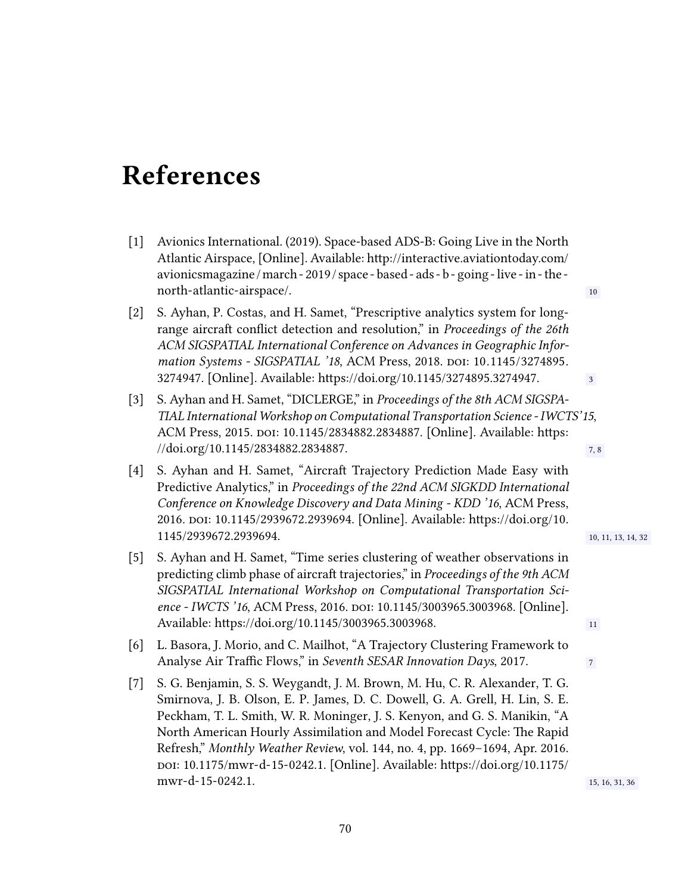# References

[1] Avionics International. (2019). Space-based ADS-B: Going Live in the North Atlantic Airspace, [Online]. Available: http://interactive.aviationtoday.com/avionicsmagazine/march-2019/space-based-ads-b-going-live-in-the-north-atlantic-airspace/. 10

[2] S. Ayhan, P. Costas, and H. Samet, "Prescriptive analytics system for long-range aircraft conflict detection and resolution," in *Proceedings of the 26th ACM SIGSPATIAL International Conference on Advances in Geographic Information Systems - SIGSPATIAL '18*, ACM Press, 2018. DOI: 10.1145/3274895.3274947. [Online]. Available: https://doi.org/10.1145/3274895.3274947. 3

[3] S. Ayhan and H. Samet, "DICLERGE," in *Proceedings of the 8th ACM SIGSPATIAL International Workshop on Computational Transportation Science - IWCTS'15*, ACM Press, 2015. DOI: 10.1145/2834882.2834887. [Online]. Available: https://doi.org/10.1145/2834882.2834887. 7, 8

[4] S. Ayhan and H. Samet, "Aircraft Trajectory Prediction Made Easy with Predictive Analytics," in *Proceedings of the 22nd ACM SIGKDD International Conference on Knowledge Discovery and Data Mining - KDD '16*, ACM Press, 2016. DOI: 10.1145/2939672.2939694. [Online]. Available: https://doi.org/10.1145/2939672.2939694. 10, 11, 13, 14, 32

[5] S. Ayhan and H. Samet, "Time series clustering of weather observations in predicting climb phase of aircraft trajectories," in *Proceedings of the 9th ACM SIGSPATIAL International Workshop on Computational Transportation Science - IWCTS '16*, ACM Press, 2016. DOI: 10.1145/3003965.3003968. [Online]. Available: https://doi.org/10.1145/3003965.3003968. 11

[6] L. Basora, J. Morio, and C. Mailhot, "A Trajectory Clustering Framework to Analyse Air Traffic Flows," in *Seventh SESAR Innovation Days*, 2017. 7

[7] S. G. Benjamin, S. S. Weygandt, J. M. Brown, M. Hu, C. R. Alexander, T. G. Smirnova, J. B. Olson, E. P. James, D. C. Dowell, G. A. Grell, H. Lin, S. E. Peckham, T. L. Smith, W. R. Moninger, J. S. Kenyon, and G. S. Manikin, "A North American Hourly Assimilation and Model Forecast Cycle: The Rapid Refresh," *Monthly Weather Review*, vol. 144, no. 4, pp. 1669–1694, Apr. 2016. DOI: 10.1175/mwr-d-15-0242.1. [Online]. Available: https://doi.org/10.1175/mwr-d-15-0242.1. 15, 16, 31, 36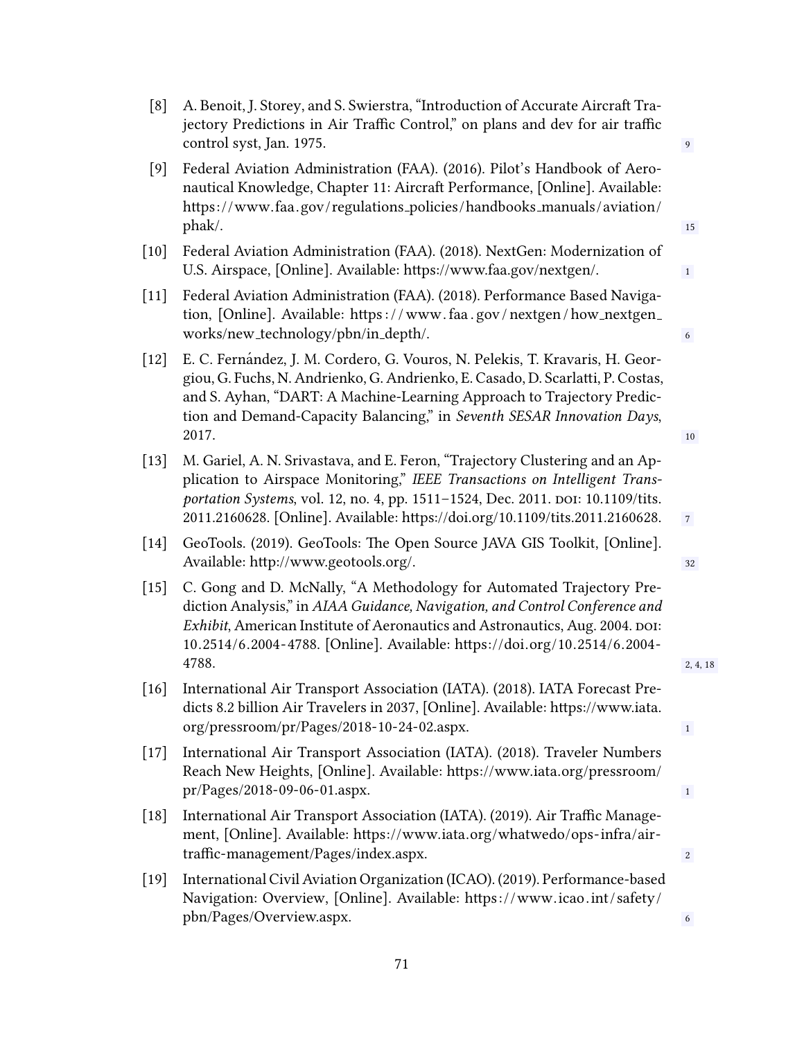[8] A. Benoit, J. Storey, and S. Swierstra, "Introduction of Accurate Aircraft Trajectory Predictions in Air Traffic Control," on plans and dev for air traffic control syst, Jan. 1975. 9

[9] Federal Aviation Administration (FAA). (2016). Pilot's Handbook of Aeronautical Knowledge, Chapter 11: Aircraft Performance, [Online]. Available: https://www.faa.gov/regulations_policies/handbooks_manuals/aviation/phak/. 15

[10] Federal Aviation Administration (FAA). (2018). NextGen: Modernization of U.S. Airspace, [Online]. Available: https://www.faa.gov/nextgen/. 1

[11] Federal Aviation Administration (FAA). (2018). Performance Based Navigation, [Online]. Available: https://www.faa.gov/nextgen/how_nextgen_works/new_technology/pbn/in_depth/. 6

[12] E. C. Fernández, J. M. Cordero, G. Vouros, N. Pelekis, T. Kravaris, H. Georgiou, G. Fuchs, N. Andrienko, G. Andrienko, E. Casado, D. Scarlatti, P. Costas, and S. Ayhan, "DART: A Machine-Learning Approach to Trajectory Prediction and Demand-Capacity Balancing," in *Seventh SESAR Innovation Days*, 2017. 10

[13] M. Gariel, A. N. Srivastava, and E. Feron, "Trajectory Clustering and an Application to Airspace Monitoring," *IEEE Transactions on Intelligent Transportation Systems*, vol. 12, no. 4, pp. 1511–1524, Dec. 2011. DOI: 10.1109/tits.2011.2160628. [Online]. Available: https://doi.org/10.1109/tits.2011.2160628. 7

[14] GeoTools. (2019). GeoTools: The Open Source JAVA GIS Toolkit, [Online]. Available: http://www.geotools.org/. 32

[15] C. Gong and D. McNally, "A Methodology for Automated Trajectory Prediction Analysis," in *AIAA Guidance, Navigation, and Control Conference and Exhibit*, American Institute of Aeronautics and Astronautics, Aug. 2004. DOI: 10.2514/6.2004-4788. [Online]. Available: https://doi.org/10.2514/6.2004-4788. 2, 4, 18

[16] International Air Transport Association (IATA). (2018). IATA Forecast Predicts 8.2 billion Air Travelers in 2037, [Online]. Available: https://www.iata.org/pressroom/pr/Pages/2018-10-24-02.aspx. 1

[17] International Air Transport Association (IATA). (2018). Traveler Numbers Reach New Heights, [Online]. Available: https://www.iata.org/pressroom/pr/Pages/2018-09-06-01.aspx. 1

[18] International Air Transport Association (IATA). (2019). Air Traffic Management, [Online]. Available: https://www.iata.org/whatwedo/ops-infra/air-traffic-management/Pages/index.aspx. 2

[19] International Civil Aviation Organization (ICAO). (2019). Performance-based Navigation: Overview, [Online]. Available: https://www.icao.int/safety/pbn/Pages/Overview.aspx. 6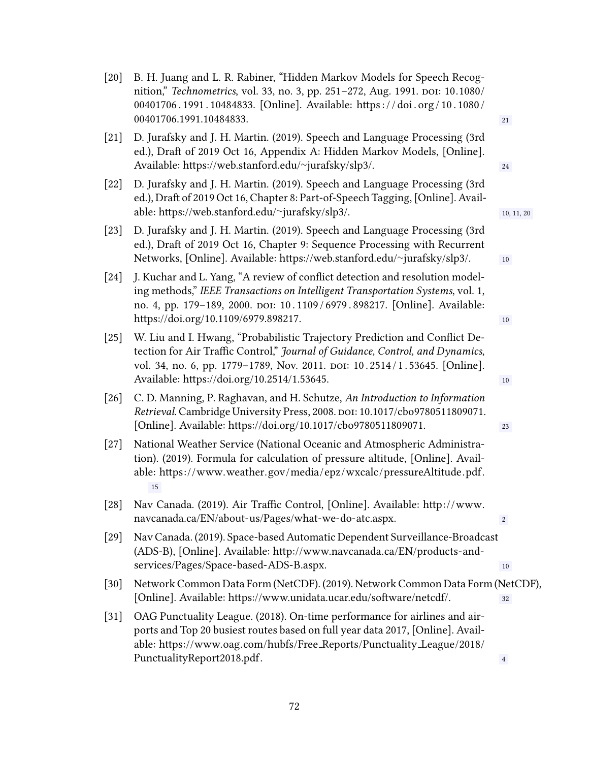[20] B. H. Juang and L. R. Rabiner, "Hidden Markov Models for Speech Recognition," *Technometrics*, vol. 33, no. 3, pp. 251–272, Aug. 1991. DOI: 10.1080/00401706.1991.10484833. [Online]. Available: https://doi.org/10.1080/00401706.1991.10484833. 21

[21] D. Jurafsky and J. H. Martin. (2019). Speech and Language Processing (3rd ed.), Draft of 2019 Oct 16, Appendix A: Hidden Markov Models, [Online]. Available: https://web.stanford.edu/~jurafsky/slp3/. 24

[22] D. Jurafsky and J. H. Martin. (2019). Speech and Language Processing (3rd ed.), Draft of 2019 Oct 16, Chapter 8: Part-of-Speech Tagging, [Online]. Available: https://web.stanford.edu/~jurafsky/slp3/. 10, 11, 20

[23] D. Jurafsky and J. H. Martin. (2019). Speech and Language Processing (3rd ed.), Draft of 2019 Oct 16, Chapter 9: Sequence Processing with Recurrent Networks, [Online]. Available: https://web.stanford.edu/~jurafsky/slp3/. 10

[24] J. Kuchar and L. Yang, "A review of conflict detection and resolution modeling methods," *IEEE Transactions on Intelligent Transportation Systems*, vol. 1, no. 4, pp. 179–189, 2000. DOI: 10.1109/6979.898217. [Online]. Available: https://doi.org/10.1109/6979.898217. 10

[25] W. Liu and I. Hwang, "Probabilistic Trajectory Prediction and Conflict Detection for Air Traffic Control," *Journal of Guidance, Control, and Dynamics*, vol. 34, no. 6, pp. 1779–1789, Nov. 2011. DOI: 10.2514/1.53645. [Online]. Available: https://doi.org/10.2514/1.53645. 10

[26] C. D. Manning, P. Raghavan, and H. Schutze, *An Introduction to Information Retrieval*. Cambridge University Press, 2008. DOI: 10.1017/cbo9780511809071. [Online]. Available: https://doi.org/10.1017/cbo9780511809071. 23

[27] National Weather Service (National Oceanic and Atmospheric Administration). (2019). Formula for calculation of pressure altitude, [Online]. Available: https://www.weather.gov/media/epz/wxcalc/pressureAltitude.pdf. 15

[28] Nav Canada. (2019). Air Traffic Control, [Online]. Available: http://www.navcanada.ca/EN/about-us/Pages/what-we-do-atc.aspx. 2

[29] Nav Canada. (2019). Space-based Automatic Dependent Surveillance-Broadcast (ADS-B), [Online]. Available: http://www.navcanada.ca/EN/products-and-services/Pages/Space-based-ADS-B.aspx. 10

[30] Network Common Data Form (NetCDF). (2019). Network Common Data Form (NetCDF), [Online]. Available: https://www.unidata.ucar.edu/software/netcdf/. 32

[31] OAG Punctuality League. (2018). On-time performance for airlines and airports and Top 20 busiest routes based on full year data 2017, [Online]. Available: https://www.oag.com/hubfs/Free_Reports/Punctuality_League/2018/PunctualityReport2018.pdf. 4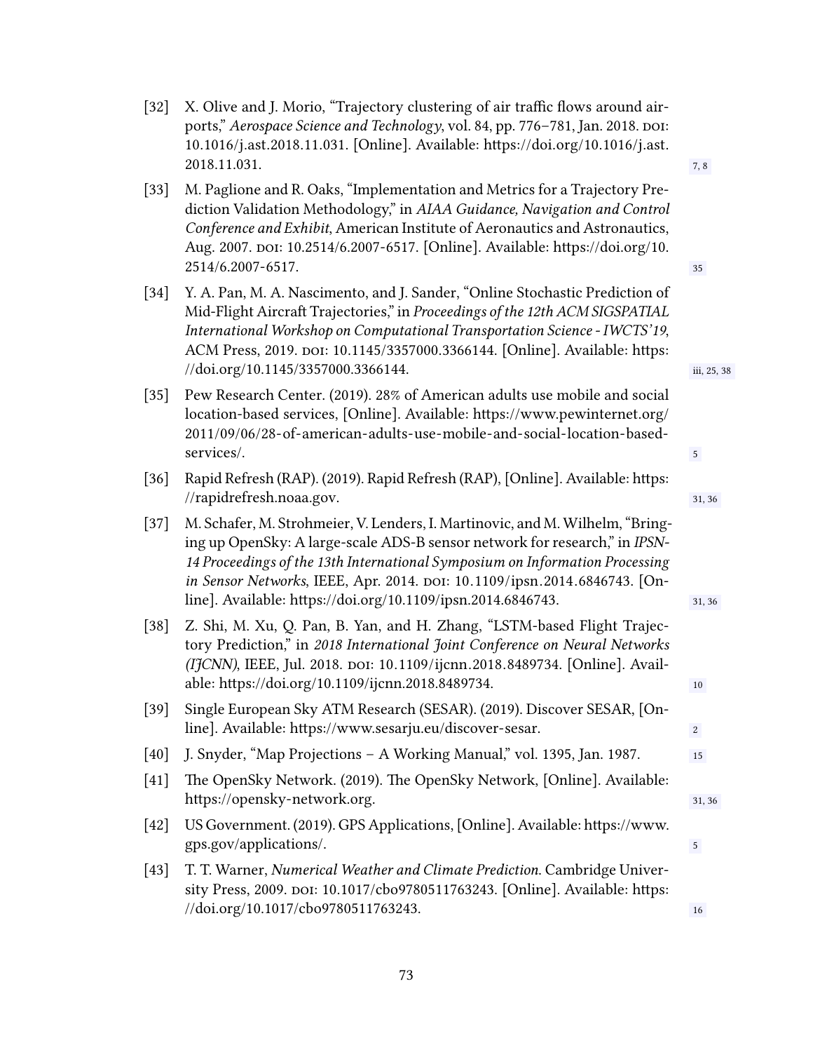[32] X. Olive and J. Morio, "Trajectory clustering of air traffic flows around airports," *Aerospace Science and Technology*, vol. 84, pp. 776–781, Jan. 2018. DOI: 10.1016/j.ast.2018.11.031. [Online]. Available: https://doi.org/10.1016/j.ast.2018.11.031. 7, 8

[33] M. Paglione and R. Oaks, "Implementation and Metrics for a Trajectory Prediction Validation Methodology," in *AIAA Guidance, Navigation and Control Conference and Exhibit*, American Institute of Aeronautics and Astronautics, Aug. 2007. DOI: 10.2514/6.2007-6517. [Online]. Available: https://doi.org/10.2514/6.2007-6517. 35

[34] Y. A. Pan, M. A. Nascimento, and J. Sander, "Online Stochastic Prediction of Mid-Flight Aircraft Trajectories," in *Proceedings of the 12th ACM SIGSPATIAL International Workshop on Computational Transportation Science - IWCTS'19*, ACM Press, 2019. DOI: 10.1145/3357000.3366144. [Online]. Available: https://doi.org/10.1145/3357000.3366144. iii, 25, 38

[35] Pew Research Center. (2019). 28% of American adults use mobile and social location-based services, [Online]. Available: https://www.pewinternet.org/2011/09/06/28-of-american-adults-use-mobile-and-social-location-based-services/. 5

[36] Rapid Refresh (RAP). (2019). Rapid Refresh (RAP), [Online]. Available: https://rapidrefresh.noaa.gov. 31, 36

[37] M. Schafer, M. Strohmeier, V. Lenders, I. Martinovic, and M. Wilhelm, "Bringing up OpenSky: A large-scale ADS-B sensor network for research," in *IPSN-14 Proceedings of the 13th International Symposium on Information Processing in Sensor Networks*, IEEE, Apr. 2014. DOI: 10.1109/ipsn.2014.6846743. [Online]. Available: https://doi.org/10.1109/ipsn.2014.6846743. 31, 36

[38] Z. Shi, M. Xu, Q. Pan, B. Yan, and H. Zhang, "LSTM-based Flight Trajectory Prediction," in *2018 International Joint Conference on Neural Networks (IJCNN)*, IEEE, Jul. 2018. DOI: 10.1109/ijcnn.2018.8489734. [Online]. Available: https://doi.org/10.1109/ijcnn.2018.8489734. 10

[39] Single European Sky ATM Research (SESAR). (2019). Discover SESAR, [Online]. Available: https://www.sesarju.eu/discover-sesar. 2

[40] J. Snyder, "Map Projections – A Working Manual," vol. 1395, Jan. 1987. 15

[41] The OpenSky Network. (2019). The OpenSky Network, [Online]. Available: https://opensky-network.org. 31, 36

[42] US Government. (2019). GPS Applications, [Online]. Available: https://www.gps.gov/applications/. 5

[43] T. T. Warner, *Numerical Weather and Climate Prediction*. Cambridge University Press, 2009. DOI: 10.1017/cbo9780511763243. [Online]. Available: https://doi.org/10.1017/cbo9780511763243. 16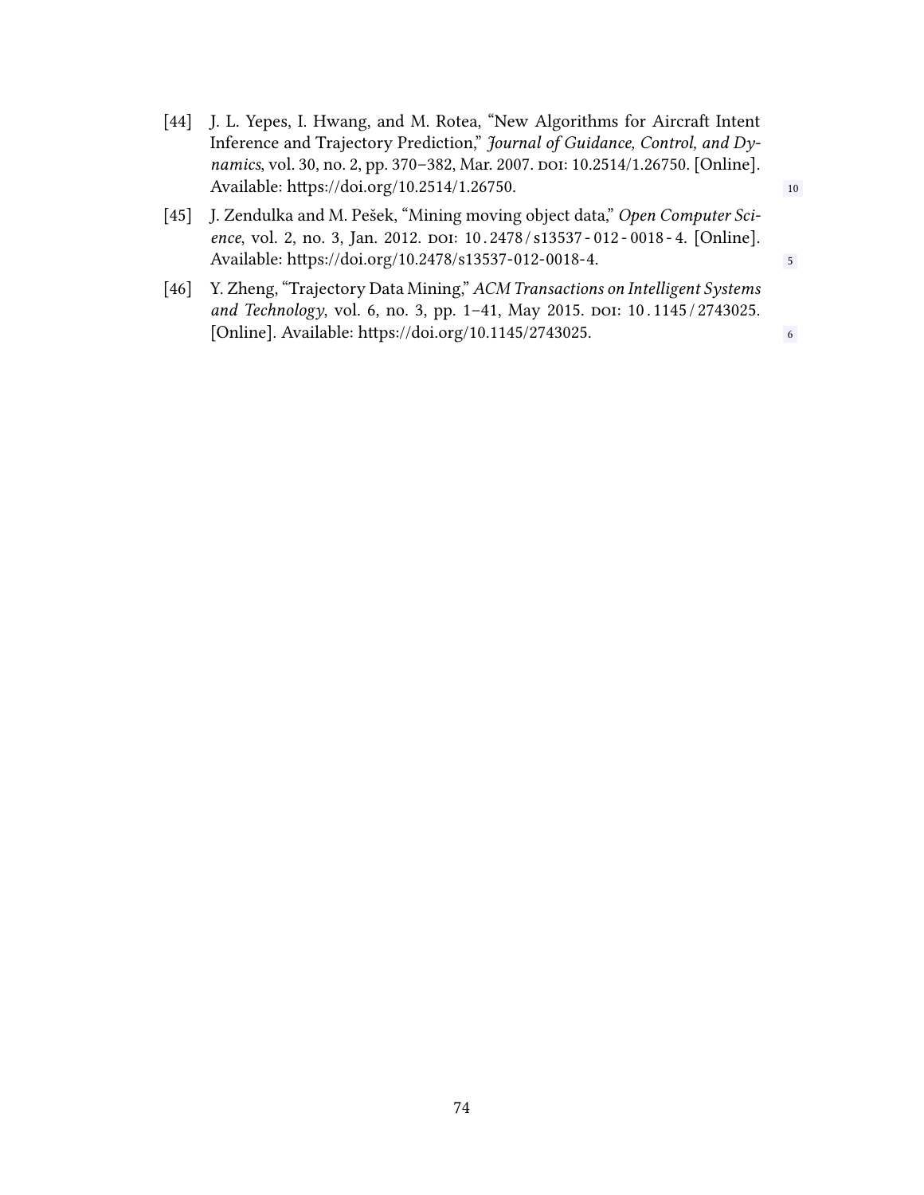[44] J. L. Yepes, I. Hwang, and M. Rotea, "New Algorithms for Aircraft Intent Inference and Trajectory Prediction," *Journal of Guidance, Control, and Dynamics*, vol. 30, no. 2, pp. 370–382, Mar. 2007. doi: 10.2514/1.26750. [Online]. Available: https://doi.org/10.2514/1.26750.

[45] J. Zendulka and M. Pešek, "Mining moving object data," *Open Computer Science*, vol. 2, no. 3, Jan. 2012. doi: 10.2478/s13537-012-0018-4. [Online]. Available: https://doi.org/10.2478/s13537-012-0018-4.

[46] Y. Zheng, "Trajectory Data Mining," *ACM Transactions on Intelligent Systems and Technology*, vol. 6, no. 3, pp. 1–41, May 2015. doi: 10.1145/2743025. [Online]. Available: https://doi.org/10.1145/2743025.